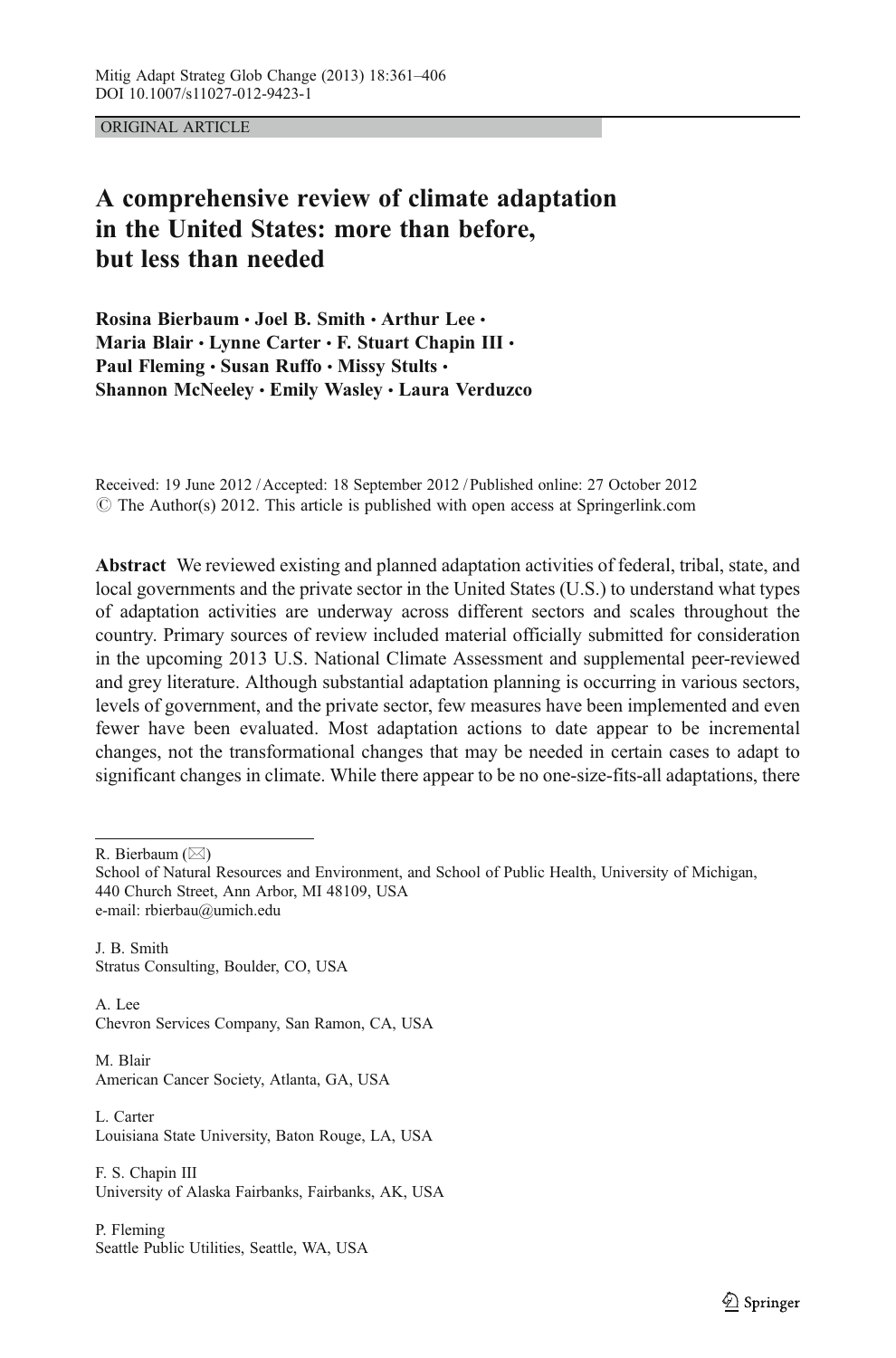ORIGINAL ARTICLE

# A comprehensive review of climate adaptation in the United States: more than before, but less than needed

**Rosina Bierbaum · Joel B. Smith · Arthur Lee · Maria Blair · Lynne Carter · F. Stuart Chapin III · Paul Fleming · Susan Ruffo · Missy Stults · Shannon McNeeley · Emily Wasley · Laura Verduzco**

Received: 19 June 2012 / Accepted: 18 September 2012 / Published online: 27 October 2012
© The Author(s) 2012. This article is published with open access at Springerlink.com

**Abstract** We reviewed existing and planned adaptation activities of federal, tribal, state, and local governments and the private sector in the United States (U.S.) to understand what types of adaptation activities are underway across different sectors and scales throughout the country. Primary sources of review included material officially submitted for consideration in the upcoming 2013 U.S. National Climate Assessment and supplemental peer-reviewed and grey literature. Although substantial adaptation planning is occurring in various sectors, levels of government, and the private sector, few measures have been implemented and even fewer have been evaluated. Most adaptation actions to date appear to be incremental changes, not the transformational changes that may be needed in certain cases to adapt to significant changes in climate. While there appear to be no one-size-fits-all adaptations, there

---

R. Bierbaum (✉)
School of Natural Resources and Environment, and School of Public Health, University of Michigan, 440 Church Street, Ann Arbor, MI 48109, USA
e-mail: rbierbau@umich.edu

J. B. Smith
Stratus Consulting, Boulder, CO, USA

A. Lee
Chevron Services Company, San Ramon, CA, USA

M. Blair
American Cancer Society, Atlanta, GA, USA

L. Carter
Louisiana State University, Baton Rouge, LA, USA

F. S. Chapin III
University of Alaska Fairbanks, Fairbanks, AK, USA

P. Fleming
Seattle Public Utilities, Seattle, WA, USA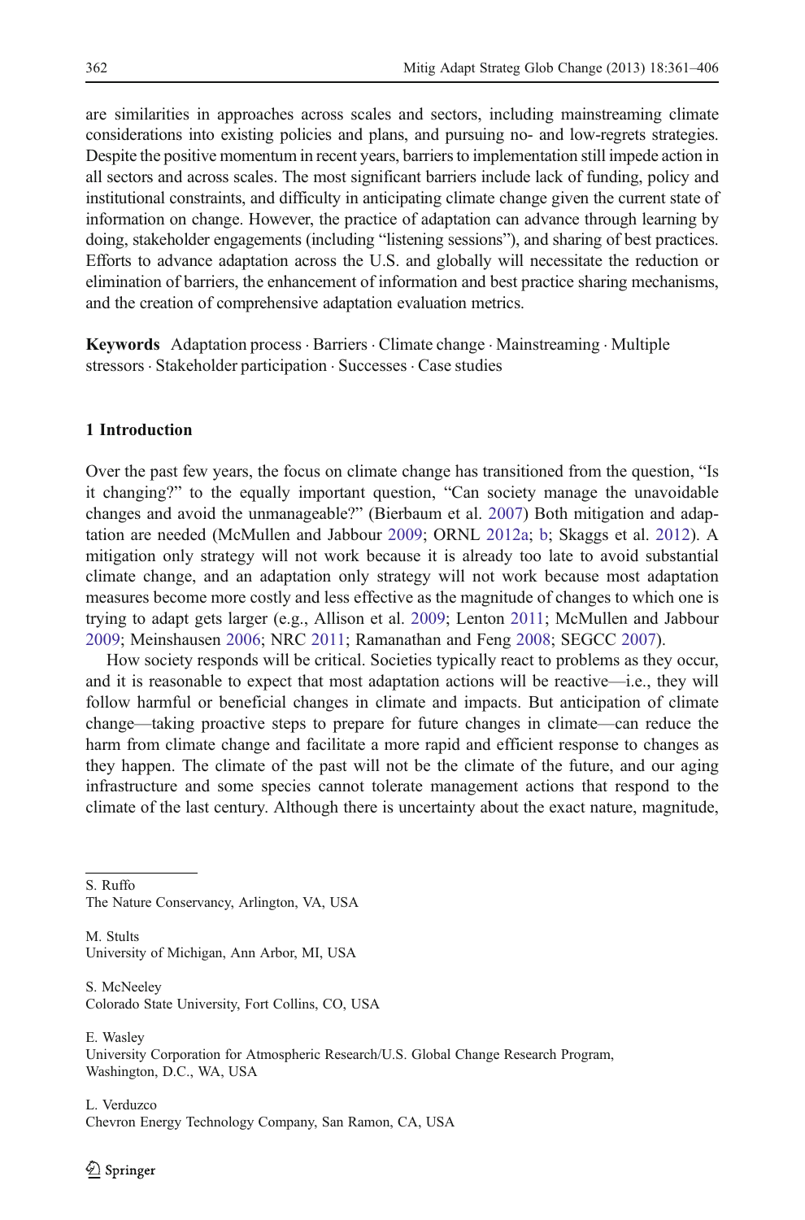are similarities in approaches across scales and sectors, including mainstreaming climate considerations into existing policies and plans, and pursuing no- and low-regrets strategies. Despite the positive momentum in recent years, barriers to implementation still impede action in all sectors and across scales. The most significant barriers include lack of funding, policy and institutional constraints, and difficulty in anticipating climate change given the current state of information on change. However, the practice of adaptation can advance through learning by doing, stakeholder engagements (including "listening sessions"), and sharing of best practices. Efforts to advance adaptation across the U.S. and globally will necessitate the reduction or elimination of barriers, the enhancement of information and best practice sharing mechanisms, and the creation of comprehensive adaptation evaluation metrics.

**Keywords** Adaptation process · Barriers · Climate change · Mainstreaming · Multiple stressors · Stakeholder participation · Successes · Case studies

## 1 Introduction

Over the past few years, the focus on climate change has transitioned from the question, "Is it changing?" to the equally important question, "Can society manage the unavoidable changes and avoid the unmanageable?" (Bierbaum et al. 2007) Both mitigation and adaptation are needed (McMullen and Jabbour 2009; ORNL 2012a; b; Skaggs et al. 2012). A mitigation only strategy will not work because it is already too late to avoid substantial climate change, and an adaptation only strategy will not work because most adaptation measures become more costly and less effective as the magnitude of changes to which one is trying to adapt gets larger (e.g., Allison et al. 2009; Lenton 2011; McMullen and Jabbour 2009; Meinshausen 2006; NRC 2011; Ramanathan and Feng 2008; SEGCC 2007).

How society responds will be critical. Societies typically react to problems as they occur, and it is reasonable to expect that most adaptation actions will be reactive—i.e., they will follow harmful or beneficial changes in climate and impacts. But anticipation of climate change—taking proactive steps to prepare for future changes in climate—can reduce the harm from climate change and facilitate a more rapid and efficient response to changes as they happen. The climate of the past will not be the climate of the future, and our aging infrastructure and some species cannot tolerate management actions that respond to the climate of the last century. Although there is uncertainty about the exact nature, magnitude,

S. Ruffo
The Nature Conservancy, Arlington, VA, USA

M. Stults
University of Michigan, Ann Arbor, MI, USA

S. McNeeley
Colorado State University, Fort Collins, CO, USA

E. Wasley
University Corporation for Atmospheric Research/U.S. Global Change Research Program, Washington, D.C., WA, USA

L. Verduzco
Chevron Energy Technology Company, San Ramon, CA, USA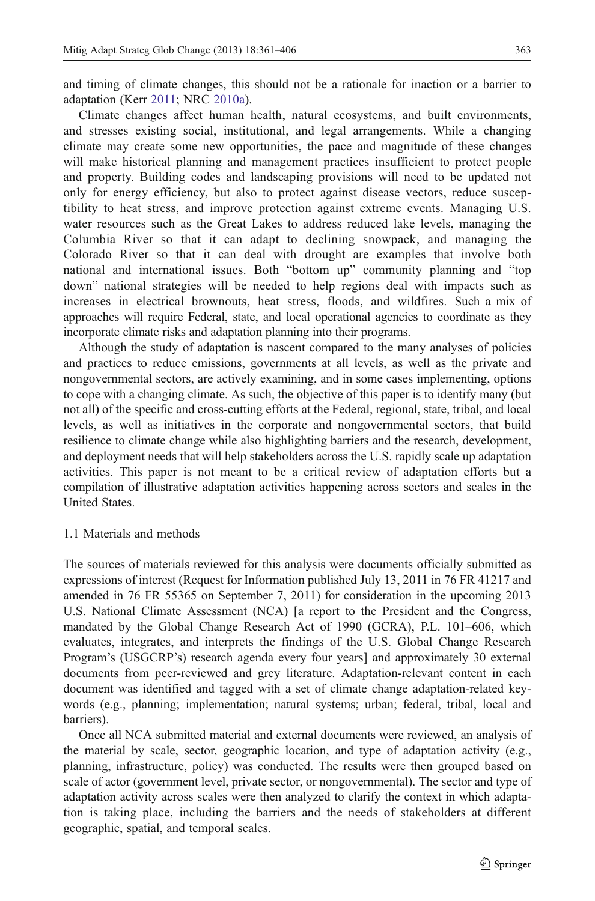and timing of climate changes, this should not be a rationale for inaction or a barrier to adaptation (Kerr 2011; NRC 2010a).

Climate changes affect human health, natural ecosystems, and built environments, and stresses existing social, institutional, and legal arrangements. While a changing climate may create some new opportunities, the pace and magnitude of these changes will make historical planning and management practices insufficient to protect people and property. Building codes and landscaping provisions will need to be updated not only for energy efficiency, but also to protect against disease vectors, reduce susceptibility to heat stress, and improve protection against extreme events. Managing U.S. water resources such as the Great Lakes to address reduced lake levels, managing the Columbia River so that it can adapt to declining snowpack, and managing the Colorado River so that it can deal with drought are examples that involve both national and international issues. Both "bottom up" community planning and "top down" national strategies will be needed to help regions deal with impacts such as increases in electrical brownouts, heat stress, floods, and wildfires. Such a mix of approaches will require Federal, state, and local operational agencies to coordinate as they incorporate climate risks and adaptation planning into their programs.

Although the study of adaptation is nascent compared to the many analyses of policies and practices to reduce emissions, governments at all levels, as well as the private and nongovernmental sectors, are actively examining, and in some cases implementing, options to cope with a changing climate. As such, the objective of this paper is to identify many (but not all) of the specific and cross-cutting efforts at the Federal, regional, state, tribal, and local levels, as well as initiatives in the corporate and nongovernmental sectors, that build resilience to climate change while also highlighting barriers and the research, development, and deployment needs that will help stakeholders across the U.S. rapidly scale up adaptation activities. This paper is not meant to be a critical review of adaptation efforts but a compilation of illustrative adaptation activities happening across sectors and scales in the United States.

### 1.1 Materials and methods

The sources of materials reviewed for this analysis were documents officially submitted as expressions of interest (Request for Information published July 13, 2011 in 76 FR 41217 and amended in 76 FR 55365 on September 7, 2011) for consideration in the upcoming 2013 U.S. National Climate Assessment (NCA) [a report to the President and the Congress, mandated by the Global Change Research Act of 1990 (GCRA), P.L. 101–606, which evaluates, integrates, and interprets the findings of the U.S. Global Change Research Program's (USGCRP's) research agenda every four years] and approximately 30 external documents from peer-reviewed and grey literature. Adaptation-relevant content in each document was identified and tagged with a set of climate change adaptation-related keywords (e.g., planning; implementation; natural systems; urban; federal, tribal, local and barriers).

Once all NCA submitted material and external documents were reviewed, an analysis of the material by scale, sector, geographic location, and type of adaptation activity (e.g., planning, infrastructure, policy) was conducted. The results were then grouped based on scale of actor (government level, private sector, or nongovernmental). The sector and type of adaptation activity across scales were then analyzed to clarify the context in which adaptation is taking place, including the barriers and the needs of stakeholders at different geographic, spatial, and temporal scales.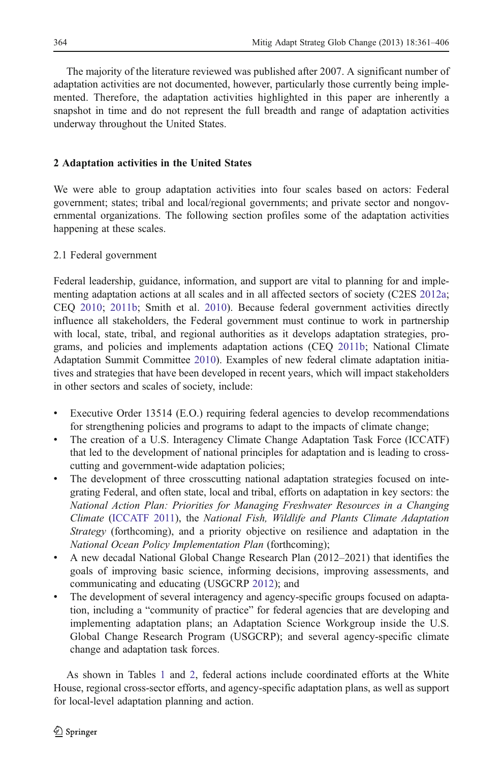The majority of the literature reviewed was published after 2007. A significant number of adaptation activities are not documented, however, particularly those currently being implemented. Therefore, the adaptation activities highlighted in this paper are inherently a snapshot in time and do not represent the full breadth and range of adaptation activities underway throughout the United States.

## 2 Adaptation activities in the United States

We were able to group adaptation activities into four scales based on actors: Federal government; states; tribal and local/regional governments; and private sector and nongovernmental organizations. The following section profiles some of the adaptation activities happening at these scales.

### 2.1 Federal government

Federal leadership, guidance, information, and support are vital to planning for and implementing adaptation actions at all scales and in all affected sectors of society (C2ES 2012a; CEQ 2010; 2011b; Smith et al. 2010). Because federal government activities directly influence all stakeholders, the Federal government must continue to work in partnership with local, state, tribal, and regional authorities as it develops adaptation strategies, programs, and policies and implements adaptation actions (CEQ 2011b; National Climate Adaptation Summit Committee 2010). Examples of new federal climate adaptation initiatives and strategies that have been developed in recent years, which will impact stakeholders in other sectors and scales of society, include:

- Executive Order 13514 (E.O.) requiring federal agencies to develop recommendations for strengthening policies and programs to adapt to the impacts of climate change;
- The creation of a U.S. Interagency Climate Change Adaptation Task Force (ICCATF) that led to the development of national principles for adaptation and is leading to cross-cutting and government-wide adaptation policies;
- The development of three crosscutting national adaptation strategies focused on integrating Federal, and often state, local and tribal, efforts on adaptation in key sectors: the *National Action Plan: Priorities for Managing Freshwater Resources in a Changing Climate* (ICCATF 2011), the *National Fish, Wildlife and Plants Climate Adaptation Strategy* (forthcoming), and a priority objective on resilience and adaptation in the *National Ocean Policy Implementation Plan* (forthcoming);
- A new decadal National Global Change Research Plan (2012–2021) that identifies the goals of improving basic science, informing decisions, improving assessments, and communicating and educating (USGCRP 2012); and
- The development of several interagency and agency-specific groups focused on adaptation, including a "community of practice" for federal agencies that are developing and implementing adaptation plans; an Adaptation Science Workgroup inside the U.S. Global Change Research Program (USGCRP); and several agency-specific climate change and adaptation task forces.

As shown in Tables 1 and 2, federal actions include coordinated efforts at the White House, regional cross-sector efforts, and agency-specific adaptation plans, as well as support for local-level adaptation planning and action.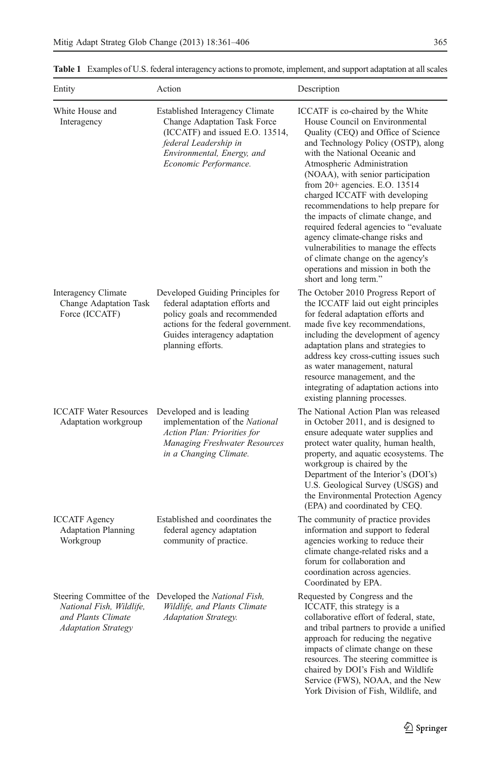**Table 1** Examples of U.S. federal interagency actions to promote, implement, and support adaptation at all scales

| Entity | Action | Description |
|---|---|---|
| White House and Interagency | Established Interagency Climate Change Adaptation Task Force (ICCATF) and issued E.O. 13514, *federal Leadership in Environmental, Energy, and Economic Performance.* | ICCATF is co-chaired by the White House Council on Environmental Quality (CEQ) and Office of Science and Technology Policy (OSTP), along with the National Oceanic and Atmospheric Administration (NOAA), with senior participation from 20+ agencies. E.O. 13514 charged ICCATF with developing recommendations to help prepare for the impacts of climate change, and required federal agencies to "evaluate agency climate-change risks and vulnerabilities to manage the effects of climate change on the agency's operations and mission in both the short and long term." |
| Interagency Climate Change Adaptation Task Force (ICCATF) | Developed Guiding Principles for federal adaptation efforts and policy goals and recommended actions for the federal government. Guides interagency adaptation planning efforts. | The October 2010 Progress Report of the ICCATF laid out eight principles for federal adaptation efforts and made five key recommendations, including the development of agency adaptation plans and strategies to address key cross-cutting issues such as water management, natural resource management, and the integrating of adaptation actions into existing planning processes. |
| ICCATF Water Resources Adaptation workgroup | Developed and is leading implementation of the *National Action Plan: Priorities for Managing Freshwater Resources in a Changing Climate.* | The National Action Plan was released in October 2011, and is designed to ensure adequate water supplies and protect water quality, human health, property, and aquatic ecosystems. The workgroup is chaired by the Department of the Interior's (DOI's) U.S. Geological Survey (USGS) and the Environmental Protection Agency (EPA) and coordinated by CEQ. |
| ICCATF Agency Adaptation Planning Workgroup | Established and coordinates the federal agency adaptation community of practice. | The community of practice provides information and support to federal agencies working to reduce their climate change-related risks and a forum for collaboration and coordination across agencies. Coordinated by EPA. |
| Steering Committee of the *National Fish, Wildlife, and Plants Climate Adaptation Strategy* | Developed the *National Fish, Wildlife, and Plants Climate Adaptation Strategy.* | Requested by Congress and the ICCATF, this strategy is a collaborative effort of federal, state, and tribal partners to provide a unified approach for reducing the negative impacts of climate change on these resources. The steering committee is chaired by DOI's Fish and Wildlife Service (FWS), NOAA, and the New York Division of Fish, Wildlife, and |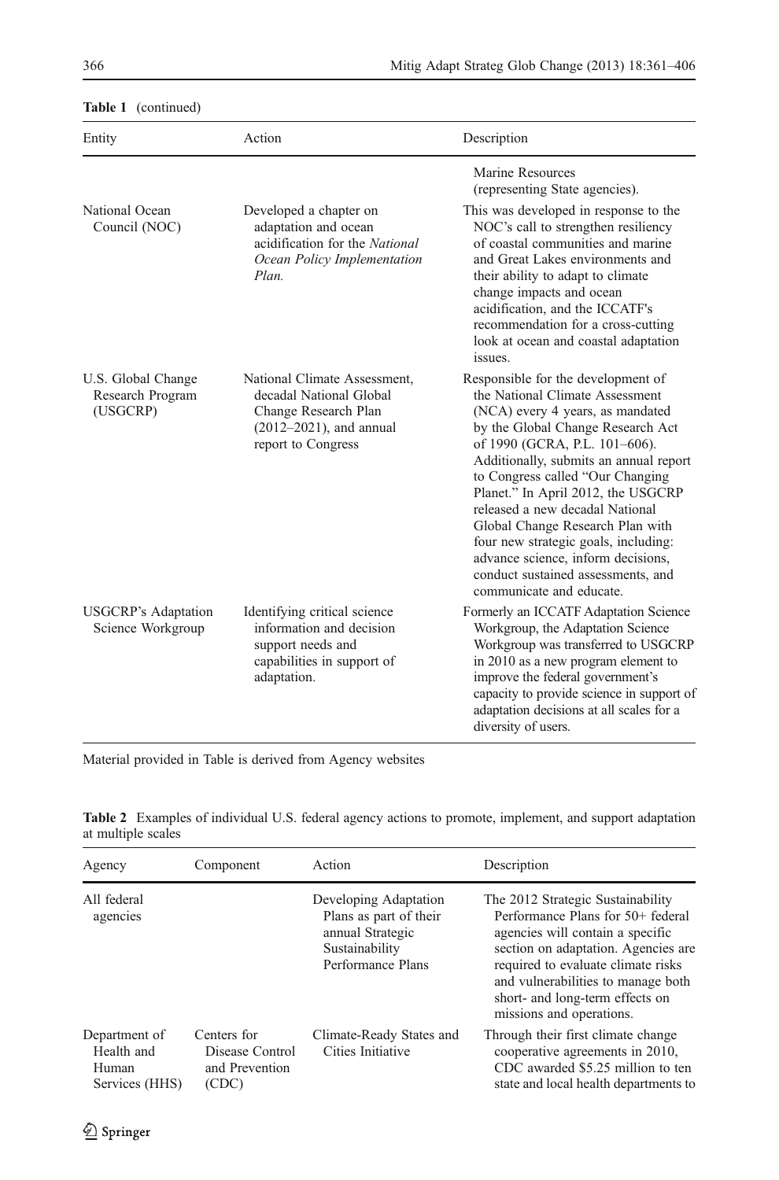**Table 1** (continued)

| Entity | Action | Description |
|---|---|---|
| | | Marine Resources (representing State agencies). |
| National Ocean Council (NOC) | Developed a chapter on adaptation and ocean acidification for the *National Ocean Policy Implementation Plan.* | This was developed in response to the NOC's call to strengthen resiliency of coastal communities and marine and Great Lakes environments and their ability to adapt to climate change impacts and ocean acidification, and the ICCATF's recommendation for a cross-cutting look at ocean and coastal adaptation issues. |
| U.S. Global Change Research Program (USGCRP) | National Climate Assessment, decadal National Global Change Research Plan (2012–2021), and annual report to Congress | Responsible for the development of the National Climate Assessment (NCA) every 4 years, as mandated by the Global Change Research Act of 1990 (GCRA, P.L. 101–606). Additionally, submits an annual report to Congress called "Our Changing Planet." In April 2012, the USGCRP released a new decadal National Global Change Research Plan with four new strategic goals, including: advance science, inform decisions, conduct sustained assessments, and communicate and educate. |
| USGCRP's Adaptation Science Workgroup | Identifying critical science information and decision support needs and capabilities in support of adaptation. | Formerly an ICCATF Adaptation Science Workgroup, the Adaptation Science Workgroup was transferred to USGCRP in 2010 as a new program element to improve the federal government's capacity to provide science in support of adaptation decisions at all scales for a diversity of users. |

Material provided in Table is derived from Agency websites

**Table 2** Examples of individual U.S. federal agency actions to promote, implement, and support adaptation at multiple scales

| Agency | Component | Action | Description |
|---|---|---|---|
| All federal agencies | | Developing Adaptation Plans as part of their annual Strategic Sustainability Performance Plans | The 2012 Strategic Sustainability Performance Plans for 50+ federal agencies will contain a specific section on adaptation. Agencies are required to evaluate climate risks and vulnerabilities to manage both short- and long-term effects on missions and operations. |
| Department of Health and Human Services (HHS) | Centers for Disease Control and Prevention (CDC) | Climate-Ready States and Cities Initiative | Through their first climate change cooperative agreements in 2010, CDC awarded $5.25 million to ten state and local health departments to |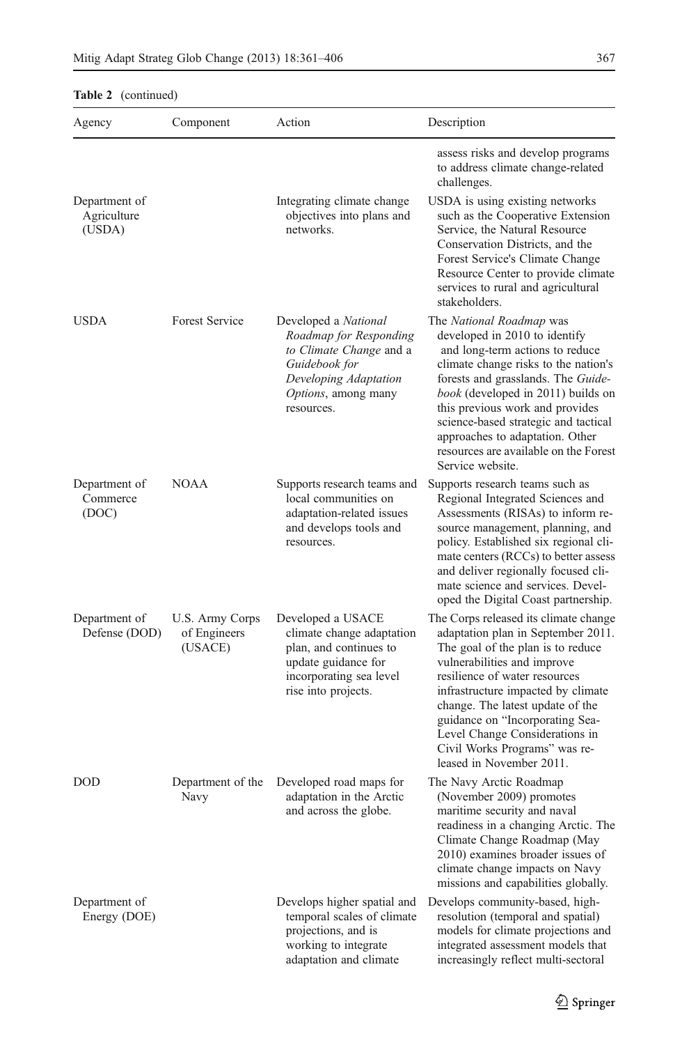**Table 2** (continued)

| Agency | Component | Action | Description |
|---|---|---|---|
| | | | assess risks and develop programs to address climate change-related challenges. |
| Department of Agriculture (USDA) | | Integrating climate change objectives into plans and networks. | USDA is using existing networks such as the Cooperative Extension Service, the Natural Resource Conservation Districts, and the Forest Service's Climate Change Resource Center to provide climate services to rural and agricultural stakeholders. |
| USDA | Forest Service | Developed a *National Roadmap for Responding to Climate Change* and a *Guidebook for Developing Adaptation Options*, among many resources. | The *National Roadmap* was developed in 2010 to identify and long-term actions to reduce climate change risks to the nation's forests and grasslands. The *Guidebook* (developed in 2011) builds on this previous work and provides science-based strategic and tactical approaches to adaptation. Other resources are available on the Forest Service website. |
| Department of Commerce (DOC) | NOAA | Supports research teams and local communities on adaptation-related issues and develops tools and resources. | Supports research teams such as Regional Integrated Sciences and Assessments (RISAs) to inform resource management, planning, and policy. Established six regional climate centers (RCCs) to better assess and deliver regionally focused climate science and services. Developed the Digital Coast partnership. |
| Department of Defense (DOD) | U.S. Army Corps of Engineers (USACE) | Developed a USACE climate change adaptation plan, and continues to update guidance for incorporating sea level rise into projects. | The Corps released its climate change adaptation plan in September 2011. The goal of the plan is to reduce vulnerabilities and improve resilience of water resources infrastructure impacted by climate change. The latest update of the guidance on "Incorporating Sea-Level Change Considerations in Civil Works Programs" was released in November 2011. |
| DOD | Department of the Navy | Developed road maps for adaptation in the Arctic and across the globe. | The Navy Arctic Roadmap (November 2009) promotes maritime security and naval readiness in a changing Arctic. The Climate Change Roadmap (May 2010) examines broader issues of climate change impacts on Navy missions and capabilities globally. |
| Department of Energy (DOE) | | Develops higher spatial and temporal scales of climate projections, and is working to integrate adaptation and climate | Develops community-based, high-resolution (temporal and spatial) models for climate projections and integrated assessment models that increasingly reflect multi-sectoral |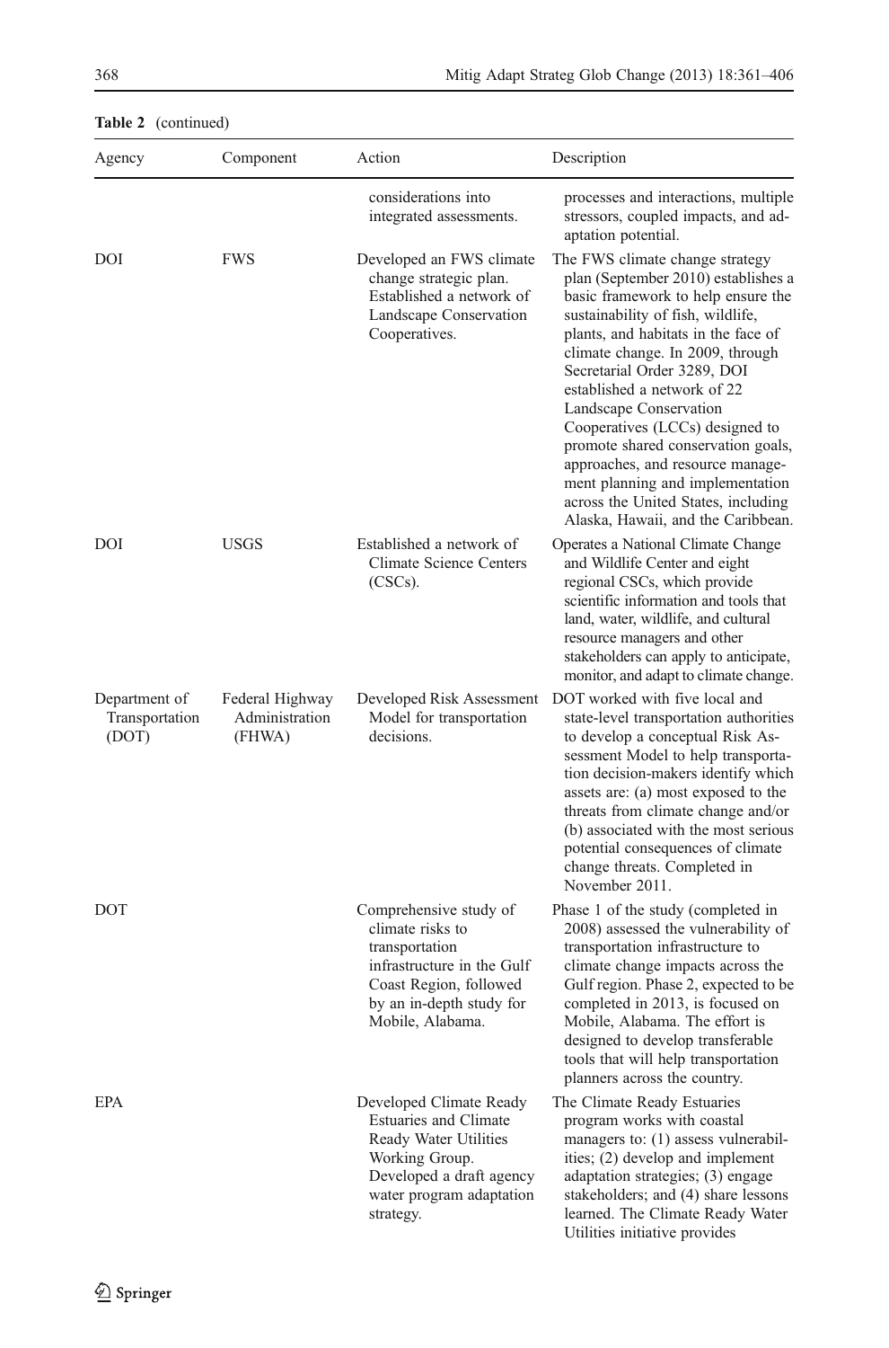**Table 2** (continued)

| Agency | Component | Action | Description |
|---|---|---|---|
| | | considerations into integrated assessments. | processes and interactions, multiple stressors, coupled impacts, and adaptation potential. |
| DOI | FWS | Developed an FWS climate change strategic plan. Established a network of Landscape Conservation Cooperatives. | The FWS climate change strategy plan (September 2010) establishes a basic framework to help ensure the sustainability of fish, wildlife, plants, and habitats in the face of climate change. In 2009, through Secretarial Order 3289, DOI established a network of 22 Landscape Conservation Cooperatives (LCCs) designed to promote shared conservation goals, approaches, and resource management planning and implementation across the United States, including Alaska, Hawaii, and the Caribbean. |
| DOI | USGS | Established a network of Climate Science Centers (CSCs). | Operates a National Climate Change and Wildlife Center and eight regional CSCs, which provide scientific information and tools that land, water, wildlife, and cultural resource managers and other stakeholders can apply to anticipate, monitor, and adapt to climate change. |
| Department of Transportation (DOT) | Federal Highway Administration (FHWA) | Developed Risk Assessment Model for transportation decisions. | DOT worked with five local and state-level transportation authorities to develop a conceptual Risk Assessment Model to help transportation decision-makers identify which assets are: (a) most exposed to the threats from climate change and/or (b) associated with the most serious potential consequences of climate change threats. Completed in November 2011. |
| DOT | | Comprehensive study of climate risks to transportation infrastructure in the Gulf Coast Region, followed by an in-depth study for Mobile, Alabama. | Phase 1 of the study (completed in 2008) assessed the vulnerability of transportation infrastructure to climate change impacts across the Gulf region. Phase 2, expected to be completed in 2013, is focused on Mobile, Alabama. The effort is designed to develop transferable tools that will help transportation planners across the country. |
| EPA | | Developed Climate Ready Estuaries and Climate Ready Water Utilities Working Group. Developed a draft agency water program adaptation strategy. | The Climate Ready Estuaries program works with coastal managers to: (1) assess vulnerabilities; (2) develop and implement adaptation strategies; (3) engage stakeholders; and (4) share lessons learned. The Climate Ready Water Utilities initiative provides |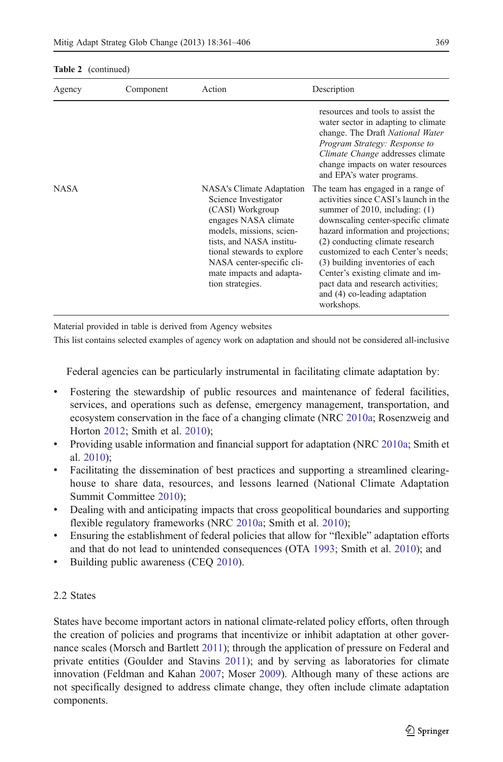**Table 2** (continued)

| Agency | Component | Action | Description |
|---|---|---|---|
| | | | resources and tools to assist the water sector in adapting to climate change. The Draft *National Water Program Strategy: Response to Climate Change* addresses climate change impacts on water resources and EPA's water programs. |
| NASA | | NASA's Climate Adaptation Science Investigator (CASI) Workgroup engages NASA climate models, missions, scientists, and NASA institutional stewards to explore NASA center-specific climate impacts and adaptation strategies. | The team has engaged in a range of activities since CASI's launch in the summer of 2010, including: (1) downscaling center-specific climate hazard information and projections; (2) conducting climate research customized to each Center's needs; (3) building inventories of each Center's existing climate and impact data and research activities; and (4) co-leading adaptation workshops. |

Material provided in table is derived from Agency websites

This list contains selected examples of agency work on adaptation and should not be considered all-inclusive

Federal agencies can be particularly instrumental in facilitating climate adaptation by:

- Fostering the stewardship of public resources and maintenance of federal facilities, services, and operations such as defense, emergency management, transportation, and ecosystem conservation in the face of a changing climate (NRC 2010a; Rosenzweig and Horton 2012; Smith et al. 2010);
- Providing usable information and financial support for adaptation (NRC 2010a; Smith et al. 2010);
- Facilitating the dissemination of best practices and supporting a streamlined clearinghouse to share data, resources, and lessons learned (National Climate Adaptation Summit Committee 2010);
- Dealing with and anticipating impacts that cross geopolitical boundaries and supporting flexible regulatory frameworks (NRC 2010a; Smith et al. 2010);
- Ensuring the establishment of federal policies that allow for "flexible" adaptation efforts and that do not lead to unintended consequences (OTA 1993; Smith et al. 2010); and
- Building public awareness (CEQ 2010).

## 2.2 States

States have become important actors in national climate-related policy efforts, often through the creation of policies and programs that incentivize or inhibit adaptation at other governance scales (Morsch and Bartlett 2011); through the application of pressure on Federal and private entities (Goulder and Stavins 2011); and by serving as laboratories for climate innovation (Feldman and Kahan 2007; Moser 2009). Although many of these actions are not specifically designed to address climate change, they often include climate adaptation components.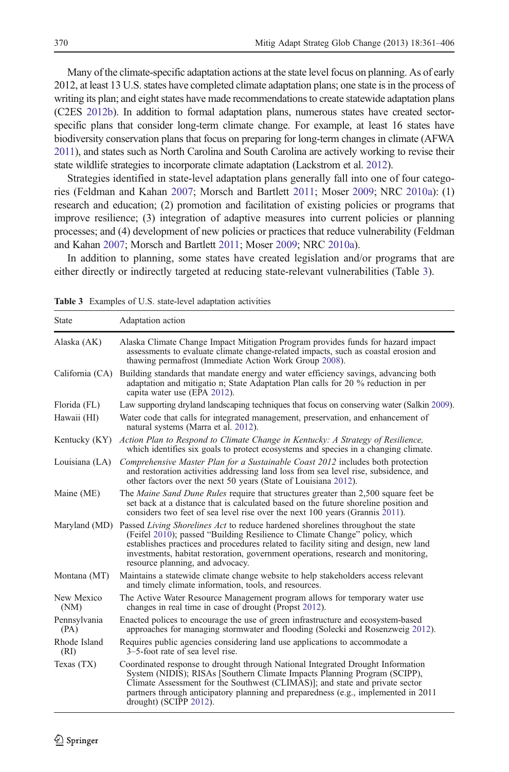Many of the climate-specific adaptation actions at the state level focus on planning. As of early 2012, at least 13 U.S. states have completed climate adaptation plans; one state is in the process of writing its plan; and eight states have made recommendations to create statewide adaptation plans (C2ES 2012b). In addition to formal adaptation plans, numerous states have created sector-specific plans that consider long-term climate change. For example, at least 16 states have biodiversity conservation plans that focus on preparing for long-term changes in climate (AFWA 2011), and states such as North Carolina and South Carolina are actively working to revise their state wildlife strategies to incorporate climate adaptation (Lackstrom et al. 2012).

Strategies identified in state-level adaptation plans generally fall into one of four categories (Feldman and Kahan 2007; Morsch and Bartlett 2011; Moser 2009; NRC 2010a): (1) research and education; (2) promotion and facilitation of existing policies or programs that improve resilience; (3) integration of adaptive measures into current policies or planning processes; and (4) development of new policies or practices that reduce vulnerability (Feldman and Kahan 2007; Morsch and Bartlett 2011; Moser 2009; NRC 2010a).

In addition to planning, some states have created legislation and/or programs that are either directly or indirectly targeted at reducing state-relevant vulnerabilities (Table 3).

**Table 3** Examples of U.S. state-level adaptation activities

| State | Adaptation action |
|---|---|
| Alaska (AK) | Alaska Climate Change Impact Mitigation Program provides funds for hazard impact assessments to evaluate climate change-related impacts, such as coastal erosion and thawing permafrost (Immediate Action Work Group 2008). |
| California (CA) | Building standards that mandate energy and water efficiency savings, advancing both adaptation and mitigatio n; State Adaptation Plan calls for 20 % reduction in per capita water use (EPA 2012). |
| Florida (FL) | Law supporting dryland landscaping techniques that focus on conserving water (Salkin 2009). |
| Hawaii (HI) | Water code that calls for integrated management, preservation, and enhancement of natural systems (Marra et al. 2012). |
| Kentucky (KY) | *Action Plan to Respond to Climate Change in Kentucky: A Strategy of Resilience,* which identifies six goals to protect ecosystems and species in a changing climate. |
| Louisiana (LA) | *Comprehensive Master Plan for a Sustainable Coast 2012* includes both protection and restoration activities addressing land loss from sea level rise, subsidence, and other factors over the next 50 years (State of Louisiana 2012). |
| Maine (ME) | The *Maine Sand Dune Rules* require that structures greater than 2,500 square feet be set back at a distance that is calculated based on the future shoreline position and considers two feet of sea level rise over the next 100 years (Grannis 2011). |
| Maryland (MD) | Passed *Living Shorelines Act* to reduce hardened shorelines throughout the state (Feifel 2010); passed "Building Resilience to Climate Change" policy, which establishes practices and procedures related to facility siting and design, new land investments, habitat restoration, government operations, research and monitoring, resource planning, and advocacy. |
| Montana (MT) | Maintains a statewide climate change website to help stakeholders access relevant and timely climate information, tools, and resources. |
| New Mexico (NM) | The Active Water Resource Management program allows for temporary water use changes in real time in case of drought (Propst 2012). |
| Pennsylvania (PA) | Enacted polices to encourage the use of green infrastructure and ecosystem-based approaches for managing stormwater and flooding (Solecki and Rosenzweig 2012). |
| Rhode Island (RI) | Requires public agencies considering land use applications to accommodate a 3–5-foot rate of sea level rise. |
| Texas (TX) | Coordinated response to drought through National Integrated Drought Information System (NIDIS); RISAs [Southern Climate Impacts Planning Program (SCIPP), Climate Assessment for the Southwest (CLIMAS)]; and state and private sector partners through anticipatory planning and preparedness (e.g., implemented in 2011 drought) (SCIPP 2012). |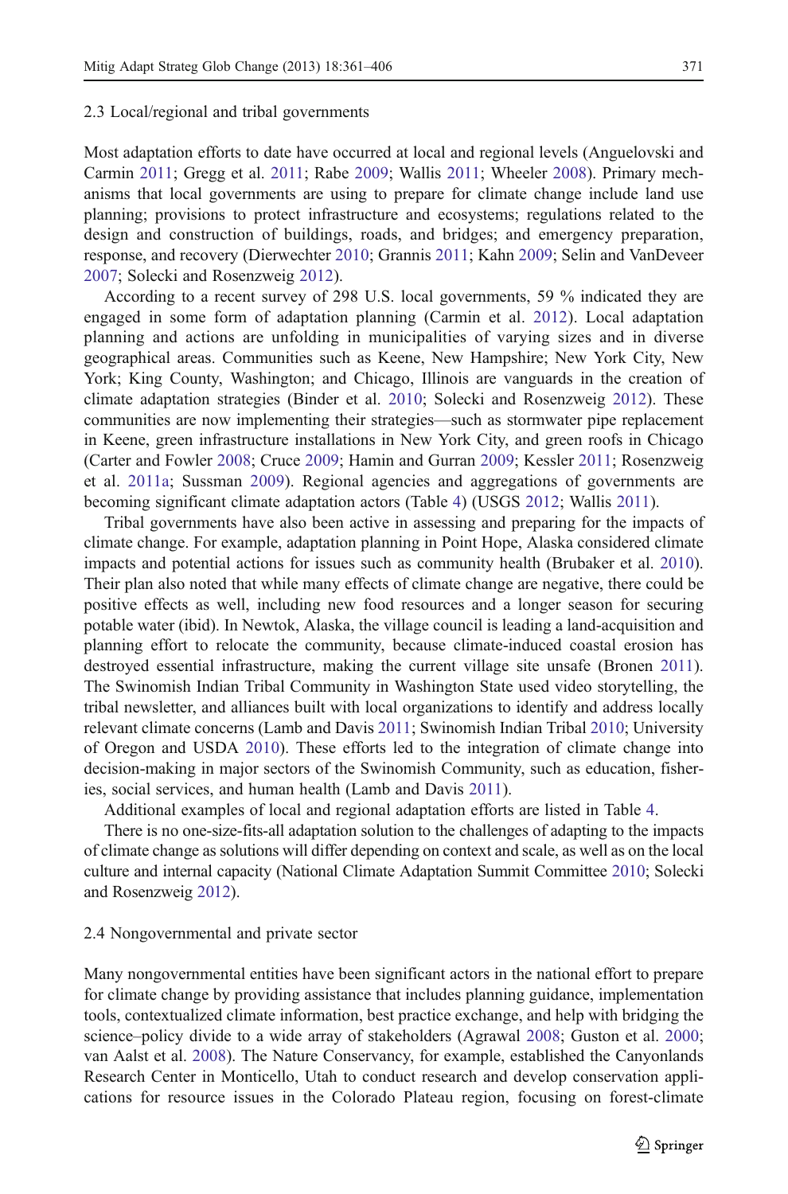### 2.3 Local/regional and tribal governments

Most adaptation efforts to date have occurred at local and regional levels (Anguelovski and Carmin 2011; Gregg et al. 2011; Rabe 2009; Wallis 2011; Wheeler 2008). Primary mechanisms that local governments are using to prepare for climate change include land use planning; provisions to protect infrastructure and ecosystems; regulations related to the design and construction of buildings, roads, and bridges; and emergency preparation, response, and recovery (Dierwechter 2010; Grannis 2011; Kahn 2009; Selin and VanDeveer 2007; Solecki and Rosenzweig 2012).

According to a recent survey of 298 U.S. local governments, 59 % indicated they are engaged in some form of adaptation planning (Carmin et al. 2012). Local adaptation planning and actions are unfolding in municipalities of varying sizes and in diverse geographical areas. Communities such as Keene, New Hampshire; New York City, New York; King County, Washington; and Chicago, Illinois are vanguards in the creation of climate adaptation strategies (Binder et al. 2010; Solecki and Rosenzweig 2012). These communities are now implementing their strategies—such as stormwater pipe replacement in Keene, green infrastructure installations in New York City, and green roofs in Chicago (Carter and Fowler 2008; Cruce 2009; Hamin and Gurran 2009; Kessler 2011; Rosenzweig et al. 2011a; Sussman 2009). Regional agencies and aggregations of governments are becoming significant climate adaptation actors (Table 4) (USGS 2012; Wallis 2011).

Tribal governments have also been active in assessing and preparing for the impacts of climate change. For example, adaptation planning in Point Hope, Alaska considered climate impacts and potential actions for issues such as community health (Brubaker et al. 2010). Their plan also noted that while many effects of climate change are negative, there could be positive effects as well, including new food resources and a longer season for securing potable water (ibid). In Newtok, Alaska, the village council is leading a land-acquisition and planning effort to relocate the community, because climate-induced coastal erosion has destroyed essential infrastructure, making the current village site unsafe (Bronen 2011). The Swinomish Indian Tribal Community in Washington State used video storytelling, the tribal newsletter, and alliances built with local organizations to identify and address locally relevant climate concerns (Lamb and Davis 2011; Swinomish Indian Tribal 2010; University of Oregon and USDA 2010). These efforts led to the integration of climate change into decision-making in major sectors of the Swinomish Community, such as education, fisheries, social services, and human health (Lamb and Davis 2011).

Additional examples of local and regional adaptation efforts are listed in Table 4.

There is no one-size-fits-all adaptation solution to the challenges of adapting to the impacts of climate change as solutions will differ depending on context and scale, as well as on the local culture and internal capacity (National Climate Adaptation Summit Committee 2010; Solecki and Rosenzweig 2012).

### 2.4 Nongovernmental and private sector

Many nongovernmental entities have been significant actors in the national effort to prepare for climate change by providing assistance that includes planning guidance, implementation tools, contextualized climate information, best practice exchange, and help with bridging the science–policy divide to a wide array of stakeholders (Agrawal 2008; Guston et al. 2000; van Aalst et al. 2008). The Nature Conservancy, for example, established the Canyonlands Research Center in Monticello, Utah to conduct research and develop conservation applications for resource issues in the Colorado Plateau region, focusing on forest-climate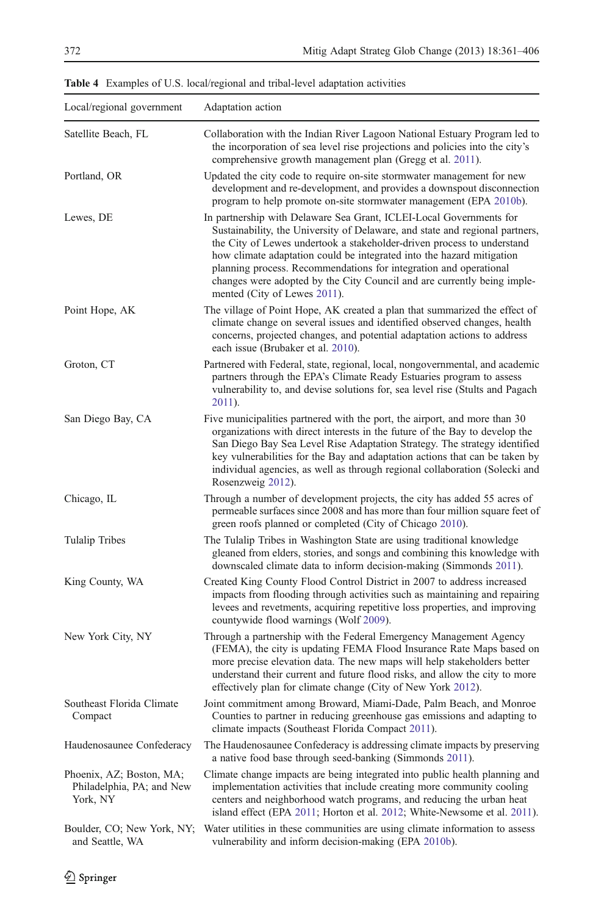**Table 4** Examples of U.S. local/regional and tribal-level adaptation activities

| Local/regional government | Adaptation action |
|---|---|
| Satellite Beach, FL | Collaboration with the Indian River Lagoon National Estuary Program led to the incorporation of sea level rise projections and policies into the city's comprehensive growth management plan (Gregg et al. 2011). |
| Portland, OR | Updated the city code to require on-site stormwater management for new development and re-development, and provides a downspout disconnection program to help promote on-site stormwater management (EPA 2010b). |
| Lewes, DE | In partnership with Delaware Sea Grant, ICLEI-Local Governments for Sustainability, the University of Delaware, and state and regional partners, the City of Lewes undertook a stakeholder-driven process to understand how climate adaptation could be integrated into the hazard mitigation planning process. Recommendations for integration and operational changes were adopted by the City Council and are currently being implemented (City of Lewes 2011). |
| Point Hope, AK | The village of Point Hope, AK created a plan that summarized the effect of climate change on several issues and identified observed changes, health concerns, projected changes, and potential adaptation actions to address each issue (Brubaker et al. 2010). |
| Groton, CT | Partnered with Federal, state, regional, local, nongovernmental, and academic partners through the EPA's Climate Ready Estuaries program to assess vulnerability to, and devise solutions for, sea level rise (Stults and Pagach 2011). |
| San Diego Bay, CA | Five municipalities partnered with the port, the airport, and more than 30 organizations with direct interests in the future of the Bay to develop the San Diego Bay Sea Level Rise Adaptation Strategy. The strategy identified key vulnerabilities for the Bay and adaptation actions that can be taken by individual agencies, as well as through regional collaboration (Solecki and Rosenzweig 2012). |
| Chicago, IL | Through a number of development projects, the city has added 55 acres of permeable surfaces since 2008 and has more than four million square feet of green roofs planned or completed (City of Chicago 2010). |
| Tulalip Tribes | The Tulalip Tribes in Washington State are using traditional knowledge gleaned from elders, stories, and songs and combining this knowledge with downscaled climate data to inform decision-making (Simmonds 2011). |
| King County, WA | Created King County Flood Control District in 2007 to address increased impacts from flooding through activities such as maintaining and repairing levees and revetments, acquiring repetitive loss properties, and improving countywide flood warnings (Wolf 2009). |
| New York City, NY | Through a partnership with the Federal Emergency Management Agency (FEMA), the city is updating FEMA Flood Insurance Rate Maps based on more precise elevation data. The new maps will help stakeholders better understand their current and future flood risks, and allow the city to more effectively plan for climate change (City of New York 2012). |
| Southeast Florida Climate Compact | Joint commitment among Broward, Miami-Dade, Palm Beach, and Monroe Counties to partner in reducing greenhouse gas emissions and adapting to climate impacts (Southeast Florida Compact 2011). |
| Haudenosaunee Confederacy | The Haudenosaunee Confederacy is addressing climate impacts by preserving a native food base through seed-banking (Simmonds 2011). |
| Phoenix, AZ; Boston, MA; Philadelphia, PA; and New York, NY | Climate change impacts are being integrated into public health planning and implementation activities that include creating more community cooling centers and neighborhood watch programs, and reducing the urban heat island effect (EPA 2011; Horton et al. 2012; White-Newsome et al. 2011). |
| Boulder, CO; New York, NY; and Seattle, WA | Water utilities in these communities are using climate information to assess vulnerability and inform decision-making (EPA 2010b). |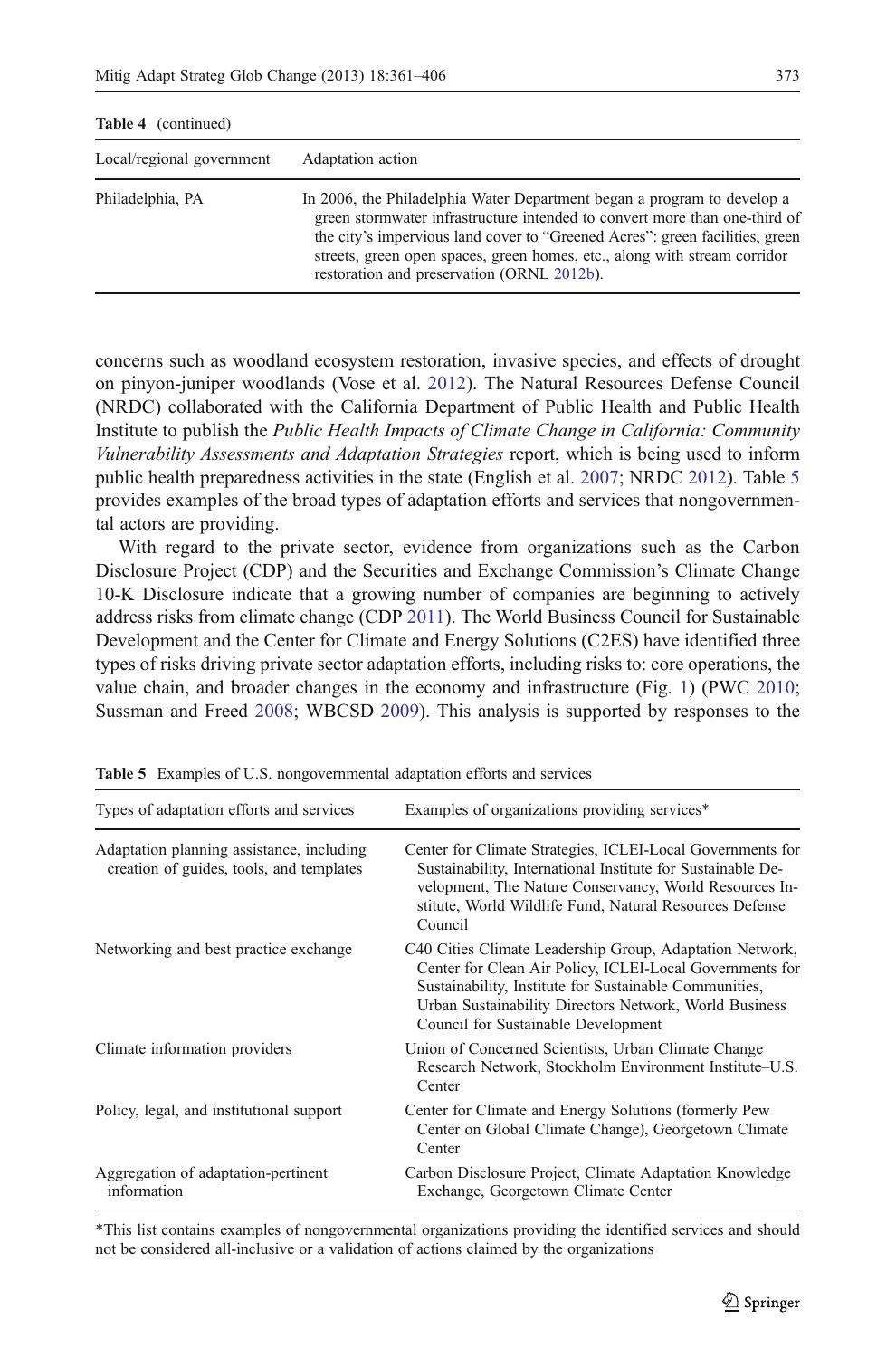**Table 4** (continued)

| Local/regional government | Adaptation action |
|---|---|
| Philadelphia, PA | In 2006, the Philadelphia Water Department began a program to develop a green stormwater infrastructure intended to convert more than one-third of the city's impervious land cover to "Greened Acres": green facilities, green streets, green open spaces, green homes, etc., along with stream corridor restoration and preservation (ORNL 2012b). |

concerns such as woodland ecosystem restoration, invasive species, and effects of drought on pinyon-juniper woodlands (Vose et al. 2012). The Natural Resources Defense Council (NRDC) collaborated with the California Department of Public Health and Public Health Institute to publish the *Public Health Impacts of Climate Change in California: Community Vulnerability Assessments and Adaptation Strategies* report, which is being used to inform public health preparedness activities in the state (English et al. 2007; NRDC 2012). Table 5 provides examples of the broad types of adaptation efforts and services that nongovernmental actors are providing.

With regard to the private sector, evidence from organizations such as the Carbon Disclosure Project (CDP) and the Securities and Exchange Commission's Climate Change 10-K Disclosure indicate that a growing number of companies are beginning to actively address risks from climate change (CDP 2011). The World Business Council for Sustainable Development and the Center for Climate and Energy Solutions (C2ES) have identified three types of risks driving private sector adaptation efforts, including risks to: core operations, the value chain, and broader changes in the economy and infrastructure (Fig. 1) (PWC 2010; Sussman and Freed 2008; WBCSD 2009). This analysis is supported by responses to the

**Table 5** Examples of U.S. nongovernmental adaptation efforts and services

| Types of adaptation efforts and services | Examples of organizations providing services* |
|---|---|
| Adaptation planning assistance, including creation of guides, tools, and templates | Center for Climate Strategies, ICLEI-Local Governments for Sustainability, International Institute for Sustainable Development, The Nature Conservancy, World Resources Institute, World Wildlife Fund, Natural Resources Defense Council |
| Networking and best practice exchange | C40 Cities Climate Leadership Group, Adaptation Network, Center for Clean Air Policy, ICLEI-Local Governments for Sustainability, Institute for Sustainable Communities, Urban Sustainability Directors Network, World Business Council for Sustainable Development |
| Climate information providers | Union of Concerned Scientists, Urban Climate Change Research Network, Stockholm Environment Institute–U.S. Center |
| Policy, legal, and institutional support | Center for Climate and Energy Solutions (formerly Pew Center on Global Climate Change), Georgetown Climate Center |
| Aggregation of adaptation-pertinent information | Carbon Disclosure Project, Climate Adaptation Knowledge Exchange, Georgetown Climate Center |

*This list contains examples of nongovernmental organizations providing the identified services and should not be considered all-inclusive or a validation of actions claimed by the organizations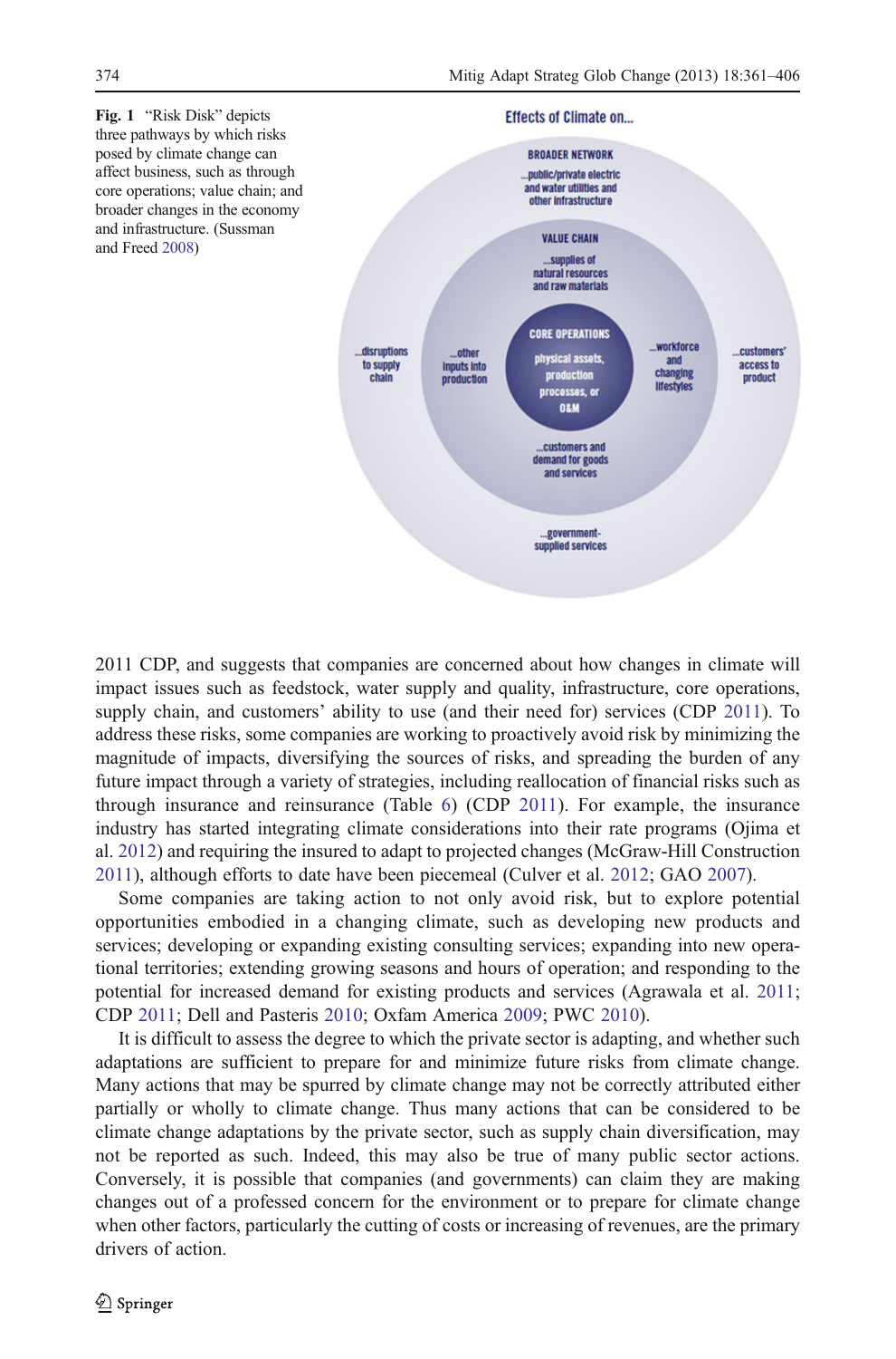**Fig. 1** "Risk Disk" depicts three pathways by which risks posed by climate change can affect business, such as through core operations; value chain; and broader changes in the economy and infrastructure. (Sussman and Freed 2008)

2011 CDP, and suggests that companies are concerned about how changes in climate will impact issues such as feedstock, water supply and quality, infrastructure, core operations, supply chain, and customers' ability to use (and their need for) services (CDP 2011). To address these risks, some companies are working to proactively avoid risk by minimizing the magnitude of impacts, diversifying the sources of risks, and spreading the burden of any future impact through a variety of strategies, including reallocation of financial risks such as through insurance and reinsurance (Table 6) (CDP 2011). For example, the insurance industry has started integrating climate considerations into their rate programs (Ojima et al. 2012) and requiring the insured to adapt to projected changes (McGraw-Hill Construction 2011), although efforts to date have been piecemeal (Culver et al. 2012; GAO 2007).

Some companies are taking action to not only avoid risk, but to explore potential opportunities embodied in a changing climate, such as developing new products and services; developing or expanding existing consulting services; expanding into new operational territories; extending growing seasons and hours of operation; and responding to the potential for increased demand for existing products and services (Agrawala et al. 2011; CDP 2011; Dell and Pasteris 2010; Oxfam America 2009; PWC 2010).

It is difficult to assess the degree to which the private sector is adapting, and whether such adaptations are sufficient to prepare for and minimize future risks from climate change. Many actions that may be spurred by climate change may not be correctly attributed either partially or wholly to climate change. Thus many actions that can be considered to be climate change adaptations by the private sector, such as supply chain diversification, may not be reported as such. Indeed, this may also be true of many public sector actions. Conversely, it is possible that companies (and governments) can claim they are making changes out of a professed concern for the environment or to prepare for climate change when other factors, particularly the cutting of costs or increasing of revenues, are the primary drivers of action.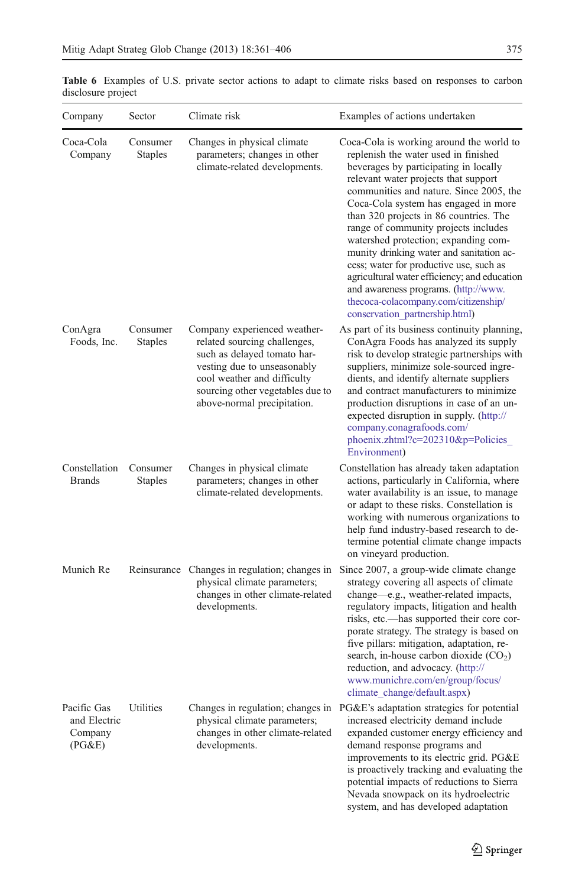**Table 6** Examples of U.S. private sector actions to adapt to climate risks based on responses to carbon disclosure project

| Company | Sector | Climate risk | Examples of actions undertaken |
|---|---|---|---|
| Coca-Cola Company | Consumer Staples | Changes in physical climate parameters; changes in other climate-related developments. | Coca-Cola is working around the world to replenish the water used in finished beverages by participating in locally relevant water projects that support communities and nature. Since 2005, the Coca-Cola system has engaged in more than 320 projects in 86 countries. The range of community projects includes watershed protection; expanding community drinking water and sanitation access; water for productive use, such as agricultural water efficiency; and education and awareness programs. (http://www.thecoca-colacompany.com/citizenship/conservation_partnership.html) |
| ConAgra Foods, Inc. | Consumer Staples | Company experienced weather-related sourcing challenges, such as delayed tomato harvesting due to unseasonably cool weather and difficulty sourcing other vegetables due to above-normal precipitation. | As part of its business continuity planning, ConAgra Foods has analyzed its supply risk to develop strategic partnerships with suppliers, minimize sole-sourced ingredients, and identify alternate suppliers and contract manufacturers to minimize production disruptions in case of an unexpected disruption in supply. (http://company.conagrafoods.com/phoenix.zhtml?c=202310&p=Policies_Environment) |
| Constellation Brands | Consumer Staples | Changes in physical climate parameters; changes in other climate-related developments. | Constellation has already taken adaptation actions, particularly in California, where water availability is an issue, to manage or adapt to these risks. Constellation is working with numerous organizations to help fund industry-based research to determine potential climate change impacts on vineyard production. |
| Munich Re | Reinsurance | Changes in regulation; changes in physical climate parameters; changes in other climate-related developments. | Since 2007, a group-wide climate change strategy covering all aspects of climate change—e.g., weather-related impacts, regulatory impacts, litigation and health risks, etc.—has supported their core corporate strategy. The strategy is based on five pillars: mitigation, adaptation, research, in-house carbon dioxide ($CO_2$) reduction, and advocacy. (http://www.munichre.com/en/group/focus/climate_change/default.aspx) |
| Pacific Gas and Electric Company (PG&E) | Utilities | Changes in regulation; changes in physical climate parameters; changes in other climate-related developments. | PG&E's adaptation strategies for potential increased electricity demand include expanded customer energy efficiency and demand response programs and improvements to its electric grid. PG&E is proactively tracking and evaluating the potential impacts of reductions to Sierra Nevada snowpack on its hydroelectric system, and has developed adaptation |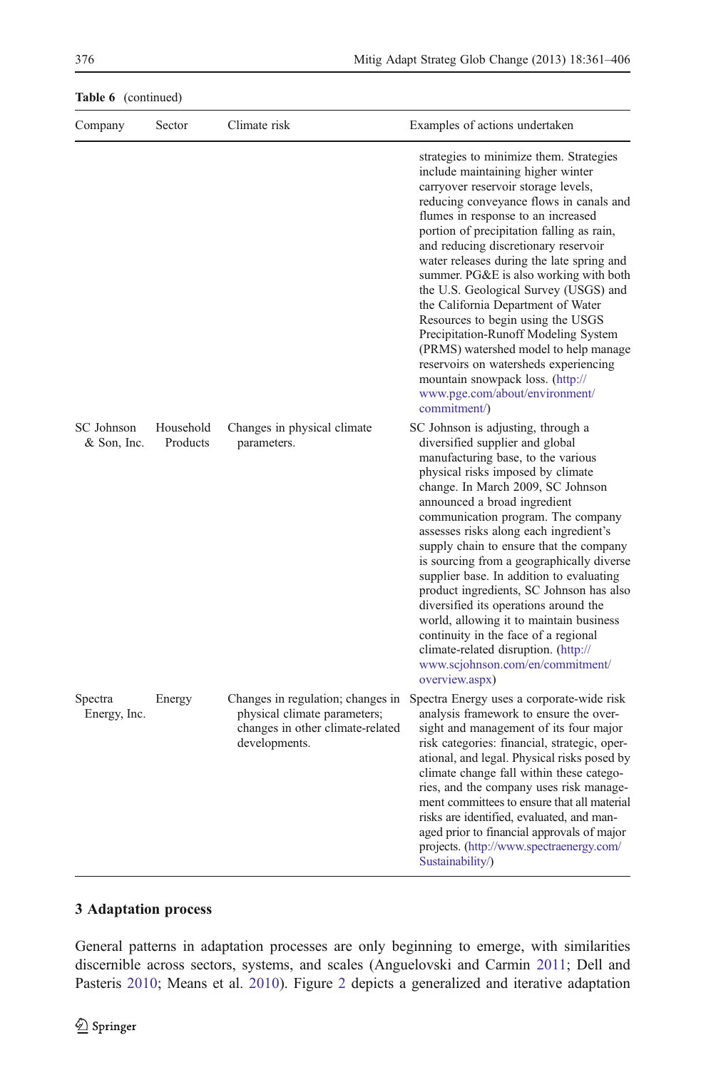**Table 6** (continued)

| Company | Sector | Climate risk | Examples of actions undertaken |
|---|---|---|---|
| | | | strategies to minimize them. Strategies include maintaining higher winter carryover reservoir storage levels, reducing conveyance flows in canals and flumes in response to an increased portion of precipitation falling as rain, and reducing discretionary reservoir water releases during the late spring and summer. PG&E is also working with both the U.S. Geological Survey (USGS) and the California Department of Water Resources to begin using the USGS Precipitation-Runoff Modeling System (PRMS) watershed model to help manage reservoirs on watersheds experiencing mountain snowpack loss. (http://www.pge.com/about/environment/commitment/) |
| SC Johnson & Son, Inc. | Household Products | Changes in physical climate parameters. | SC Johnson is adjusting, through a diversified supplier and global manufacturing base, to the various physical risks imposed by climate change. In March 2009, SC Johnson announced a broad ingredient communication program. The company assesses risks along each ingredient's supply chain to ensure that the company is sourcing from a geographically diverse supplier base. In addition to evaluating product ingredients, SC Johnson has also diversified its operations around the world, allowing it to maintain business continuity in the face of a regional climate-related disruption. (http://www.scjohnson.com/en/commitment/overview.aspx) |
| Spectra Energy, Inc. | Energy | Changes in regulation; changes in physical climate parameters; changes in other climate-related developments. | Spectra Energy uses a corporate-wide risk analysis framework to ensure the oversight and management of its four major risk categories: financial, strategic, operational, and legal. Physical risks posed by climate change fall within these categories, and the company uses risk management committees to ensure that all material risks are identified, evaluated, and managed prior to financial approvals of major projects. (http://www.spectraenergy.com/Sustainability/) |

## 3 Adaptation process

General patterns in adaptation processes are only beginning to emerge, with similarities discernible across sectors, systems, and scales (Anguelovski and Carmin 2011; Dell and Pasteris 2010; Means et al. 2010). Figure 2 depicts a generalized and iterative adaptation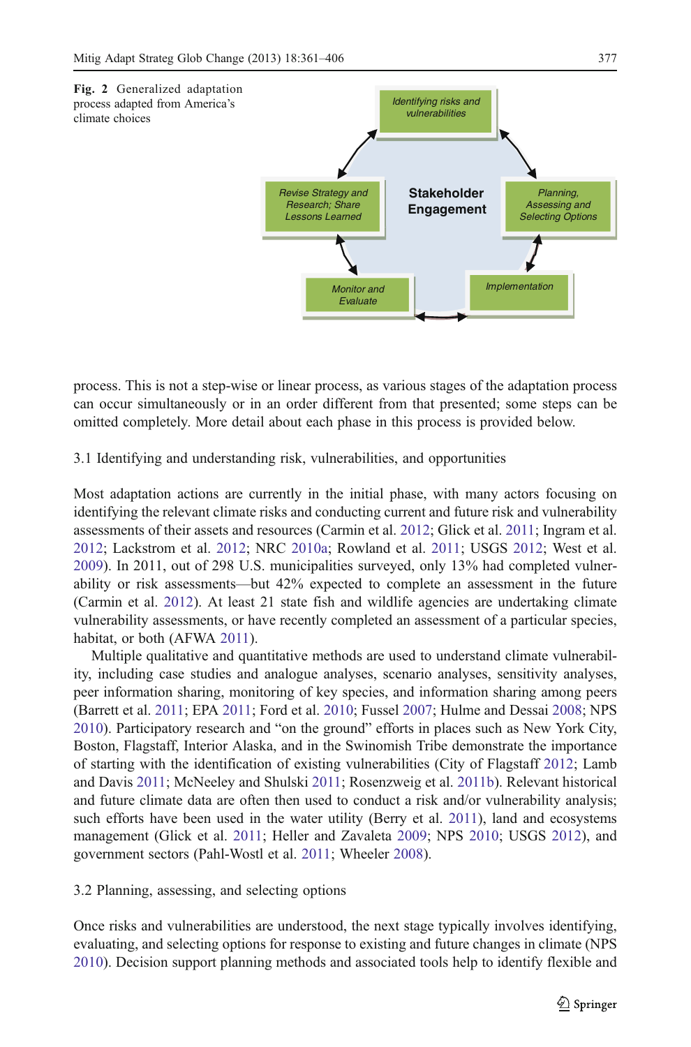**Fig. 2** Generalized adaptation process adapted from America's climate choices

process. This is not a step-wise or linear process, as various stages of the adaptation process can occur simultaneously or in an order different from that presented; some steps can be omitted completely. More detail about each phase in this process is provided below.

### 3.1 Identifying and understanding risk, vulnerabilities, and opportunities

Most adaptation actions are currently in the initial phase, with many actors focusing on identifying the relevant climate risks and conducting current and future risk and vulnerability assessments of their assets and resources (Carmin et al. 2012; Glick et al. 2011; Ingram et al. 2012; Lackstrom et al. 2012; NRC 2010a; Rowland et al. 2011; USGS 2012; West et al. 2009). In 2011, out of 298 U.S. municipalities surveyed, only 13% had completed vulnerability or risk assessments—but 42% expected to complete an assessment in the future (Carmin et al. 2012). At least 21 state fish and wildlife agencies are undertaking climate vulnerability assessments, or have recently completed an assessment of a particular species, habitat, or both (AFWA 2011).

Multiple qualitative and quantitative methods are used to understand climate vulnerability, including case studies and analogue analyses, scenario analyses, sensitivity analyses, peer information sharing, monitoring of key species, and information sharing among peers (Barrett et al. 2011; EPA 2011; Ford et al. 2010; Fussel 2007; Hulme and Dessai 2008; NPS 2010). Participatory research and "on the ground" efforts in places such as New York City, Boston, Flagstaff, Interior Alaska, and the Swinomish Tribe demonstrate the importance of starting with the identification of existing vulnerabilities (City of Flagstaff 2012; Lamb and Davis 2011; McNeeley and Shulski 2011; Rosenzweig et al. 2011b). Relevant historical and future climate data are often then used to conduct a risk and/or vulnerability analysis; such efforts have been used in the water utility (Berry et al. 2011), land and ecosystems management (Glick et al. 2011; Heller and Zavaleta 2009; NPS 2010; USGS 2012), and government sectors (Pahl-Wostl et al. 2011; Wheeler 2008).

### 3.2 Planning, assessing, and selecting options

Once risks and vulnerabilities are understood, the next stage typically involves identifying, evaluating, and selecting options for response to existing and future changes in climate (NPS 2010). Decision support planning methods and associated tools help to identify flexible and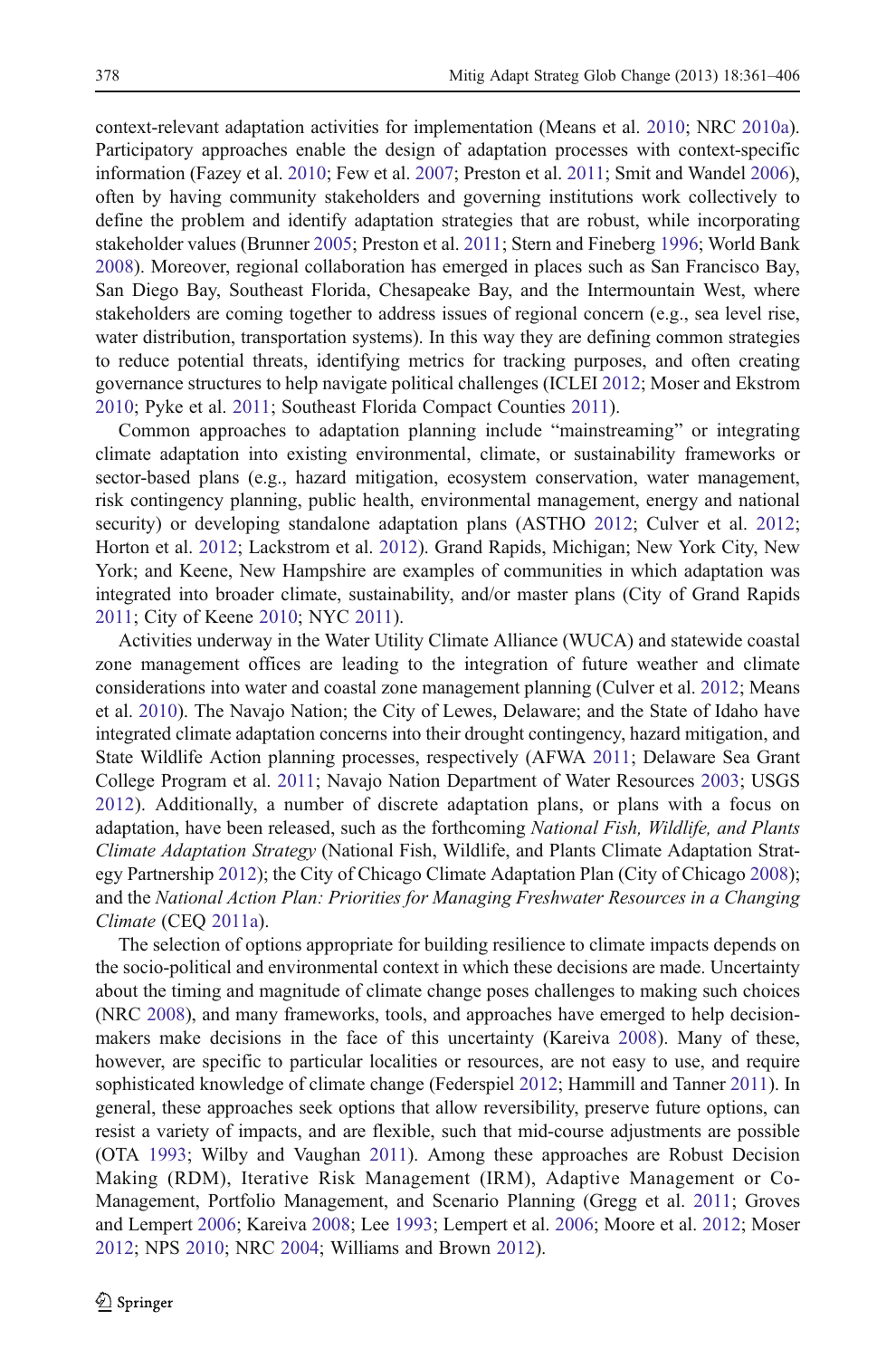context-relevant adaptation activities for implementation (Means et al. 2010; NRC 2010a). Participatory approaches enable the design of adaptation processes with context-specific information (Fazey et al. 2010; Few et al. 2007; Preston et al. 2011; Smit and Wandel 2006), often by having community stakeholders and governing institutions work collectively to define the problem and identify adaptation strategies that are robust, while incorporating stakeholder values (Brunner 2005; Preston et al. 2011; Stern and Fineberg 1996; World Bank 2008). Moreover, regional collaboration has emerged in places such as San Francisco Bay, San Diego Bay, Southeast Florida, Chesapeake Bay, and the Intermountain West, where stakeholders are coming together to address issues of regional concern (e.g., sea level rise, water distribution, transportation systems). In this way they are defining common strategies to reduce potential threats, identifying metrics for tracking purposes, and often creating governance structures to help navigate political challenges (ICLEI 2012; Moser and Ekstrom 2010; Pyke et al. 2011; Southeast Florida Compact Counties 2011).

Common approaches to adaptation planning include "mainstreaming" or integrating climate adaptation into existing environmental, climate, or sustainability frameworks or sector-based plans (e.g., hazard mitigation, ecosystem conservation, water management, risk contingency planning, public health, environmental management, energy and national security) or developing standalone adaptation plans (ASTHO 2012; Culver et al. 2012; Horton et al. 2012; Lackstrom et al. 2012). Grand Rapids, Michigan; New York City, New York; and Keene, New Hampshire are examples of communities in which adaptation was integrated into broader climate, sustainability, and/or master plans (City of Grand Rapids 2011; City of Keene 2010; NYC 2011).

Activities underway in the Water Utility Climate Alliance (WUCA) and statewide coastal zone management offices are leading to the integration of future weather and climate considerations into water and coastal zone management planning (Culver et al. 2012; Means et al. 2010). The Navajo Nation; the City of Lewes, Delaware; and the State of Idaho have integrated climate adaptation concerns into their drought contingency, hazard mitigation, and State Wildlife Action planning processes, respectively (AFWA 2011; Delaware Sea Grant College Program et al. 2011; Navajo Nation Department of Water Resources 2003; USGS 2012). Additionally, a number of discrete adaptation plans, or plans with a focus on adaptation, have been released, such as the forthcoming *National Fish, Wildlife, and Plants Climate Adaptation Strategy* (National Fish, Wildlife, and Plants Climate Adaptation Strategy Partnership 2012); the City of Chicago Climate Adaptation Plan (City of Chicago 2008); and the *National Action Plan: Priorities for Managing Freshwater Resources in a Changing Climate* (CEQ 2011a).

The selection of options appropriate for building resilience to climate impacts depends on the socio-political and environmental context in which these decisions are made. Uncertainty about the timing and magnitude of climate change poses challenges to making such choices (NRC 2008), and many frameworks, tools, and approaches have emerged to help decision-makers make decisions in the face of this uncertainty (Kareiva 2008). Many of these, however, are specific to particular localities or resources, are not easy to use, and require sophisticated knowledge of climate change (Federspiel 2012; Hammill and Tanner 2011). In general, these approaches seek options that allow reversibility, preserve future options, can resist a variety of impacts, and are flexible, such that mid-course adjustments are possible (OTA 1993; Wilby and Vaughan 2011). Among these approaches are Robust Decision Making (RDM), Iterative Risk Management (IRM), Adaptive Management or Co-Management, Portfolio Management, and Scenario Planning (Gregg et al. 2011; Groves and Lempert 2006; Kareiva 2008; Lee 1993; Lempert et al. 2006; Moore et al. 2012; Moser 2012; NPS 2010; NRC 2004; Williams and Brown 2012).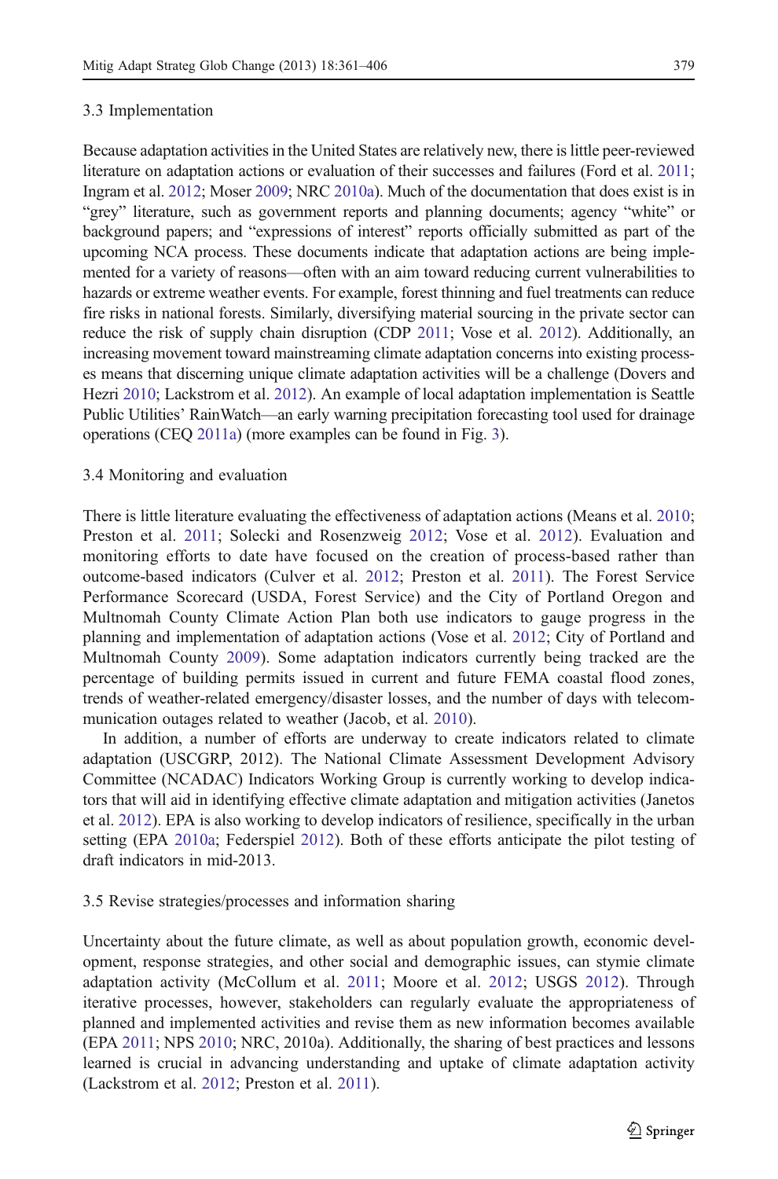### 3.3 Implementation

Because adaptation activities in the United States are relatively new, there is little peer-reviewed literature on adaptation actions or evaluation of their successes and failures (Ford et al. 2011; Ingram et al. 2012; Moser 2009; NRC 2010a). Much of the documentation that does exist is in "grey" literature, such as government reports and planning documents; agency "white" or background papers; and "expressions of interest" reports officially submitted as part of the upcoming NCA process. These documents indicate that adaptation actions are being implemented for a variety of reasons—often with an aim toward reducing current vulnerabilities to hazards or extreme weather events. For example, forest thinning and fuel treatments can reduce fire risks in national forests. Similarly, diversifying material sourcing in the private sector can reduce the risk of supply chain disruption (CDP 2011; Vose et al. 2012). Additionally, an increasing movement toward mainstreaming climate adaptation concerns into existing processes means that discerning unique climate adaptation activities will be a challenge (Dovers and Hezri 2010; Lackstrom et al. 2012). An example of local adaptation implementation is Seattle Public Utilities' RainWatch—an early warning precipitation forecasting tool used for drainage operations (CEQ 2011a) (more examples can be found in Fig. 3).

### 3.4 Monitoring and evaluation

There is little literature evaluating the effectiveness of adaptation actions (Means et al. 2010; Preston et al. 2011; Solecki and Rosenzweig 2012; Vose et al. 2012). Evaluation and monitoring efforts to date have focused on the creation of process-based rather than outcome-based indicators (Culver et al. 2012; Preston et al. 2011). The Forest Service Performance Scorecard (USDA, Forest Service) and the City of Portland Oregon and Multnomah County Climate Action Plan both use indicators to gauge progress in the planning and implementation of adaptation actions (Vose et al. 2012; City of Portland and Multnomah County 2009). Some adaptation indicators currently being tracked are the percentage of building permits issued in current and future FEMA coastal flood zones, trends of weather-related emergency/disaster losses, and the number of days with telecommunication outages related to weather (Jacob, et al. 2010).

In addition, a number of efforts are underway to create indicators related to climate adaptation (USCGRP, 2012). The National Climate Assessment Development Advisory Committee (NCADAC) Indicators Working Group is currently working to develop indicators that will aid in identifying effective climate adaptation and mitigation activities (Janetos et al. 2012). EPA is also working to develop indicators of resilience, specifically in the urban setting (EPA 2010a; Federspiel 2012). Both of these efforts anticipate the pilot testing of draft indicators in mid-2013.

### 3.5 Revise strategies/processes and information sharing

Uncertainty about the future climate, as well as about population growth, economic development, response strategies, and other social and demographic issues, can stymie climate adaptation activity (McCollum et al. 2011; Moore et al. 2012; USGS 2012). Through iterative processes, however, stakeholders can regularly evaluate the appropriateness of planned and implemented activities and revise them as new information becomes available (EPA 2011; NPS 2010; NRC, 2010a). Additionally, the sharing of best practices and lessons learned is crucial in advancing understanding and uptake of climate adaptation activity (Lackstrom et al. 2012; Preston et al. 2011).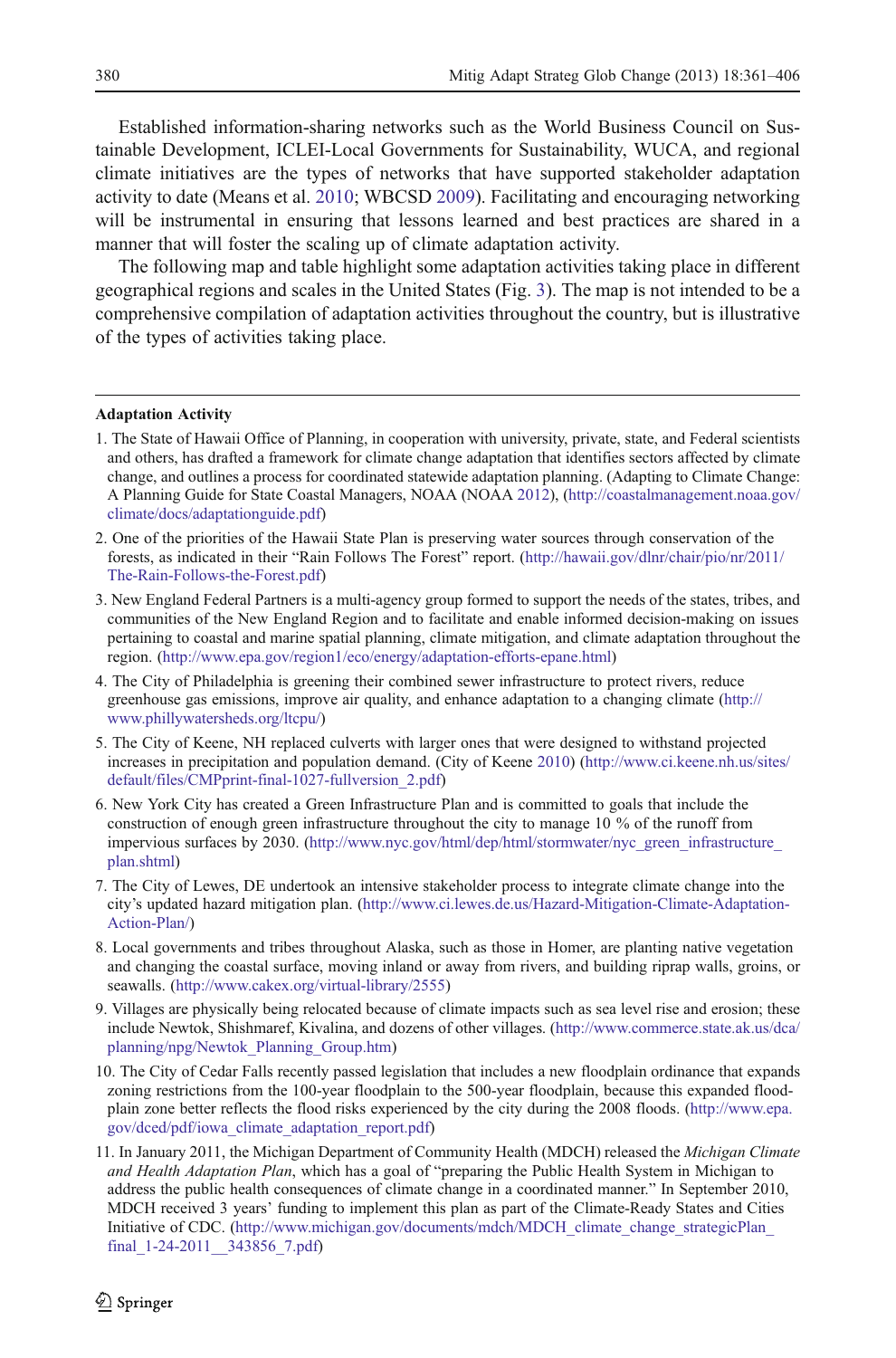Established information-sharing networks such as the World Business Council on Sustainable Development, ICLEI-Local Governments for Sustainability, WUCA, and regional climate initiatives are the types of networks that have supported stakeholder adaptation activity to date (Means et al. 2010; WBCSD 2009). Facilitating and encouraging networking will be instrumental in ensuring that lessons learned and best practices are shared in a manner that will foster the scaling up of climate adaptation activity.

The following map and table highlight some adaptation activities taking place in different geographical regions and scales in the United States (Fig. 3). The map is not intended to be a comprehensive compilation of adaptation activities throughout the country, but is illustrative of the types of activities taking place.

---

**Adaptation Activity**

1. The State of Hawaii Office of Planning, in cooperation with university, private, state, and Federal scientists and others, has drafted a framework for climate change adaptation that identifies sectors affected by climate change, and outlines a process for coordinated statewide adaptation planning. (Adapting to Climate Change: A Planning Guide for State Coastal Managers, NOAA (NOAA 2012), (http://coastalmanagement.noaa.gov/climate/docs/adaptationguide.pdf)

2. One of the priorities of the Hawaii State Plan is preserving water sources through conservation of the forests, as indicated in their "Rain Follows The Forest" report. (http://hawaii.gov/dlnr/chair/pio/nr/2011/The-Rain-Follows-the-Forest.pdf)

3. New England Federal Partners is a multi-agency group formed to support the needs of the states, tribes, and communities of the New England Region and to facilitate and enable informed decision-making on issues pertaining to coastal and marine spatial planning, climate mitigation, and climate adaptation throughout the region. (http://www.epa.gov/region1/eco/energy/adaptation-efforts-epane.html)

4. The City of Philadelphia is greening their combined sewer infrastructure to protect rivers, reduce greenhouse gas emissions, improve air quality, and enhance adaptation to a changing climate (http://www.phillywatersheds.org/ltcpu/)

5. The City of Keene, NH replaced culverts with larger ones that were designed to withstand projected increases in precipitation and population demand. (City of Keene 2010) (http://www.ci.keene.nh.us/sites/default/files/CMPprint-final-1027-fullversion_2.pdf)

6. New York City has created a Green Infrastructure Plan and is committed to goals that include the construction of enough green infrastructure throughout the city to manage 10 % of the runoff from impervious surfaces by 2030. (http://www.nyc.gov/html/dep/html/stormwater/nyc_green_infrastructure_plan.shtml)

7. The City of Lewes, DE undertook an intensive stakeholder process to integrate climate change into the city's updated hazard mitigation plan. (http://www.ci.lewes.de.us/Hazard-Mitigation-Climate-Adaptation-Action-Plan/)

8. Local governments and tribes throughout Alaska, such as those in Homer, are planting native vegetation and changing the coastal surface, moving inland or away from rivers, and building riprap walls, groins, or seawalls. (http://www.cakex.org/virtual-library/2555)

9. Villages are physically being relocated because of climate impacts such as sea level rise and erosion; these include Newtok, Shishmaref, Kivalina, and dozens of other villages. (http://www.commerce.state.ak.us/dca/planning/npg/Newtok_Planning_Group.htm)

10. The City of Cedar Falls recently passed legislation that includes a new floodplain ordinance that expands zoning restrictions from the 100-year floodplain to the 500-year floodplain, because this expanded floodplain zone better reflects the flood risks experienced by the city during the 2008 floods. (http://www.epa.gov/dced/pdf/iowa_climate_adaptation_report.pdf)

11. In January 2011, the Michigan Department of Community Health (MDCH) released the *Michigan Climate and Health Adaptation Plan*, which has a goal of "preparing the Public Health System in Michigan to address the public health consequences of climate change in a coordinated manner." In September 2010, MDCH received 3 years' funding to implement this plan as part of the Climate-Ready States and Cities Initiative of CDC. (http://www.michigan.gov/documents/mdch/MDCH_climate_change_strategicPlan_final_1-24-2011__343856_7.pdf)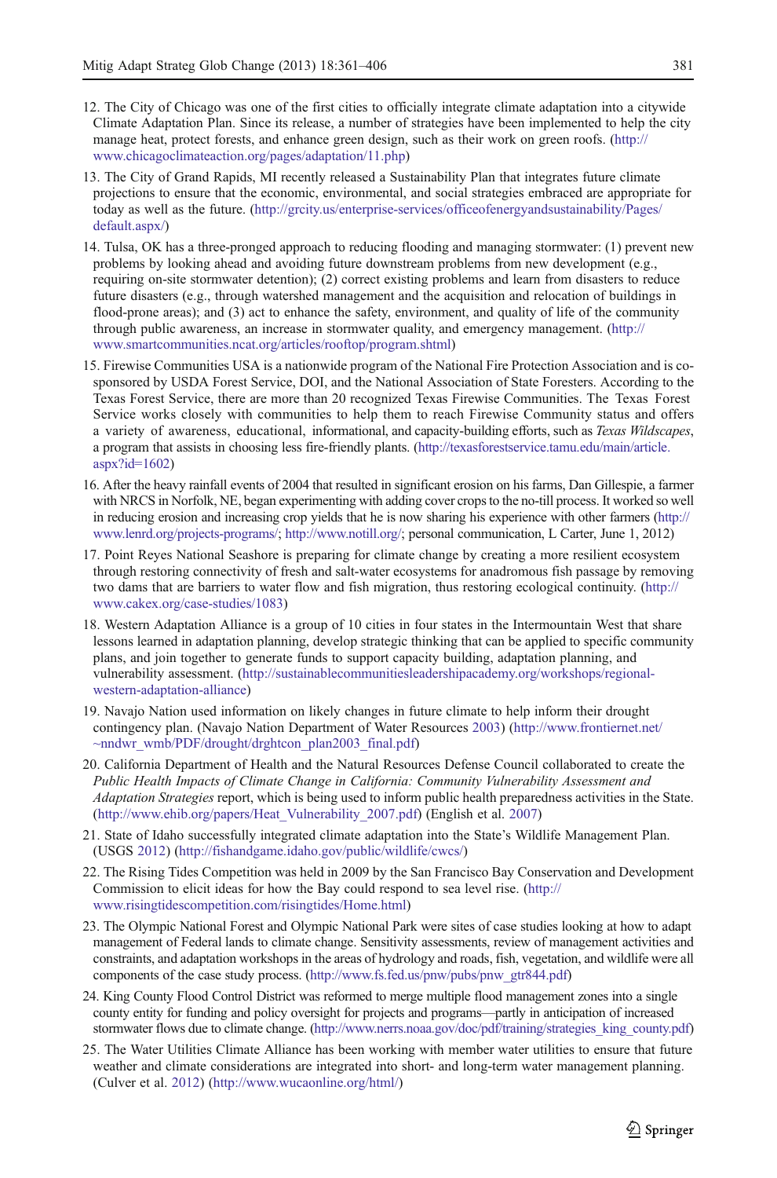12. The City of Chicago was one of the first cities to officially integrate climate adaptation into a citywide Climate Adaptation Plan. Since its release, a number of strategies have been implemented to help the city manage heat, protect forests, and enhance green design, such as their work on green roofs. (http://www.chicagoclimateaction.org/pages/adaptation/11.php)
13. The City of Grand Rapids, MI recently released a Sustainability Plan that integrates future climate projections to ensure that the economic, environmental, and social strategies embraced are appropriate for today as well as the future. (http://grcity.us/enterprise-services/officeofenergyandsustainability/Pages/default.aspx/)
14. Tulsa, OK has a three-pronged approach to reducing flooding and managing stormwater: (1) prevent new problems by looking ahead and avoiding future downstream problems from new development (e.g., requiring on-site stormwater detention); (2) correct existing problems and learn from disasters to reduce future disasters (e.g., through watershed management and the acquisition and relocation of buildings in flood-prone areas); and (3) act to enhance the safety, environment, and quality of life of the community through public awareness, an increase in stormwater quality, and emergency management. (http://www.smartcommunities.ncat.org/articles/rooftop/program.shtml)
15. Firewise Communities USA is a nationwide program of the National Fire Protection Association and is co-sponsored by USDA Forest Service, DOI, and the National Association of State Foresters. According to the Texas Forest Service, there are more than 20 recognized Texas Firewise Communities. The Texas Forest Service works closely with communities to help them to reach Firewise Community status and offers a variety of awareness, educational, informational, and capacity-building efforts, such as *Texas Wildscapes*, a program that assists in choosing less fire-friendly plants. (http://texasforestservice.tamu.edu/main/article.aspx?id=1602)
16. After the heavy rainfall events of 2004 that resulted in significant erosion on his farms, Dan Gillespie, a farmer with NRCS in Norfolk, NE, began experimenting with adding cover crops to the no-till process. It worked so well in reducing erosion and increasing crop yields that he is now sharing his experience with other farmers (http://www.lenrd.org/projects-programs/; http://www.notill.org/; personal communication, L Carter, June 1, 2012)
17. Point Reyes National Seashore is preparing for climate change by creating a more resilient ecosystem through restoring connectivity of fresh and salt-water ecosystems for anadromous fish passage by removing two dams that are barriers to water flow and fish migration, thus restoring ecological continuity. (http://www.cakex.org/case-studies/1083)
18. Western Adaptation Alliance is a group of 10 cities in four states in the Intermountain West that share lessons learned in adaptation planning, develop strategic thinking that can be applied to specific community plans, and join together to generate funds to support capacity building, adaptation planning, and vulnerability assessment. (http://sustainablecommunitiesleadershipacademy.org/workshops/regional-western-adaptation-alliance)
19. Navajo Nation used information on likely changes in future climate to help inform their drought contingency plan. (Navajo Nation Department of Water Resources 2003) (http://www.frontiernet.net/~nndwr_wmb/PDF/drought/drghtcon_plan2003_final.pdf)
20. California Department of Health and the Natural Resources Defense Council collaborated to create the *Public Health Impacts of Climate Change in California: Community Vulnerability Assessment and Adaptation Strategies* report, which is being used to inform public health preparedness activities in the State. (http://www.ehib.org/papers/Heat_Vulnerability_2007.pdf) (English et al. 2007)
21. State of Idaho successfully integrated climate adaptation into the State's Wildlife Management Plan. (USGS 2012) (http://fishandgame.idaho.gov/public/wildlife/cwcs/)
22. The Rising Tides Competition was held in 2009 by the San Francisco Bay Conservation and Development Commission to elicit ideas for how the Bay could respond to sea level rise. (http://www.risingtidescompetition.com/risingtides/Home.html)
23. The Olympic National Forest and Olympic National Park were sites of case studies looking at how to adapt management of Federal lands to climate change. Sensitivity assessments, review of management activities and constraints, and adaptation workshops in the areas of hydrology and roads, fish, vegetation, and wildlife were all components of the case study process. (http://www.fs.fed.us/pnw/pubs/pnw_gtr844.pdf)
24. King County Flood Control District was reformed to merge multiple flood management zones into a single county entity for funding and policy oversight for projects and programs—partly in anticipation of increased stormwater flows due to climate change. (http://www.nerrs.noaa.gov/doc/pdf/training/strategies_king_county.pdf)
25. The Water Utilities Climate Alliance has been working with member water utilities to ensure that future weather and climate considerations are integrated into short- and long-term water management planning. (Culver et al. 2012) (http://www.wucaonline.org/html/)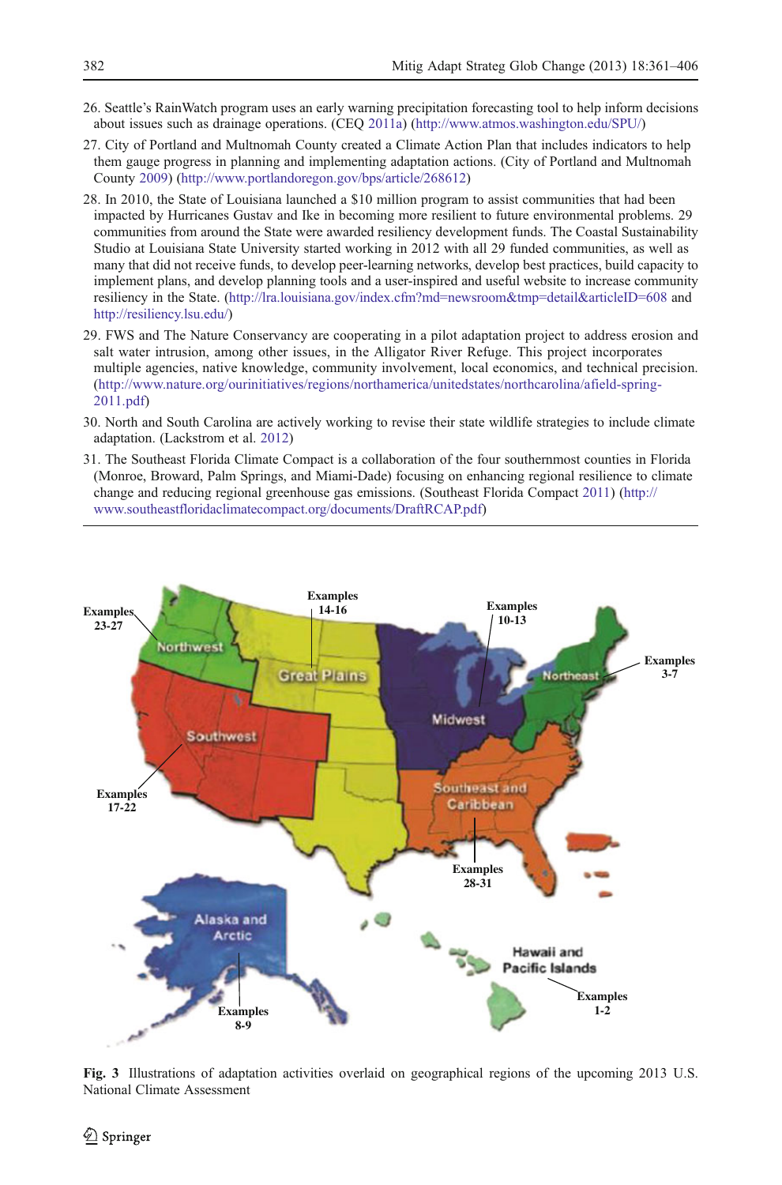26. Seattle's RainWatch program uses an early warning precipitation forecasting tool to help inform decisions about issues such as drainage operations. (CEQ 2011a) (http://www.atmos.washington.edu/SPU/)
27. City of Portland and Multnomah County created a Climate Action Plan that includes indicators to help them gauge progress in planning and implementing adaptation actions. (City of Portland and Multnomah County 2009) (http://www.portlandoregon.gov/bps/article/268612)
28. In 2010, the State of Louisiana launched a $10 million program to assist communities that had been impacted by Hurricanes Gustav and Ike in becoming more resilient to future environmental problems. 29 communities from around the State were awarded resiliency development funds. The Coastal Sustainability Studio at Louisiana State University started working in 2012 with all 29 funded communities, as well as many that did not receive funds, to develop peer-learning networks, develop best practices, build capacity to implement plans, and develop planning tools and a user-inspired and useful website to increase community resiliency in the State. (http://lra.louisiana.gov/index.cfm?md=newsroom&tmp=detail&articleID=608 and http://resiliency.lsu.edu/)
29. FWS and The Nature Conservancy are cooperating in a pilot adaptation project to address erosion and salt water intrusion, among other issues, in the Alligator River Refuge. This project incorporates multiple agencies, native knowledge, community involvement, local economics, and technical precision. (http://www.nature.org/ourinitiatives/regions/northamerica/unitedstates/northcarolina/afield-spring-2011.pdf)
30. North and South Carolina are actively working to revise their state wildlife strategies to include climate adaptation. (Lackstrom et al. 2012)
31. The Southeast Florida Climate Compact is a collaboration of the four southernmost counties in Florida (Monroe, Broward, Palm Springs, and Miami-Dade) focusing on enhancing regional resilience to climate change and reducing regional greenhouse gas emissions. (Southeast Florida Compact 2011) (http://www.southeastfloridaclimatecompact.org/documents/DraftRCAP.pdf)

---

**Fig. 3** Illustrations of adaptation activities overlaid on geographical regions of the upcoming 2013 U.S. National Climate Assessment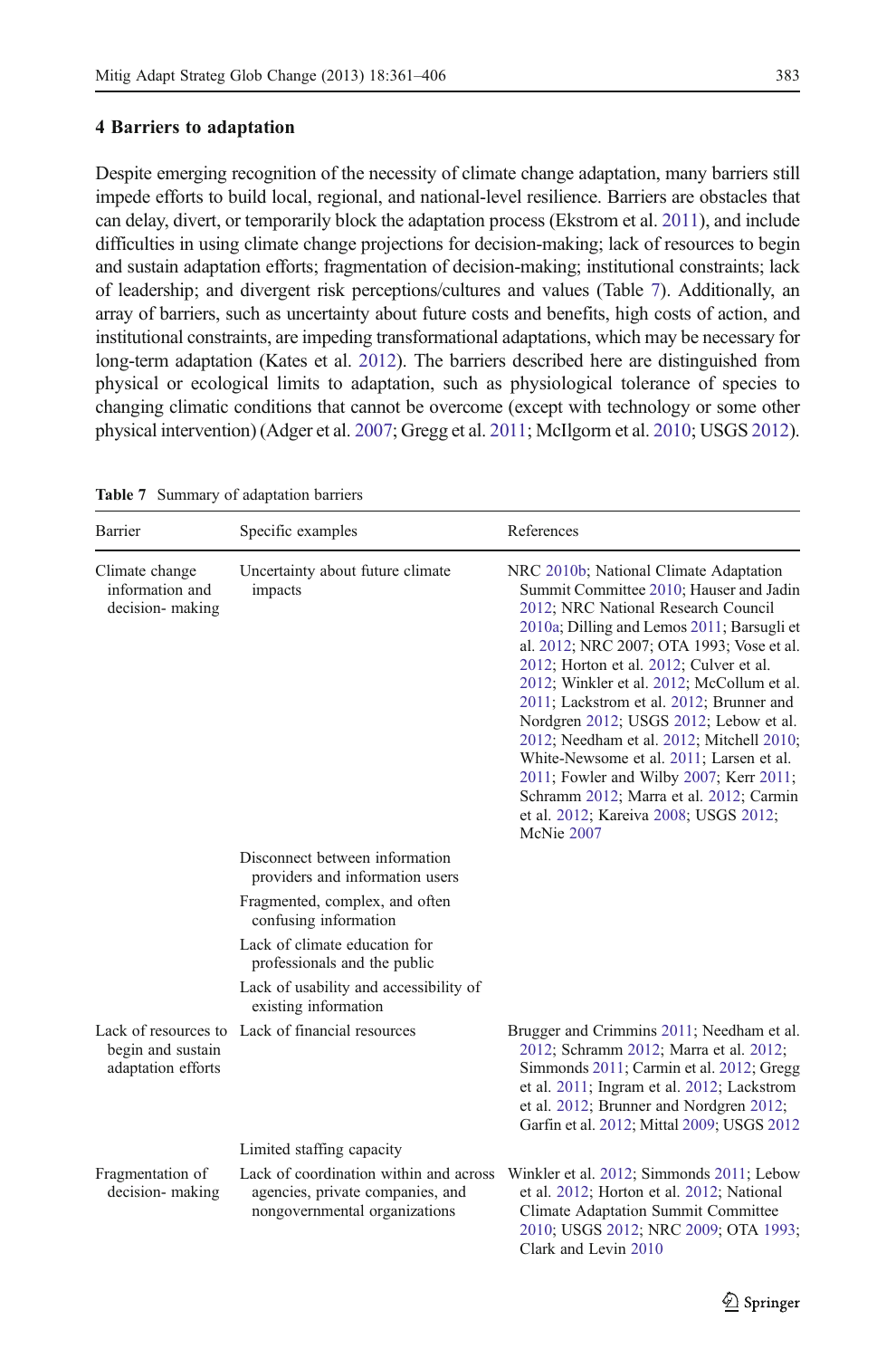## 4 Barriers to adaptation

Despite emerging recognition of the necessity of climate change adaptation, many barriers still impede efforts to build local, regional, and national-level resilience. Barriers are obstacles that can delay, divert, or temporarily block the adaptation process (Ekstrom et al. 2011), and include difficulties in using climate change projections for decision-making; lack of resources to begin and sustain adaptation efforts; fragmentation of decision-making; institutional constraints; lack of leadership; and divergent risk perceptions/cultures and values (Table 7). Additionally, an array of barriers, such as uncertainty about future costs and benefits, high costs of action, and institutional constraints, are impeding transformational adaptations, which may be necessary for long-term adaptation (Kates et al. 2012). The barriers described here are distinguished from physical or ecological limits to adaptation, such as physiological tolerance of species to changing climatic conditions that cannot be overcome (except with technology or some other physical intervention) (Adger et al. 2007; Gregg et al. 2011; McIlgorm et al. 2010; USGS 2012).

**Table 7** Summary of adaptation barriers

| Barrier | Specific examples | References |
|---|---|---|
| Climate change information and decision- making | Uncertainty about future climate impacts | NRC 2010b; National Climate Adaptation Summit Committee 2010; Hauser and Jadin 2012; NRC National Research Council 2010a; Dilling and Lemos 2011; Barsugli et al. 2012; NRC 2007; OTA 1993; Vose et al. 2012; Horton et al. 2012; Culver et al. 2012; Winkler et al. 2012; McCollum et al. 2011; Lackstrom et al. 2012; Brunner and Nordgren 2012; USGS 2012; Lebow et al. 2012; Needham et al. 2012; Mitchell 2010; White-Newsome et al. 2011; Larsen et al. 2011; Fowler and Wilby 2007; Kerr 2011; Schramm 2012; Marra et al. 2012; Carmin et al. 2012; Kareiva 2008; USGS 2012; McNie 2007 |
| | Disconnect between information providers and information users | |
| | Fragmented, complex, and often confusing information | |
| | Lack of climate education for professionals and the public | |
| | Lack of usability and accessibility of existing information | |
| Lack of resources to begin and sustain adaptation efforts | Lack of financial resources | Brugger and Crimmins 2011; Needham et al. 2012; Schramm 2012; Marra et al. 2012; Simmonds 2011; Carmin et al. 2012; Gregg et al. 2011; Ingram et al. 2012; Lackstrom et al. 2012; Brunner and Nordgren 2012; Garfin et al. 2012; Mittal 2009; USGS 2012 |
| | Limited staffing capacity | |
| Fragmentation of decision- making | Lack of coordination within and across agencies, private companies, and nongovernmental organizations | Winkler et al. 2012; Simmonds 2011; Lebow et al. 2012; Horton et al. 2012; National Climate Adaptation Summit Committee 2010; USGS 2012; NRC 2009; OTA 1993; Clark and Levin 2010 |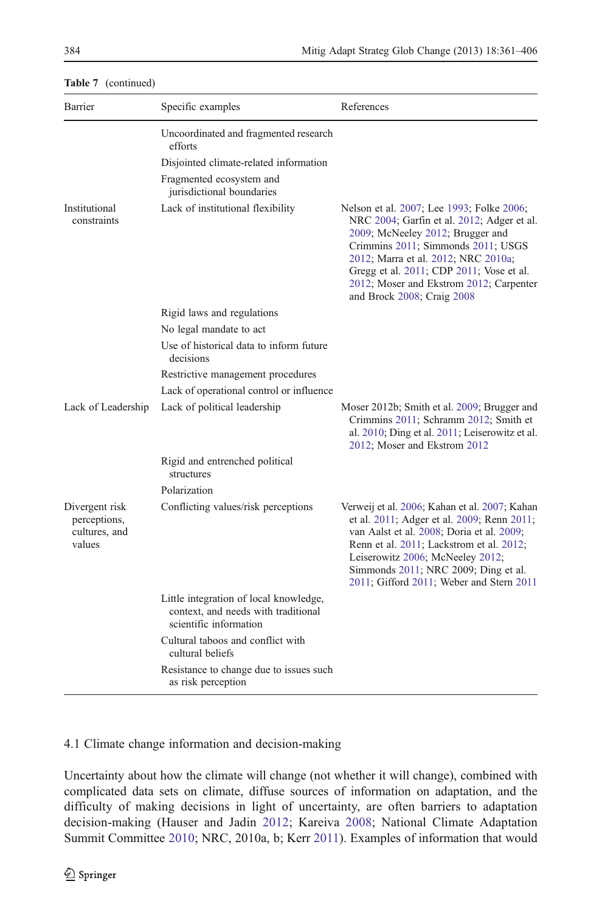**Table 7** (continued)

| Barrier | Specific examples | References |
|---|---|---|
| | Uncoordinated and fragmented research efforts | |
| | Disjointed climate-related information | |
| | Fragmented ecosystem and jurisdictional boundaries | |
| Institutional constraints | Lack of institutional flexibility | Nelson et al. 2007; Lee 1993; Folke 2006; NRC 2004; Garfin et al. 2012; Adger et al. 2009; McNeeley 2012; Brugger and Crimmins 2011; Simmonds 2011; USGS 2012; Marra et al. 2012; NRC 2010a; Gregg et al. 2011; CDP 2011; Vose et al. 2012; Moser and Ekstrom 2012; Carpenter and Brock 2008; Craig 2008 |
| | Rigid laws and regulations | |
| | No legal mandate to act | |
| | Use of historical data to inform future decisions | |
| | Restrictive management procedures | |
| | Lack of operational control or influence | |
| Lack of Leadership | Lack of political leadership | Moser 2012b; Smith et al. 2009; Brugger and Crimmins 2011; Schramm 2012; Smith et al. 2010; Ding et al. 2011; Leiserowitz et al. 2012; Moser and Ekstrom 2012 |
| | Rigid and entrenched political structures | |
| | Polarization | |
| Divergent risk perceptions, cultures, and values | Conflicting values/risk perceptions | Verweij et al. 2006; Kahan et al. 2007; Kahan et al. 2011; Adger et al. 2009; Renn 2011; van Aalst et al. 2008; Doria et al. 2009; Renn et al. 2011; Lackstrom et al. 2012; Leiserowitz 2006; McNeeley 2012; Simmonds 2011; NRC 2009; Ding et al. 2011; Gifford 2011; Weber and Stern 2011 |
| | Little integration of local knowledge, context, and needs with traditional scientific information | |
| | Cultural taboos and conflict with cultural beliefs | |
| | Resistance to change due to issues such as risk perception | |

### 4.1 Climate change information and decision-making

Uncertainty about how the climate will change (not whether it will change), combined with complicated data sets on climate, diffuse sources of information on adaptation, and the difficulty of making decisions in light of uncertainty, are often barriers to adaptation decision-making (Hauser and Jadin 2012; Kareiva 2008; National Climate Adaptation Summit Committee 2010; NRC, 2010a, b; Kerr 2011). Examples of information that would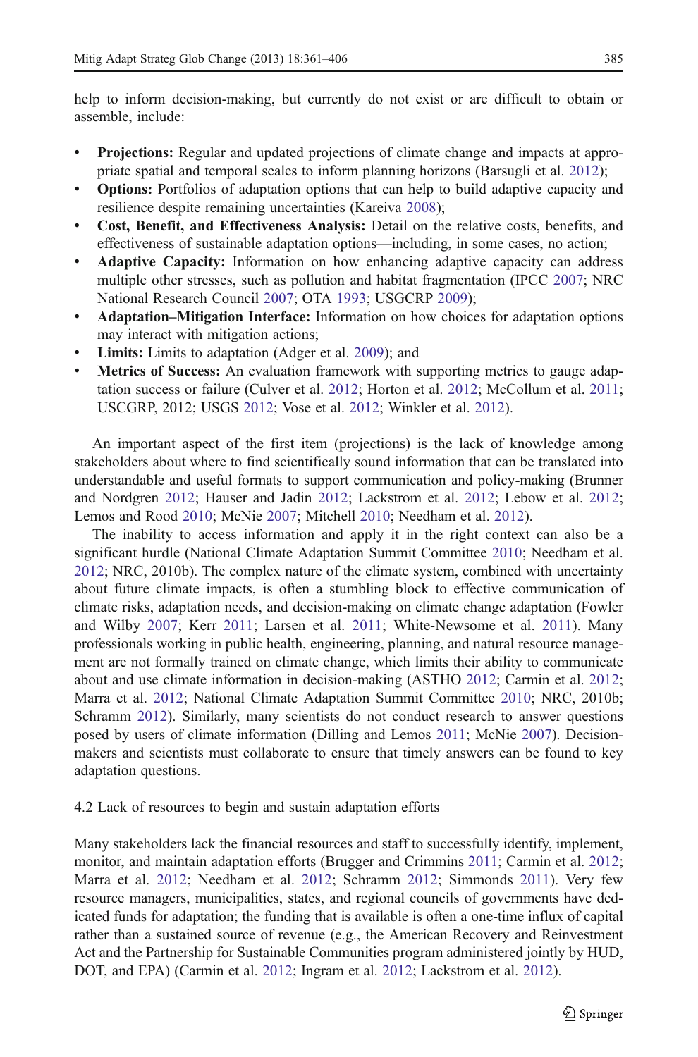help to inform decision-making, but currently do not exist or are difficult to obtain or assemble, include:

- **Projections:** Regular and updated projections of climate change and impacts at appropriate spatial and temporal scales to inform planning horizons (Barsugli et al. 2012);
- **Options:** Portfolios of adaptation options that can help to build adaptive capacity and resilience despite remaining uncertainties (Kareiva 2008);
- **Cost, Benefit, and Effectiveness Analysis:** Detail on the relative costs, benefits, and effectiveness of sustainable adaptation options—including, in some cases, no action;
- **Adaptive Capacity:** Information on how enhancing adaptive capacity can address multiple other stresses, such as pollution and habitat fragmentation (IPCC 2007; NRC National Research Council 2007; OTA 1993; USGCRP 2009);
- **Adaptation–Mitigation Interface:** Information on how choices for adaptation options may interact with mitigation actions;
- **Limits:** Limits to adaptation (Adger et al. 2009); and
- **Metrics of Success:** An evaluation framework with supporting metrics to gauge adaptation success or failure (Culver et al. 2012; Horton et al. 2012; McCollum et al. 2011; USCGRP, 2012; USGS 2012; Vose et al. 2012; Winkler et al. 2012).

An important aspect of the first item (projections) is the lack of knowledge among stakeholders about where to find scientifically sound information that can be translated into understandable and useful formats to support communication and policy-making (Brunner and Nordgren 2012; Hauser and Jadin 2012; Lackstrom et al. 2012; Lebow et al. 2012; Lemos and Rood 2010; McNie 2007; Mitchell 2010; Needham et al. 2012).

The inability to access information and apply it in the right context can also be a significant hurdle (National Climate Adaptation Summit Committee 2010; Needham et al. 2012; NRC, 2010b). The complex nature of the climate system, combined with uncertainty about future climate impacts, is often a stumbling block to effective communication of climate risks, adaptation needs, and decision-making on climate change adaptation (Fowler and Wilby 2007; Kerr 2011; Larsen et al. 2011; White-Newsome et al. 2011). Many professionals working in public health, engineering, planning, and natural resource management are not formally trained on climate change, which limits their ability to communicate about and use climate information in decision-making (ASTHO 2012; Carmin et al. 2012; Marra et al. 2012; National Climate Adaptation Summit Committee 2010; NRC, 2010b; Schramm 2012). Similarly, many scientists do not conduct research to answer questions posed by users of climate information (Dilling and Lemos 2011; McNie 2007). Decision-makers and scientists must collaborate to ensure that timely answers can be found to key adaptation questions.

### 4.2 Lack of resources to begin and sustain adaptation efforts

Many stakeholders lack the financial resources and staff to successfully identify, implement, monitor, and maintain adaptation efforts (Brugger and Crimmins 2011; Carmin et al. 2012; Marra et al. 2012; Needham et al. 2012; Schramm 2012; Simmonds 2011). Very few resource managers, municipalities, states, and regional councils of governments have dedicated funds for adaptation; the funding that is available is often a one-time influx of capital rather than a sustained source of revenue (e.g., the American Recovery and Reinvestment Act and the Partnership for Sustainable Communities program administered jointly by HUD, DOT, and EPA) (Carmin et al. 2012; Ingram et al. 2012; Lackstrom et al. 2012).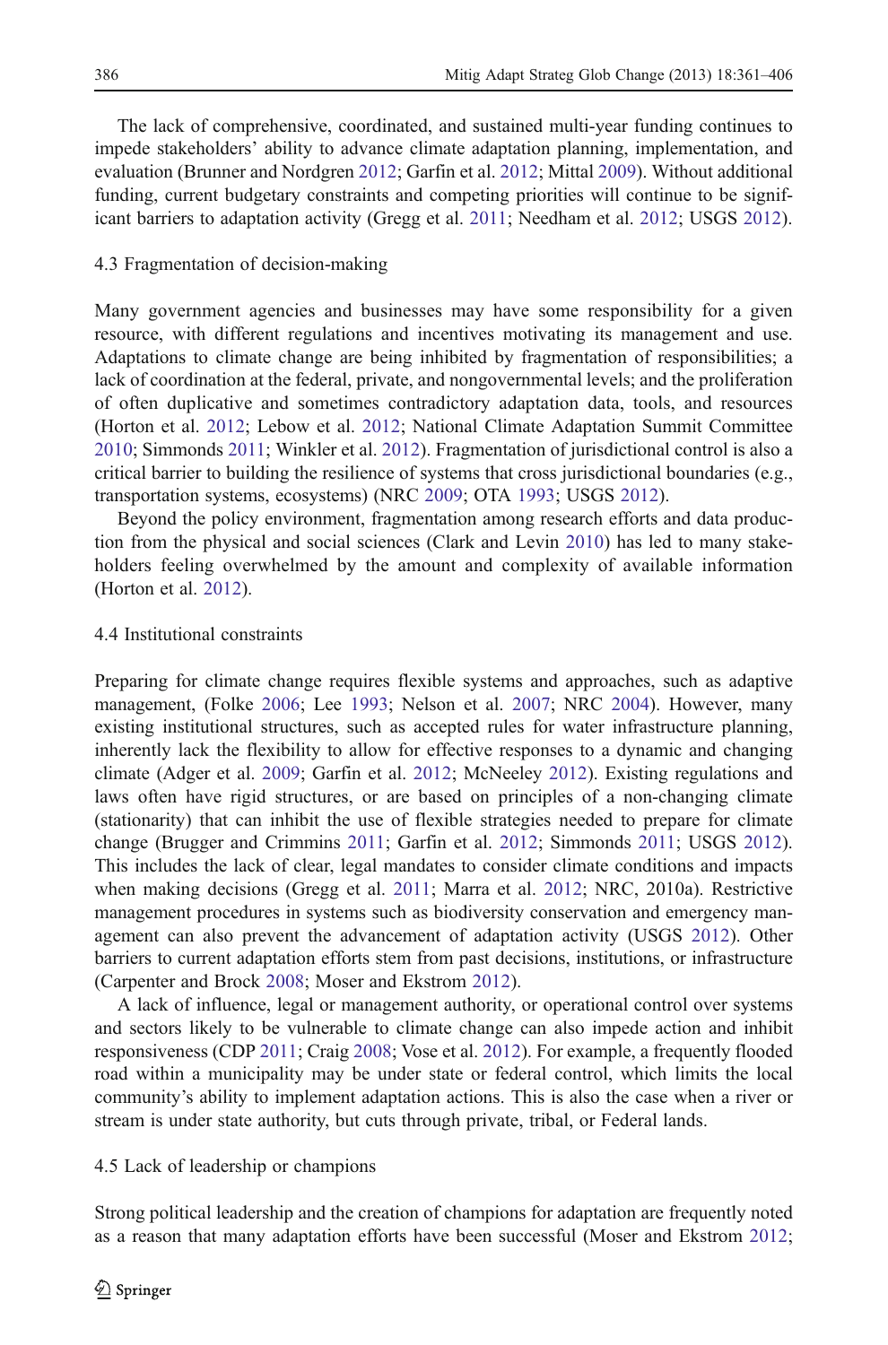The lack of comprehensive, coordinated, and sustained multi-year funding continues to impede stakeholders' ability to advance climate adaptation planning, implementation, and evaluation (Brunner and Nordgren 2012; Garfin et al. 2012; Mittal 2009). Without additional funding, current budgetary constraints and competing priorities will continue to be significant barriers to adaptation activity (Gregg et al. 2011; Needham et al. 2012; USGS 2012).

### 4.3 Fragmentation of decision-making

Many government agencies and businesses may have some responsibility for a given resource, with different regulations and incentives motivating its management and use. Adaptations to climate change are being inhibited by fragmentation of responsibilities; a lack of coordination at the federal, private, and nongovernmental levels; and the proliferation of often duplicative and sometimes contradictory adaptation data, tools, and resources (Horton et al. 2012; Lebow et al. 2012; National Climate Adaptation Summit Committee 2010; Simmonds 2011; Winkler et al. 2012). Fragmentation of jurisdictional control is also a critical barrier to building the resilience of systems that cross jurisdictional boundaries (e.g., transportation systems, ecosystems) (NRC 2009; OTA 1993; USGS 2012).

Beyond the policy environment, fragmentation among research efforts and data production from the physical and social sciences (Clark and Levin 2010) has led to many stakeholders feeling overwhelmed by the amount and complexity of available information (Horton et al. 2012).

### 4.4 Institutional constraints

Preparing for climate change requires flexible systems and approaches, such as adaptive management, (Folke 2006; Lee 1993; Nelson et al. 2007; NRC 2004). However, many existing institutional structures, such as accepted rules for water infrastructure planning, inherently lack the flexibility to allow for effective responses to a dynamic and changing climate (Adger et al. 2009; Garfin et al. 2012; McNeeley 2012). Existing regulations and laws often have rigid structures, or are based on principles of a non-changing climate (stationarity) that can inhibit the use of flexible strategies needed to prepare for climate change (Brugger and Crimmins 2011; Garfin et al. 2012; Simmonds 2011; USGS 2012). This includes the lack of clear, legal mandates to consider climate conditions and impacts when making decisions (Gregg et al. 2011; Marra et al. 2012; NRC, 2010a). Restrictive management procedures in systems such as biodiversity conservation and emergency management can also prevent the advancement of adaptation activity (USGS 2012). Other barriers to current adaptation efforts stem from past decisions, institutions, or infrastructure (Carpenter and Brock 2008; Moser and Ekstrom 2012).

A lack of influence, legal or management authority, or operational control over systems and sectors likely to be vulnerable to climate change can also impede action and inhibit responsiveness (CDP 2011; Craig 2008; Vose et al. 2012). For example, a frequently flooded road within a municipality may be under state or federal control, which limits the local community's ability to implement adaptation actions. This is also the case when a river or stream is under state authority, but cuts through private, tribal, or Federal lands.

### 4.5 Lack of leadership or champions

Strong political leadership and the creation of champions for adaptation are frequently noted as a reason that many adaptation efforts have been successful (Moser and Ekstrom 2012;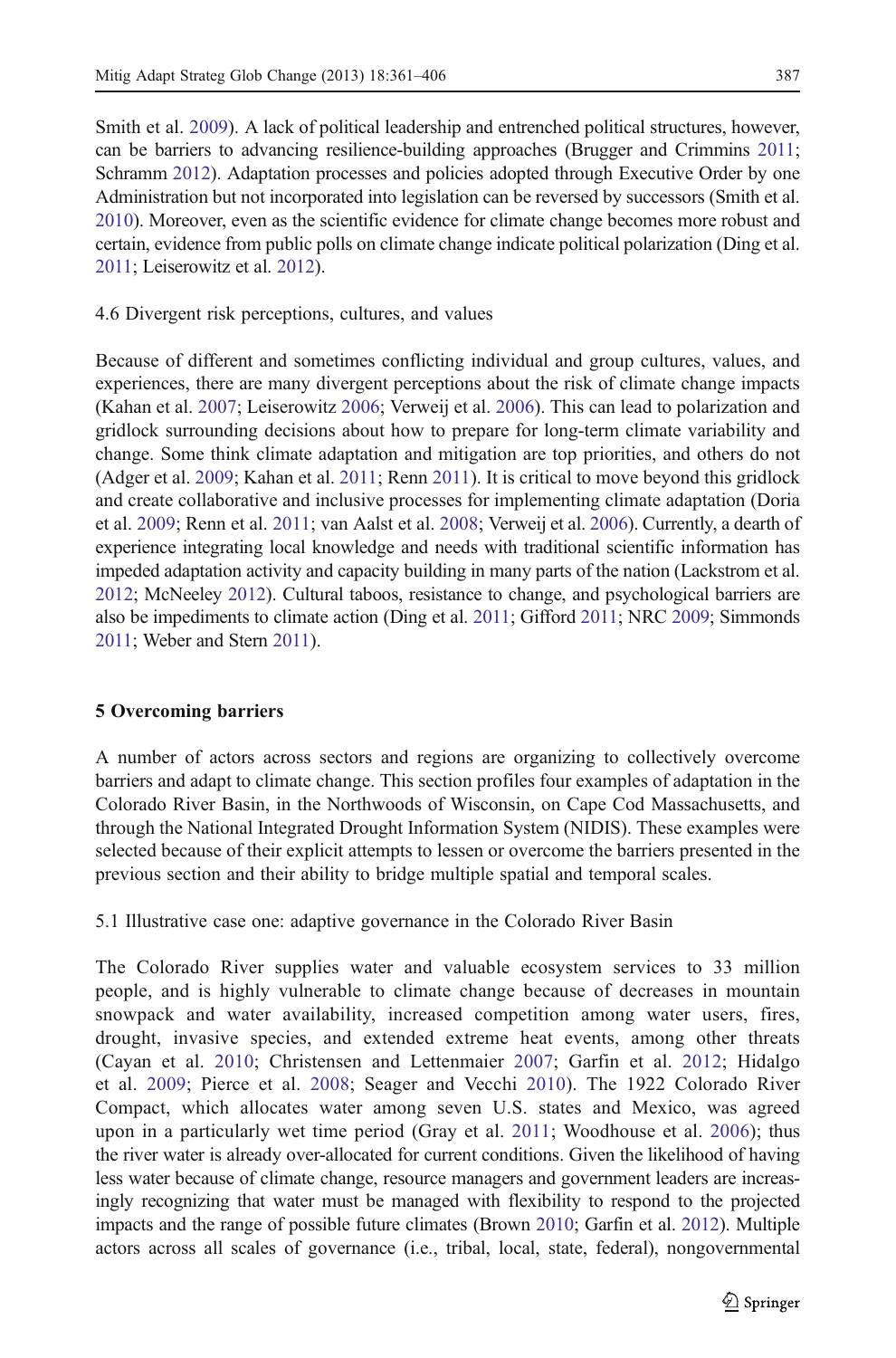Smith et al. 2009). A lack of political leadership and entrenched political structures, however, can be barriers to advancing resilience-building approaches (Brugger and Crimmins 2011; Schramm 2012). Adaptation processes and policies adopted through Executive Order by one Administration but not incorporated into legislation can be reversed by successors (Smith et al. 2010). Moreover, even as the scientific evidence for climate change becomes more robust and certain, evidence from public polls on climate change indicate political polarization (Ding et al. 2011; Leiserowitz et al. 2012).

### 4.6 Divergent risk perceptions, cultures, and values

Because of different and sometimes conflicting individual and group cultures, values, and experiences, there are many divergent perceptions about the risk of climate change impacts (Kahan et al. 2007; Leiserowitz 2006; Verweij et al. 2006). This can lead to polarization and gridlock surrounding decisions about how to prepare for long-term climate variability and change. Some think climate adaptation and mitigation are top priorities, and others do not (Adger et al. 2009; Kahan et al. 2011; Renn 2011). It is critical to move beyond this gridlock and create collaborative and inclusive processes for implementing climate adaptation (Doria et al. 2009; Renn et al. 2011; van Aalst et al. 2008; Verweij et al. 2006). Currently, a dearth of experience integrating local knowledge and needs with traditional scientific information has impeded adaptation activity and capacity building in many parts of the nation (Lackstrom et al. 2012; McNeeley 2012). Cultural taboos, resistance to change, and psychological barriers are also be impediments to climate action (Ding et al. 2011; Gifford 2011; NRC 2009; Simmonds 2011; Weber and Stern 2011).

## 5 Overcoming barriers

A number of actors across sectors and regions are organizing to collectively overcome barriers and adapt to climate change. This section profiles four examples of adaptation in the Colorado River Basin, in the Northwoods of Wisconsin, on Cape Cod Massachusetts, and through the National Integrated Drought Information System (NIDIS). These examples were selected because of their explicit attempts to lessen or overcome the barriers presented in the previous section and their ability to bridge multiple spatial and temporal scales.

### 5.1 Illustrative case one: adaptive governance in the Colorado River Basin

The Colorado River supplies water and valuable ecosystem services to 33 million people, and is highly vulnerable to climate change because of decreases in mountain snowpack and water availability, increased competition among water users, fires, drought, invasive species, and extended extreme heat events, among other threats (Cayan et al. 2010; Christensen and Lettenmaier 2007; Garfin et al. 2012; Hidalgo et al. 2009; Pierce et al. 2008; Seager and Vecchi 2010). The 1922 Colorado River Compact, which allocates water among seven U.S. states and Mexico, was agreed upon in a particularly wet time period (Gray et al. 2011; Woodhouse et al. 2006); thus the river water is already over-allocated for current conditions. Given the likelihood of having less water because of climate change, resource managers and government leaders are increasingly recognizing that water must be managed with flexibility to respond to the projected impacts and the range of possible future climates (Brown 2010; Garfin et al. 2012). Multiple actors across all scales of governance (i.e., tribal, local, state, federal), nongovernmental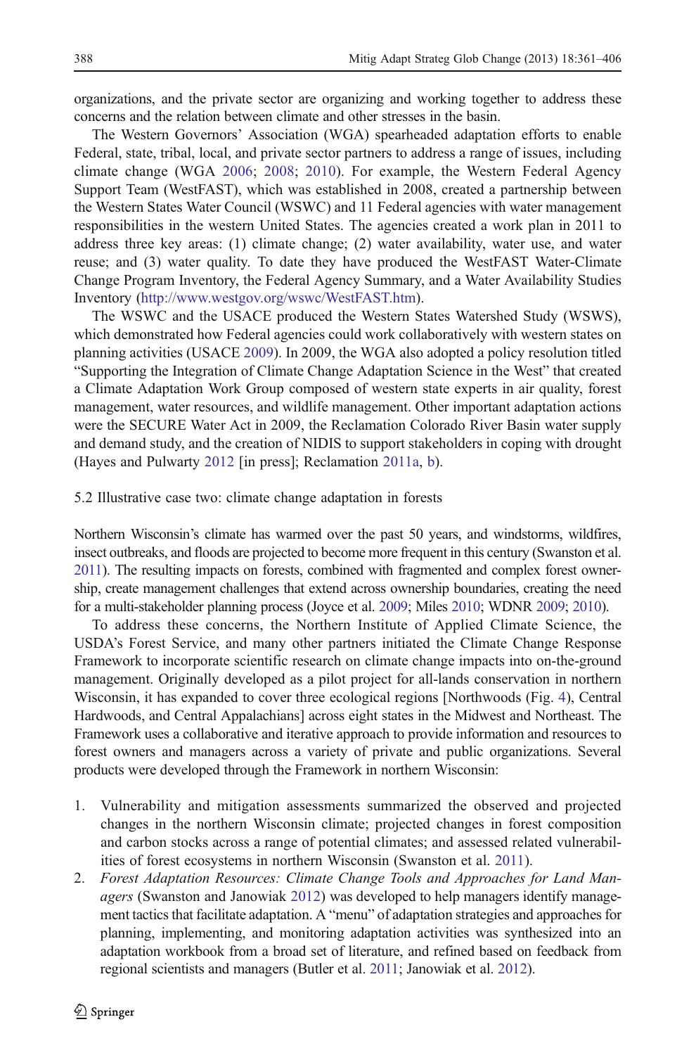organizations, and the private sector are organizing and working together to address these concerns and the relation between climate and other stresses in the basin.

The Western Governors' Association (WGA) spearheaded adaptation efforts to enable Federal, state, tribal, local, and private sector partners to address a range of issues, including climate change (WGA 2006; 2008; 2010). For example, the Western Federal Agency Support Team (WestFAST), which was established in 2008, created a partnership between the Western States Water Council (WSWC) and 11 Federal agencies with water management responsibilities in the western United States. The agencies created a work plan in 2011 to address three key areas: (1) climate change; (2) water availability, water use, and water reuse; and (3) water quality. To date they have produced the WestFAST Water-Climate Change Program Inventory, the Federal Agency Summary, and a Water Availability Studies Inventory (http://www.westgov.org/wswc/WestFAST.htm).

The WSWC and the USACE produced the Western States Watershed Study (WSWS), which demonstrated how Federal agencies could work collaboratively with western states on planning activities (USACE 2009). In 2009, the WGA also adopted a policy resolution titled "Supporting the Integration of Climate Change Adaptation Science in the West" that created a Climate Adaptation Work Group composed of western state experts in air quality, forest management, water resources, and wildlife management. Other important adaptation actions were the SECURE Water Act in 2009, the Reclamation Colorado River Basin water supply and demand study, and the creation of NIDIS to support stakeholders in coping with drought (Hayes and Pulwarty 2012 [in press]; Reclamation 2011a, b).

## 5.2 Illustrative case two: climate change adaptation in forests

Northern Wisconsin's climate has warmed over the past 50 years, and windstorms, wildfires, insect outbreaks, and floods are projected to become more frequent in this century (Swanston et al. 2011). The resulting impacts on forests, combined with fragmented and complex forest ownership, create management challenges that extend across ownership boundaries, creating the need for a multi-stakeholder planning process (Joyce et al. 2009; Miles 2010; WDNR 2009; 2010).

To address these concerns, the Northern Institute of Applied Climate Science, the USDA's Forest Service, and many other partners initiated the Climate Change Response Framework to incorporate scientific research on climate change impacts into on-the-ground management. Originally developed as a pilot project for all-lands conservation in northern Wisconsin, it has expanded to cover three ecological regions [Northwoods (Fig. 4), Central Hardwoods, and Central Appalachians] across eight states in the Midwest and Northeast. The Framework uses a collaborative and iterative approach to provide information and resources to forest owners and managers across a variety of private and public organizations. Several products were developed through the Framework in northern Wisconsin:

1. Vulnerability and mitigation assessments summarized the observed and projected changes in the northern Wisconsin climate; projected changes in forest composition and carbon stocks across a range of potential climates; and assessed related vulnerabilities of forest ecosystems in northern Wisconsin (Swanston et al. 2011).
2. *Forest Adaptation Resources: Climate Change Tools and Approaches for Land Managers* (Swanston and Janowiak 2012) was developed to help managers identify management tactics that facilitate adaptation. A "menu" of adaptation strategies and approaches for planning, implementing, and monitoring adaptation activities was synthesized into an adaptation workbook from a broad set of literature, and refined based on feedback from regional scientists and managers (Butler et al. 2011; Janowiak et al. 2012).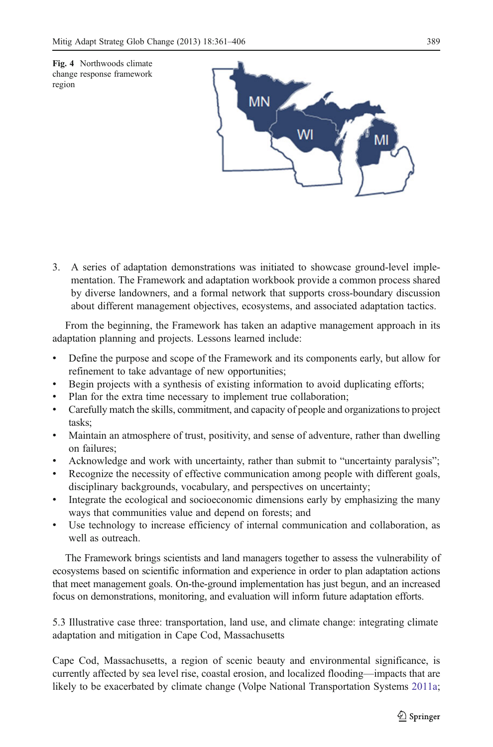Fig. 4 Northwoods climate change response framework region

MN

WI

MI

3. A series of adaptation demonstrations was initiated to showcase ground-level implementation. The Framework and adaptation workbook provide a common process shared by diverse landowners, and a formal network that supports cross-boundary discussion about different management objectives, ecosystems, and associated adaptation tactics.

From the beginning, the Framework has taken an adaptive management approach in its adaptation planning and projects. Lessons learned include:

- Define the purpose and scope of the Framework and its components early, but allow for refinement to take advantage of new opportunities;
- Begin projects with a synthesis of existing information to avoid duplicating efforts;
- Plan for the extra time necessary to implement true collaboration;
- Carefully match the skills, commitment, and capacity of people and organizations to project tasks;
- Maintain an atmosphere of trust, positivity, and sense of adventure, rather than dwelling on failures;
- Acknowledge and work with uncertainty, rather than submit to "uncertainty paralysis";
- Recognize the necessity of effective communication among people with different goals, disciplinary backgrounds, vocabulary, and perspectives on uncertainty;
- Integrate the ecological and socioeconomic dimensions early by emphasizing the many ways that communities value and depend on forests; and
- Use technology to increase efficiency of internal communication and collaboration, as well as outreach.

The Framework brings scientists and land managers together to assess the vulnerability of ecosystems based on scientific information and experience in order to plan adaptation actions that meet management goals. On-the-ground implementation has just begun, and an increased focus on demonstrations, monitoring, and evaluation will inform future adaptation efforts.

### 5.3 Illustrative case three: transportation, land use, and climate change: integrating climate adaptation and mitigation in Cape Cod, Massachusetts

Cape Cod, Massachusetts, a region of scenic beauty and environmental significance, is currently affected by sea level rise, coastal erosion, and localized flooding—impacts that are likely to be exacerbated by climate change (Volpe National Transportation Systems 2011a;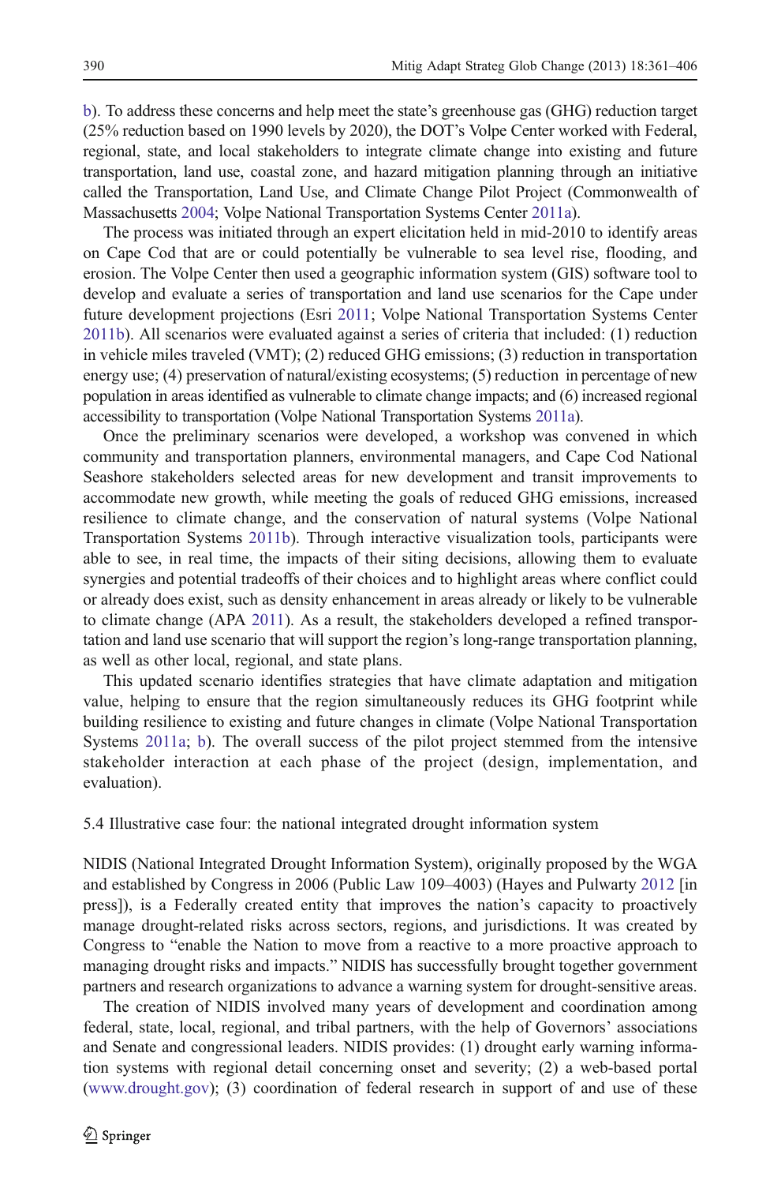b). To address these concerns and help meet the state's greenhouse gas (GHG) reduction target (25% reduction based on 1990 levels by 2020), the DOT's Volpe Center worked with Federal, regional, state, and local stakeholders to integrate climate change into existing and future transportation, land use, coastal zone, and hazard mitigation planning through an initiative called the Transportation, Land Use, and Climate Change Pilot Project (Commonwealth of Massachusetts 2004; Volpe National Transportation Systems Center 2011a).

The process was initiated through an expert elicitation held in mid-2010 to identify areas on Cape Cod that are or could potentially be vulnerable to sea level rise, flooding, and erosion. The Volpe Center then used a geographic information system (GIS) software tool to develop and evaluate a series of transportation and land use scenarios for the Cape under future development projections (Esri 2011; Volpe National Transportation Systems Center 2011b). All scenarios were evaluated against a series of criteria that included: (1) reduction in vehicle miles traveled (VMT); (2) reduced GHG emissions; (3) reduction in transportation energy use; (4) preservation of natural/existing ecosystems; (5) reduction in percentage of new population in areas identified as vulnerable to climate change impacts; and (6) increased regional accessibility to transportation (Volpe National Transportation Systems 2011a).

Once the preliminary scenarios were developed, a workshop was convened in which community and transportation planners, environmental managers, and Cape Cod National Seashore stakeholders selected areas for new development and transit improvements to accommodate new growth, while meeting the goals of reduced GHG emissions, increased resilience to climate change, and the conservation of natural systems (Volpe National Transportation Systems 2011b). Through interactive visualization tools, participants were able to see, in real time, the impacts of their siting decisions, allowing them to evaluate synergies and potential tradeoffs of their choices and to highlight areas where conflict could or already does exist, such as density enhancement in areas already or likely to be vulnerable to climate change (APA 2011). As a result, the stakeholders developed a refined transportation and land use scenario that will support the region's long-range transportation planning, as well as other local, regional, and state plans.

This updated scenario identifies strategies that have climate adaptation and mitigation value, helping to ensure that the region simultaneously reduces its GHG footprint while building resilience to existing and future changes in climate (Volpe National Transportation Systems 2011a; b). The overall success of the pilot project stemmed from the intensive stakeholder interaction at each phase of the project (design, implementation, and evaluation).

### 5.4 Illustrative case four: the national integrated drought information system

NIDIS (National Integrated Drought Information System), originally proposed by the WGA and established by Congress in 2006 (Public Law 109–4003) (Hayes and Pulwarty 2012 [in press]), is a Federally created entity that improves the nation's capacity to proactively manage drought-related risks across sectors, regions, and jurisdictions. It was created by Congress to "enable the Nation to move from a reactive to a more proactive approach to managing drought risks and impacts." NIDIS has successfully brought together government partners and research organizations to advance a warning system for drought-sensitive areas.

The creation of NIDIS involved many years of development and coordination among federal, state, local, regional, and tribal partners, with the help of Governors' associations and Senate and congressional leaders. NIDIS provides: (1) drought early warning information systems with regional detail concerning onset and severity; (2) a web-based portal (www.drought.gov); (3) coordination of federal research in support of and use of these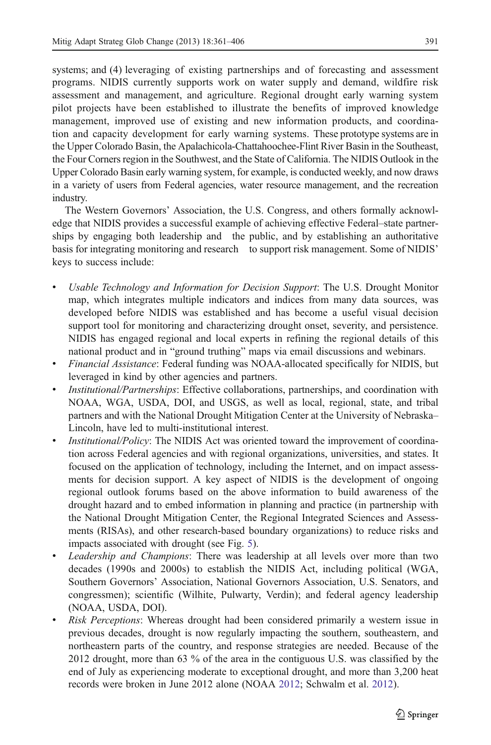systems; and (4) leveraging of existing partnerships and of forecasting and assessment programs. NIDIS currently supports work on water supply and demand, wildfire risk assessment and management, and agriculture. Regional drought early warning system pilot projects have been established to illustrate the benefits of improved knowledge management, improved use of existing and new information products, and coordination and capacity development for early warning systems. These prototype systems are in the Upper Colorado Basin, the Apalachicola-Chattahoochee-Flint River Basin in the Southeast, the Four Corners region in the Southwest, and the State of California. The NIDIS Outlook in the Upper Colorado Basin early warning system, for example, is conducted weekly, and now draws in a variety of users from Federal agencies, water resource management, and the recreation industry.

The Western Governors' Association, the U.S. Congress, and others formally acknowledge that NIDIS provides a successful example of achieving effective Federal–state partnerships by engaging both leadership and the public, and by establishing an authoritative basis for integrating monitoring and research to support risk management. Some of NIDIS' keys to success include:

- *Usable Technology and Information for Decision Support*: The U.S. Drought Monitor map, which integrates multiple indicators and indices from many data sources, was developed before NIDIS was established and has become a useful visual decision support tool for monitoring and characterizing drought onset, severity, and persistence. NIDIS has engaged regional and local experts in refining the regional details of this national product and in "ground truthing" maps via email discussions and webinars.
- *Financial Assistance*: Federal funding was NOAA-allocated specifically for NIDIS, but leveraged in kind by other agencies and partners.
- *Institutional/Partnerships*: Effective collaborations, partnerships, and coordination with NOAA, WGA, USDA, DOI, and USGS, as well as local, regional, state, and tribal partners and with the National Drought Mitigation Center at the University of Nebraska–Lincoln, have led to multi-institutional interest.
- *Institutional/Policy*: The NIDIS Act was oriented toward the improvement of coordination across Federal agencies and with regional organizations, universities, and states. It focused on the application of technology, including the Internet, and on impact assessments for decision support. A key aspect of NIDIS is the development of ongoing regional outlook forums based on the above information to build awareness of the drought hazard and to embed information in planning and practice (in partnership with the National Drought Mitigation Center, the Regional Integrated Sciences and Assessments (RISAs), and other research-based boundary organizations) to reduce risks and impacts associated with drought (see Fig. 5).
- *Leadership and Champions*: There was leadership at all levels over more than two decades (1990s and 2000s) to establish the NIDIS Act, including political (WGA, Southern Governors' Association, National Governors Association, U.S. Senators, and congressmen); scientific (Wilhite, Pulwarty, Verdin); and federal agency leadership (NOAA, USDA, DOI).
- *Risk Perceptions*: Whereas drought had been considered primarily a western issue in previous decades, drought is now regularly impacting the southern, southeastern, and northeastern parts of the country, and response strategies are needed. Because of the 2012 drought, more than 63 % of the area in the contiguous U.S. was classified by the end of July as experiencing moderate to exceptional drought, and more than 3,200 heat records were broken in June 2012 alone (NOAA 2012; Schwalm et al. 2012).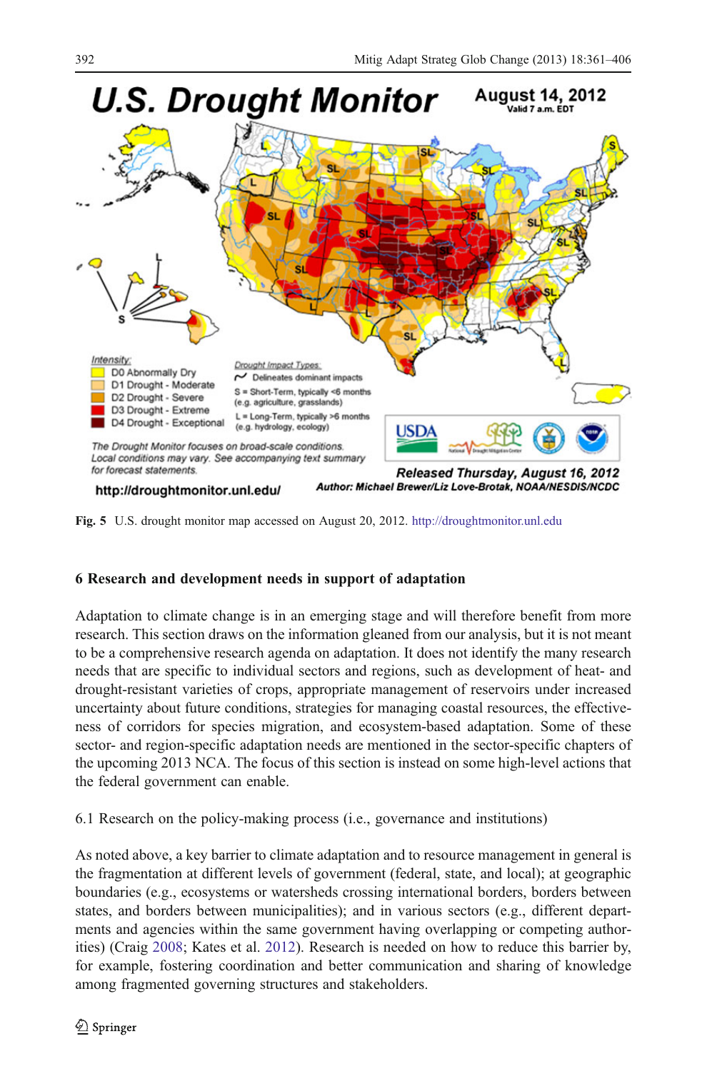Fig. 5 U.S. drought monitor map accessed on August 20, 2012. http://droughtmonitor.unl.edu

## 6 Research and development needs in support of adaptation

Adaptation to climate change is in an emerging stage and will therefore benefit from more research. This section draws on the information gleaned from our analysis, but it is not meant to be a comprehensive research agenda on adaptation. It does not identify the many research needs that are specific to individual sectors and regions, such as development of heat- and drought-resistant varieties of crops, appropriate management of reservoirs under increased uncertainty about future conditions, strategies for managing coastal resources, the effectiveness of corridors for species migration, and ecosystem-based adaptation. Some of these sector- and region-specific adaptation needs are mentioned in the sector-specific chapters of the upcoming 2013 NCA. The focus of this section is instead on some high-level actions that the federal government can enable.

### 6.1 Research on the policy-making process (i.e., governance and institutions)

As noted above, a key barrier to climate adaptation and to resource management in general is the fragmentation at different levels of government (federal, state, and local); at geographic boundaries (e.g., ecosystems or watersheds crossing international borders, borders between states, and borders between municipalities); and in various sectors (e.g., different departments and agencies within the same government having overlapping or competing authorities) (Craig 2008; Kates et al. 2012). Research is needed on how to reduce this barrier by, for example, fostering coordination and better communication and sharing of knowledge among fragmented governing structures and stakeholders.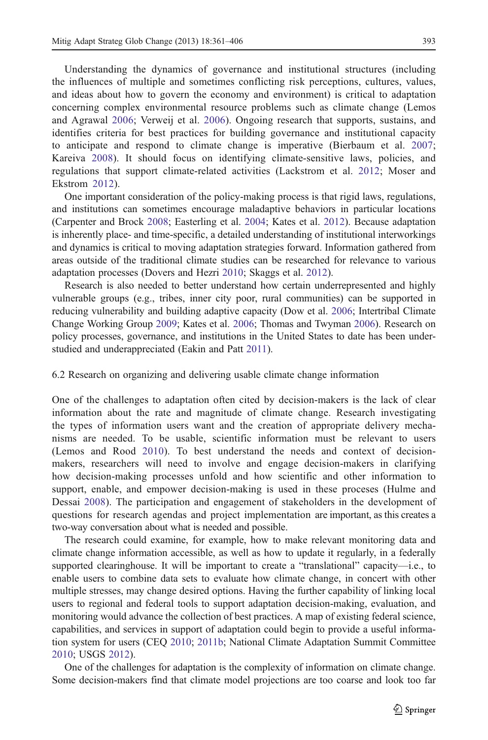Understanding the dynamics of governance and institutional structures (including the influences of multiple and sometimes conflicting risk perceptions, cultures, values, and ideas about how to govern the economy and environment) is critical to adaptation concerning complex environmental resource problems such as climate change (Lemos and Agrawal 2006; Verweij et al. 2006). Ongoing research that supports, sustains, and identifies criteria for best practices for building governance and institutional capacity to anticipate and respond to climate change is imperative (Bierbaum et al. 2007; Kareiva 2008). It should focus on identifying climate-sensitive laws, policies, and regulations that support climate-related activities (Lackstrom et al. 2012; Moser and Ekstrom 2012).

One important consideration of the policy-making process is that rigid laws, regulations, and institutions can sometimes encourage maladaptive behaviors in particular locations (Carpenter and Brock 2008; Easterling et al. 2004; Kates et al. 2012). Because adaptation is inherently place- and time-specific, a detailed understanding of institutional interworkings and dynamics is critical to moving adaptation strategies forward. Information gathered from areas outside of the traditional climate studies can be researched for relevance to various adaptation processes (Dovers and Hezri 2010; Skaggs et al. 2012).

Research is also needed to better understand how certain underrepresented and highly vulnerable groups (e.g., tribes, inner city poor, rural communities) can be supported in reducing vulnerability and building adaptive capacity (Dow et al. 2006; Intertribal Climate Change Working Group 2009; Kates et al. 2006; Thomas and Twyman 2006). Research on policy processes, governance, and institutions in the United States to date has been understudied and underappreciated (Eakin and Patt 2011).

## 6.2 Research on organizing and delivering usable climate change information

One of the challenges to adaptation often cited by decision-makers is the lack of clear information about the rate and magnitude of climate change. Research investigating the types of information users want and the creation of appropriate delivery mechanisms are needed. To be usable, scientific information must be relevant to users (Lemos and Rood 2010). To best understand the needs and context of decision-makers, researchers will need to involve and engage decision-makers in clarifying how decision-making processes unfold and how scientific and other information to support, enable, and empower decision-making is used in these processes (Hulme and Dessai 2008). The participation and engagement of stakeholders in the development of questions for research agendas and project implementation are important, as this creates a two-way conversation about what is needed and possible.

The research could examine, for example, how to make relevant monitoring data and climate change information accessible, as well as how to update it regularly, in a federally supported clearinghouse. It will be important to create a "translational" capacity—i.e., to enable users to combine data sets to evaluate how climate change, in concert with other multiple stresses, may change desired options. Having the further capability of linking local users to regional and federal tools to support adaptation decision-making, evaluation, and monitoring would advance the collection of best practices. A map of existing federal science, capabilities, and services in support of adaptation could begin to provide a useful information system for users (CEQ 2010; 2011b; National Climate Adaptation Summit Committee 2010; USGS 2012).

One of the challenges for adaptation is the complexity of information on climate change. Some decision-makers find that climate model projections are too coarse and look too far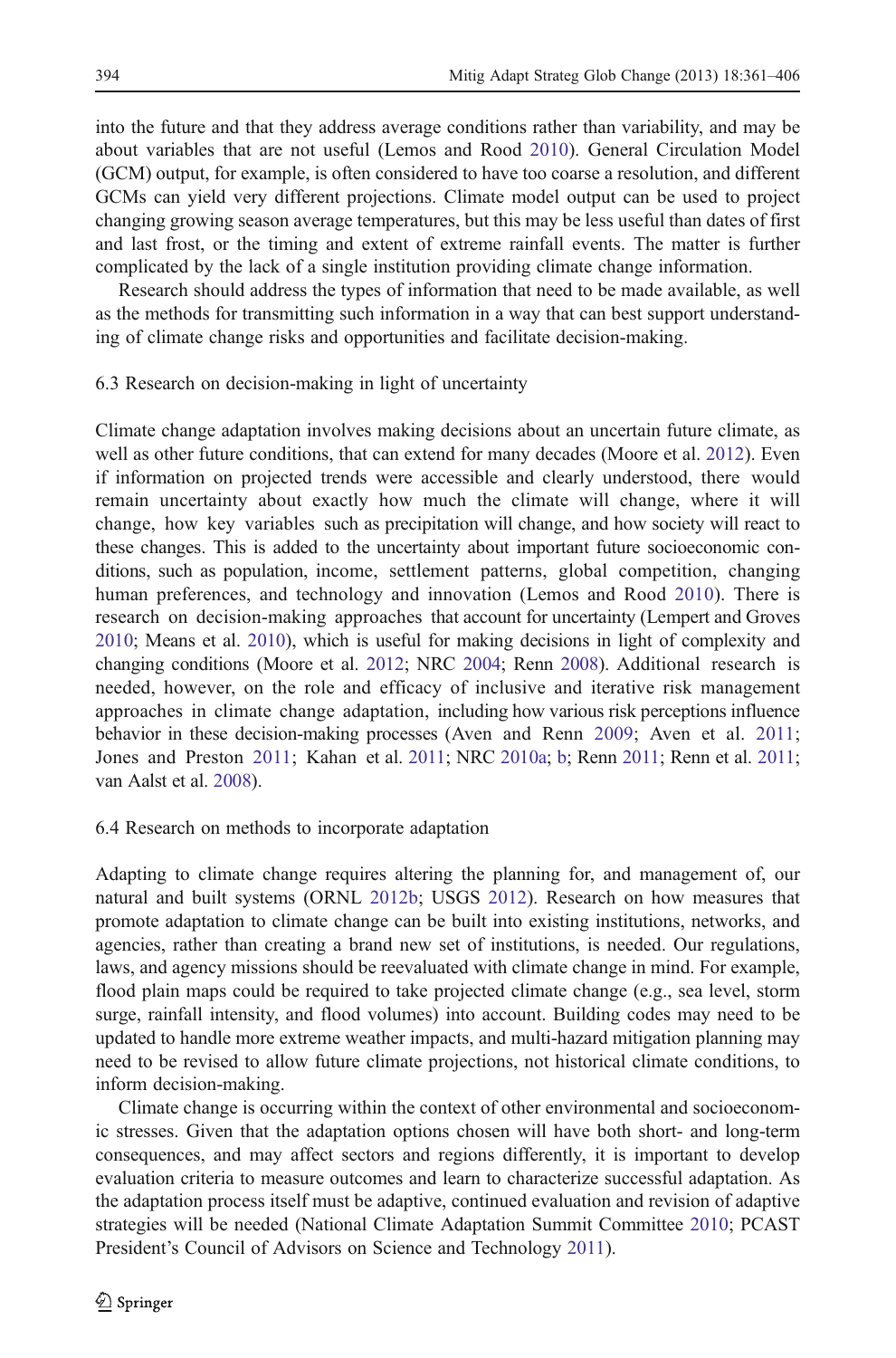into the future and that they address average conditions rather than variability, and may be about variables that are not useful (Lemos and Rood 2010). General Circulation Model (GCM) output, for example, is often considered to have too coarse a resolution, and different GCMs can yield very different projections. Climate model output can be used to project changing growing season average temperatures, but this may be less useful than dates of first and last frost, or the timing and extent of extreme rainfall events. The matter is further complicated by the lack of a single institution providing climate change information.

Research should address the types of information that need to be made available, as well as the methods for transmitting such information in a way that can best support understanding of climate change risks and opportunities and facilitate decision-making.

### 6.3 Research on decision-making in light of uncertainty

Climate change adaptation involves making decisions about an uncertain future climate, as well as other future conditions, that can extend for many decades (Moore et al. 2012). Even if information on projected trends were accessible and clearly understood, there would remain uncertainty about exactly how much the climate will change, where it will change, how key variables such as precipitation will change, and how society will react to these changes. This is added to the uncertainty about important future socioeconomic conditions, such as population, income, settlement patterns, global competition, changing human preferences, and technology and innovation (Lemos and Rood 2010). There is research on decision-making approaches that account for uncertainty (Lempert and Groves 2010; Means et al. 2010), which is useful for making decisions in light of complexity and changing conditions (Moore et al. 2012; NRC 2004; Renn 2008). Additional research is needed, however, on the role and efficacy of inclusive and iterative risk management approaches in climate change adaptation, including how various risk perceptions influence behavior in these decision-making processes (Aven and Renn 2009; Aven et al. 2011; Jones and Preston 2011; Kahan et al. 2011; NRC 2010a; b; Renn 2011; Renn et al. 2011; van Aalst et al. 2008).

### 6.4 Research on methods to incorporate adaptation

Adapting to climate change requires altering the planning for, and management of, our natural and built systems (ORNL 2012b; USGS 2012). Research on how measures that promote adaptation to climate change can be built into existing institutions, networks, and agencies, rather than creating a brand new set of institutions, is needed. Our regulations, laws, and agency missions should be reevaluated with climate change in mind. For example, flood plain maps could be required to take projected climate change (e.g., sea level, storm surge, rainfall intensity, and flood volumes) into account. Building codes may need to be updated to handle more extreme weather impacts, and multi-hazard mitigation planning may need to be revised to allow future climate projections, not historical climate conditions, to inform decision-making.

Climate change is occurring within the context of other environmental and socioeconomic stresses. Given that the adaptation options chosen will have both short- and long-term consequences, and may affect sectors and regions differently, it is important to develop evaluation criteria to measure outcomes and learn to characterize successful adaptation. As the adaptation process itself must be adaptive, continued evaluation and revision of adaptive strategies will be needed (National Climate Adaptation Summit Committee 2010; PCAST President's Council of Advisors on Science and Technology 2011).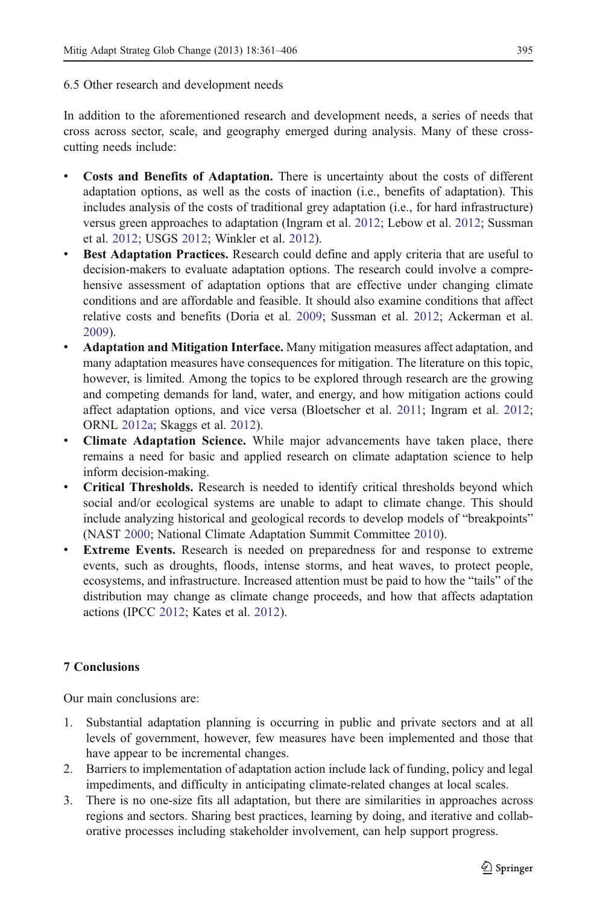### 6.5 Other research and development needs

In addition to the aforementioned research and development needs, a series of needs that cross across sector, scale, and geography emerged during analysis. Many of these cross-cutting needs include:

- **Costs and Benefits of Adaptation.** There is uncertainty about the costs of different adaptation options, as well as the costs of inaction (i.e., benefits of adaptation). This includes analysis of the costs of traditional grey adaptation (i.e., for hard infrastructure) versus green approaches to adaptation (Ingram et al. 2012; Lebow et al. 2012; Sussman et al. 2012; USGS 2012; Winkler et al. 2012).
- **Best Adaptation Practices.** Research could define and apply criteria that are useful to decision-makers to evaluate adaptation options. The research could involve a comprehensive assessment of adaptation options that are effective under changing climate conditions and are affordable and feasible. It should also examine conditions that affect relative costs and benefits (Doria et al. 2009; Sussman et al. 2012; Ackerman et al. 2009).
- **Adaptation and Mitigation Interface.** Many mitigation measures affect adaptation, and many adaptation measures have consequences for mitigation. The literature on this topic, however, is limited. Among the topics to be explored through research are the growing and competing demands for land, water, and energy, and how mitigation actions could affect adaptation options, and vice versa (Bloetscher et al. 2011; Ingram et al. 2012; ORNL 2012a; Skaggs et al. 2012).
- **Climate Adaptation Science.** While major advancements have taken place, there remains a need for basic and applied research on climate adaptation science to help inform decision-making.
- **Critical Thresholds.** Research is needed to identify critical thresholds beyond which social and/or ecological systems are unable to adapt to climate change. This should include analyzing historical and geological records to develop models of "breakpoints" (NAST 2000; National Climate Adaptation Summit Committee 2010).
- **Extreme Events.** Research is needed on preparedness for and response to extreme events, such as droughts, floods, intense storms, and heat waves, to protect people, ecosystems, and infrastructure. Increased attention must be paid to how the "tails" of the distribution may change as climate change proceeds, and how that affects adaptation actions (IPCC 2012; Kates et al. 2012).

## 7 Conclusions

Our main conclusions are:

1. Substantial adaptation planning is occurring in public and private sectors and at all levels of government, however, few measures have been implemented and those that have appear to be incremental changes.
2. Barriers to implementation of adaptation action include lack of funding, policy and legal impediments, and difficulty in anticipating climate-related changes at local scales.
3. There is no one-size fits all adaptation, but there are similarities in approaches across regions and sectors. Sharing best practices, learning by doing, and iterative and collaborative processes including stakeholder involvement, can help support progress.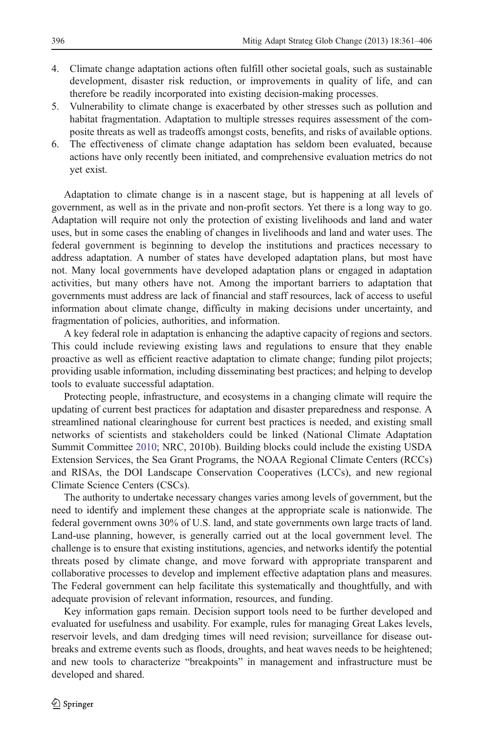4. Climate change adaptation actions often fulfill other societal goals, such as sustainable development, disaster risk reduction, or improvements in quality of life, and can therefore be readily incorporated into existing decision-making processes.
5. Vulnerability to climate change is exacerbated by other stresses such as pollution and habitat fragmentation. Adaptation to multiple stresses requires assessment of the composite threats as well as tradeoffs amongst costs, benefits, and risks of available options.
6. The effectiveness of climate change adaptation has seldom been evaluated, because actions have only recently been initiated, and comprehensive evaluation metrics do not yet exist.

Adaptation to climate change is in a nascent stage, but is happening at all levels of government, as well as in the private and non-profit sectors. Yet there is a long way to go. Adaptation will require not only the protection of existing livelihoods and land and water uses, but in some cases the enabling of changes in livelihoods and land and water uses. The federal government is beginning to develop the institutions and practices necessary to address adaptation. A number of states have developed adaptation plans, but most have not. Many local governments have developed adaptation plans or engaged in adaptation activities, but many others have not. Among the important barriers to adaptation that governments must address are lack of financial and staff resources, lack of access to useful information about climate change, difficulty in making decisions under uncertainty, and fragmentation of policies, authorities, and information.

A key federal role in adaptation is enhancing the adaptive capacity of regions and sectors. This could include reviewing existing laws and regulations to ensure that they enable proactive as well as efficient reactive adaptation to climate change; funding pilot projects; providing usable information, including disseminating best practices; and helping to develop tools to evaluate successful adaptation.

Protecting people, infrastructure, and ecosystems in a changing climate will require the updating of current best practices for adaptation and disaster preparedness and response. A streamlined national clearinghouse for current best practices is needed, and existing small networks of scientists and stakeholders could be linked (National Climate Adaptation Summit Committee 2010; NRC, 2010b). Building blocks could include the existing USDA Extension Services, the Sea Grant Programs, the NOAA Regional Climate Centers (RCCs) and RISAs, the DOI Landscape Conservation Cooperatives (LCCs), and new regional Climate Science Centers (CSCs).

The authority to undertake necessary changes varies among levels of government, but the need to identify and implement these changes at the appropriate scale is nationwide. The federal government owns 30% of U.S. land, and state governments own large tracts of land. Land-use planning, however, is generally carried out at the local government level. The challenge is to ensure that existing institutions, agencies, and networks identify the potential threats posed by climate change, and move forward with appropriate transparent and collaborative processes to develop and implement effective adaptation plans and measures. The Federal government can help facilitate this systematically and thoughtfully, and with adequate provision of relevant information, resources, and funding.

Key information gaps remain. Decision support tools need to be further developed and evaluated for usefulness and usability. For example, rules for managing Great Lakes levels, reservoir levels, and dam dredging times will need revision; surveillance for disease outbreaks and extreme events such as floods, droughts, and heat waves needs to be heightened; and new tools to characterize "breakpoints" in management and infrastructure must be developed and shared.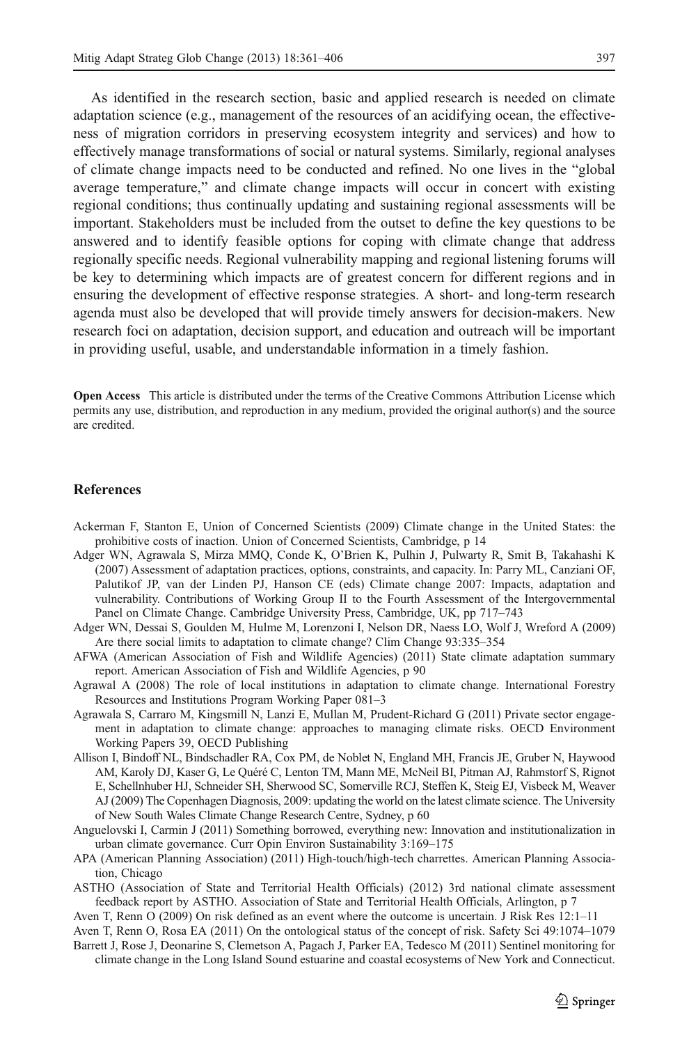As identified in the research section, basic and applied research is needed on climate adaptation science (e.g., management of the resources of an acidifying ocean, the effectiveness of migration corridors in preserving ecosystem integrity and services) and how to effectively manage transformations of social or natural systems. Similarly, regional analyses of climate change impacts need to be conducted and refined. No one lives in the "global average temperature," and climate change impacts will occur in concert with existing regional conditions; thus continually updating and sustaining regional assessments will be important. Stakeholders must be included from the outset to define the key questions to be answered and to identify feasible options for coping with climate change that address regionally specific needs. Regional vulnerability mapping and regional listening forums will be key to determining which impacts are of greatest concern for different regions and in ensuring the development of effective response strategies. A short- and long-term research agenda must also be developed that will provide timely answers for decision-makers. New research foci on adaptation, decision support, and education and outreach will be important in providing useful, usable, and understandable information in a timely fashion.

**Open Access** This article is distributed under the terms of the Creative Commons Attribution License which permits any use, distribution, and reproduction in any medium, provided the original author(s) and the source are credited.

## References

Ackerman F, Stanton E, Union of Concerned Scientists (2009) Climate change in the United States: the prohibitive costs of inaction. Union of Concerned Scientists, Cambridge, p 14

Adger WN, Agrawala S, Mirza MMQ, Conde K, O'Brien K, Pulhin J, Pulwarty R, Smit B, Takahashi K (2007) Assessment of adaptation practices, options, constraints, and capacity. In: Parry ML, Canziani OF, Palutikof JP, van der Linden PJ, Hanson CE (eds) Climate change 2007: Impacts, adaptation and vulnerability. Contributions of Working Group II to the Fourth Assessment of the Intergovernmental Panel on Climate Change. Cambridge University Press, Cambridge, UK, pp 717–743

Adger WN, Dessai S, Goulden M, Hulme M, Lorenzoni I, Nelson DR, Naess LO, Wolf J, Wreford A (2009) Are there social limits to adaptation to climate change? Clim Change 93:335–354

AFWA (American Association of Fish and Wildlife Agencies) (2011) State climate adaptation summary report. American Association of Fish and Wildlife Agencies, p 90

Agrawal A (2008) The role of local institutions in adaptation to climate change. International Forestry Resources and Institutions Program Working Paper 081–3

Agrawala S, Carraro M, Kingsmill N, Lanzi E, Mullan M, Prudent-Richard G (2011) Private sector engagement in adaptation to climate change: approaches to managing climate risks. OECD Environment Working Papers 39, OECD Publishing

Allison I, Bindoff NL, Bindschadler RA, Cox PM, de Noblet N, England MH, Francis JE, Gruber N, Haywood AM, Karoly DJ, Kaser G, Le Quéré C, Lenton TM, Mann ME, McNeil BI, Pitman AJ, Rahmstorf S, Rignot E, Schellnhuber HJ, Schneider SH, Sherwood SC, Somerville RCJ, Steffen K, Steig EJ, Visbeck M, Weaver AJ (2009) The Copenhagen Diagnosis, 2009: updating the world on the latest climate science. The University of New South Wales Climate Change Research Centre, Sydney, p 60

Anguelovski I, Carmin J (2011) Something borrowed, everything new: Innovation and institutionalization in urban climate governance. Curr Opin Environ Sustainability 3:169–175

APA (American Planning Association) (2011) High-touch/high-tech charrettes. American Planning Association, Chicago

ASTHO (Association of State and Territorial Health Officials) (2012) 3rd national climate assessment feedback report by ASTHO. Association of State and Territorial Health Officials, Arlington, p 7

Aven T, Renn O (2009) On risk defined as an event where the outcome is uncertain. J Risk Res 12:1–11

Aven T, Renn O, Rosa EA (2011) On the ontological status of the concept of risk. Safety Sci 49:1074–1079

Barrett J, Rose J, Deonarine S, Clemetson A, Pagach J, Parker EA, Tedesco M (2011) Sentinel monitoring for climate change in the Long Island Sound estuarine and coastal ecosystems of New York and Connecticut.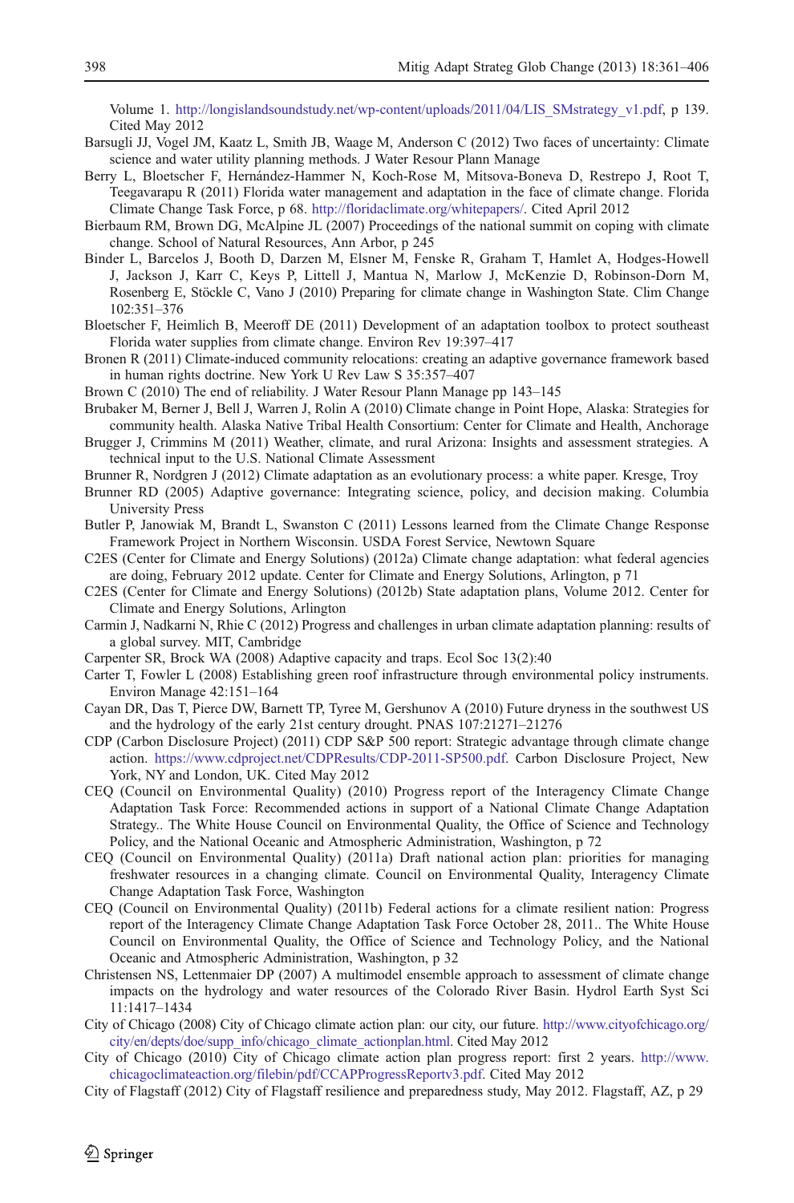Volume 1. http://longislandsoundstudy.net/wp-content/uploads/2011/04/LIS_SMstrategy_v1.pdf, p 139. Cited May 2012

Barsugli JJ, Vogel JM, Kaatz L, Smith JB, Waage M, Anderson C (2012) Two faces of uncertainty: Climate science and water utility planning methods. J Water Resour Plann Manage

Berry L, Bloetscher F, Hernández-Hammer N, Koch-Rose M, Mitsova-Boneva D, Restrepo J, Root T, Teegavarapu R (2011) Florida water management and adaptation in the face of climate change. Florida Climate Change Task Force, p 68. http://floridaclimate.org/whitepapers/. Cited April 2012

Bierbaum RM, Brown DG, McAlpine JL (2007) Proceedings of the national summit on coping with climate change. School of Natural Resources, Ann Arbor, p 245

Binder L, Barcelos J, Booth D, Darzen M, Elsner M, Fenske R, Graham T, Hamlet A, Hodges-Howell J, Jackson J, Karr C, Keys P, Littell J, Mantua N, Marlow J, McKenzie D, Robinson-Dorn M, Rosenberg E, Stöckle C, Vano J (2010) Preparing for climate change in Washington State. Clim Change 102:351–376

Bloetscher F, Heimlich B, Meeroff DE (2011) Development of an adaptation toolbox to protect southeast Florida water supplies from climate change. Environ Rev 19:397–417

Bronen R (2011) Climate-induced community relocations: creating an adaptive governance framework based in human rights doctrine. New York U Rev Law S 35:357–407

Brown C (2010) The end of reliability. J Water Resour Plann Manage pp 143–145

Brubaker M, Berner J, Bell J, Warren J, Rolin A (2010) Climate change in Point Hope, Alaska: Strategies for community health. Alaska Native Tribal Health Consortium: Center for Climate and Health, Anchorage

Brugger J, Crimmins M (2011) Weather, climate, and rural Arizona: Insights and assessment strategies. A technical input to the U.S. National Climate Assessment

Brunner R, Nordgren J (2012) Climate adaptation as an evolutionary process: a white paper. Kresge, Troy

Brunner RD (2005) Adaptive governance: Integrating science, policy, and decision making. Columbia University Press

Butler P, Janowiak M, Brandt L, Swanston C (2011) Lessons learned from the Climate Change Response Framework Project in Northern Wisconsin. USDA Forest Service, Newtown Square

C2ES (Center for Climate and Energy Solutions) (2012a) Climate change adaptation: what federal agencies are doing, February 2012 update. Center for Climate and Energy Solutions, Arlington, p 71

C2ES (Center for Climate and Energy Solutions) (2012b) State adaptation plans, Volume 2012. Center for Climate and Energy Solutions, Arlington

Carmin J, Nadkarni N, Rhie C (2012) Progress and challenges in urban climate adaptation planning: results of a global survey. MIT, Cambridge

Carpenter SR, Brock WA (2008) Adaptive capacity and traps. Ecol Soc 13(2):40

Carter T, Fowler L (2008) Establishing green roof infrastructure through environmental policy instruments. Environ Manage 42:151–164

Cayan DR, Das T, Pierce DW, Barnett TP, Tyree M, Gershunov A (2010) Future dryness in the southwest US and the hydrology of the early 21st century drought. PNAS 107:21271–21276

CDP (Carbon Disclosure Project) (2011) CDP S&P 500 report: Strategic advantage through climate change action. https://www.cdproject.net/CDPResults/CDP-2011-SP500.pdf. Carbon Disclosure Project, New York, NY and London, UK. Cited May 2012

CEQ (Council on Environmental Quality) (2010) Progress report of the Interagency Climate Change Adaptation Task Force: Recommended actions in support of a National Climate Change Adaptation Strategy.. The White House Council on Environmental Quality, the Office of Science and Technology Policy, and the National Oceanic and Atmospheric Administration, Washington, p 72

CEQ (Council on Environmental Quality) (2011a) Draft national action plan: priorities for managing freshwater resources in a changing climate. Council on Environmental Quality, Interagency Climate Change Adaptation Task Force, Washington

CEQ (Council on Environmental Quality) (2011b) Federal actions for a climate resilient nation: Progress report of the Interagency Climate Change Adaptation Task Force October 28, 2011.. The White House Council on Environmental Quality, the Office of Science and Technology Policy, and the National Oceanic and Atmospheric Administration, Washington, p 32

Christensen NS, Lettenmaier DP (2007) A multimodel ensemble approach to assessment of climate change impacts on the hydrology and water resources of the Colorado River Basin. Hydrol Earth Syst Sci 11:1417–1434

City of Chicago (2008) City of Chicago climate action plan: our city, our future. http://www.cityofchicago.org/city/en/depts/doe/supp_info/chicago_climate_actionplan.html. Cited May 2012

City of Chicago (2010) City of Chicago climate action plan progress report: first 2 years. http://www.chicagoclimateaction.org/filebin/pdf/CCAPProgressReportv3.pdf. Cited May 2012

City of Flagstaff (2012) City of Flagstaff resilience and preparedness study, May 2012. Flagstaff, AZ, p 29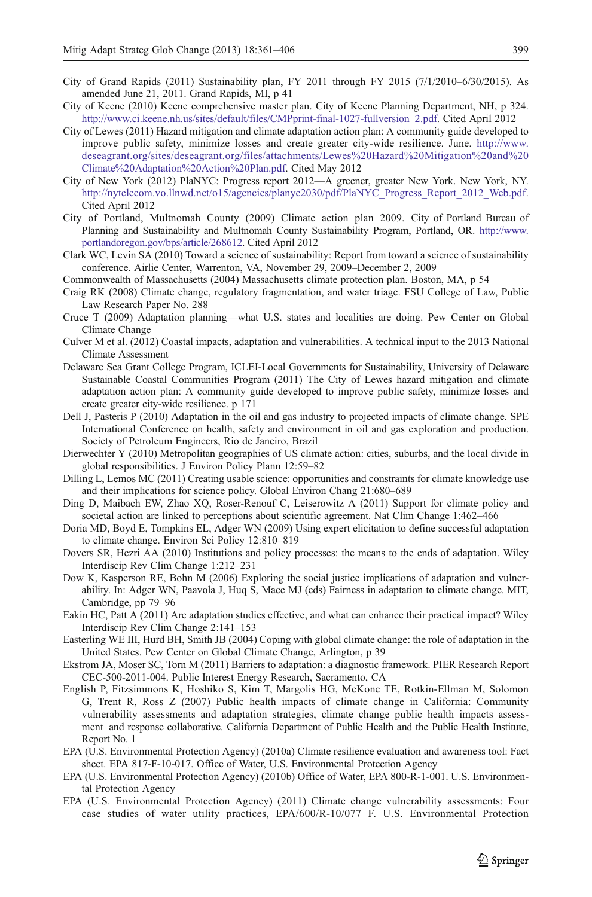City of Grand Rapids (2011) Sustainability plan, FY 2011 through FY 2015 (7/1/2010–6/30/2015). As amended June 21, 2011. Grand Rapids, MI, p 41

City of Keene (2010) Keene comprehensive master plan. City of Keene Planning Department, NH, p 324. http://www.ci.keene.nh.us/sites/default/files/CMPprint-final-1027-fullversion_2.pdf. Cited April 2012

City of Lewes (2011) Hazard mitigation and climate adaptation action plan: A community guide developed to improve public safety, minimize losses and create greater city-wide resilience. June. http://www.deseagrant.org/sites/deseagrant.org/files/attachments/Lewes%20Hazard%20Mitigation%20and%20Climate%20Adaptation%20Action%20Plan.pdf. Cited May 2012

City of New York (2012) PlaNYC: Progress report 2012—A greener, greater New York. New York, NY. http://nytelecom.vo.llnwd.net/o15/agencies/planyc2030/pdf/PlaNYC_Progress_Report_2012_Web.pdf. Cited April 2012

City of Portland, Multnomah County (2009) Climate action plan 2009. City of Portland Bureau of Planning and Sustainability and Multnomah County Sustainability Program, Portland, OR. http://www.portlandoregon.gov/bps/article/268612. Cited April 2012

Clark WC, Levin SA (2010) Toward a science of sustainability: Report from toward a science of sustainability conference. Airlie Center, Warrenton, VA, November 29, 2009–December 2, 2009

Commonwealth of Massachusetts (2004) Massachusetts climate protection plan. Boston, MA, p 54

Craig RK (2008) Climate change, regulatory fragmentation, and water triage. FSU College of Law, Public Law Research Paper No. 288

Cruce T (2009) Adaptation planning—what U.S. states and localities are doing. Pew Center on Global Climate Change

Culver M et al. (2012) Coastal impacts, adaptation and vulnerabilities. A technical input to the 2013 National Climate Assessment

Delaware Sea Grant College Program, ICLEI-Local Governments for Sustainability, University of Delaware Sustainable Coastal Communities Program (2011) The City of Lewes hazard mitigation and climate adaptation action plan: A community guide developed to improve public safety, minimize losses and create greater city-wide resilience. p 171

Dell J, Pasteris P (2010) Adaptation in the oil and gas industry to projected impacts of climate change. SPE International Conference on health, safety and environment in oil and gas exploration and production. Society of Petroleum Engineers, Rio de Janeiro, Brazil

Dierwechter Y (2010) Metropolitan geographies of US climate action: cities, suburbs, and the local divide in global responsibilities. J Environ Policy Plann 12:59–82

Dilling L, Lemos MC (2011) Creating usable science: opportunities and constraints for climate knowledge use and their implications for science policy. Global Environ Chang 21:680–689

Ding D, Maibach EW, Zhao XQ, Roser-Renouf C, Leiserowitz A (2011) Support for climate policy and societal action are linked to perceptions about scientific agreement. Nat Clim Change 1:462–466

Doria MD, Boyd E, Tompkins EL, Adger WN (2009) Using expert elicitation to define successful adaptation to climate change. Environ Sci Policy 12:810–819

Dovers SR, Hezri AA (2010) Institutions and policy processes: the means to the ends of adaptation. Wiley Interdiscip Rev Clim Change 1:212–231

Dow K, Kasperson RE, Bohn M (2006) Exploring the social justice implications of adaptation and vulnerability. In: Adger WN, Paavola J, Huq S, Mace MJ (eds) Fairness in adaptation to climate change. MIT, Cambridge, pp 79–96

Eakin HC, Patt A (2011) Are adaptation studies effective, and what can enhance their practical impact? Wiley Interdiscip Rev Clim Change 2:141–153

Easterling WE III, Hurd BH, Smith JB (2004) Coping with global climate change: the role of adaptation in the United States. Pew Center on Global Climate Change, Arlington, p 39

Ekstrom JA, Moser SC, Torn M (2011) Barriers to adaptation: a diagnostic framework. PIER Research Report CEC-500-2011-004. Public Interest Energy Research, Sacramento, CA

English P, Fitzsimmons K, Hoshiko S, Kim T, Margolis HG, McKone TE, Rotkin-Ellman M, Solomon G, Trent R, Ross Z (2007) Public health impacts of climate change in California: Community vulnerability assessments and adaptation strategies, climate change public health impacts assessment and response collaborative. California Department of Public Health and the Public Health Institute, Report No. 1

EPA (U.S. Environmental Protection Agency) (2010a) Climate resilience evaluation and awareness tool: Fact sheet. EPA 817-F-10-017. Office of Water, U.S. Environmental Protection Agency

EPA (U.S. Environmental Protection Agency) (2010b) Office of Water, EPA 800-R-1-001. U.S. Environmental Protection Agency

EPA (U.S. Environmental Protection Agency) (2011) Climate change vulnerability assessments: Four case studies of water utility practices, EPA/600/R-10/077 F. U.S. Environmental Protection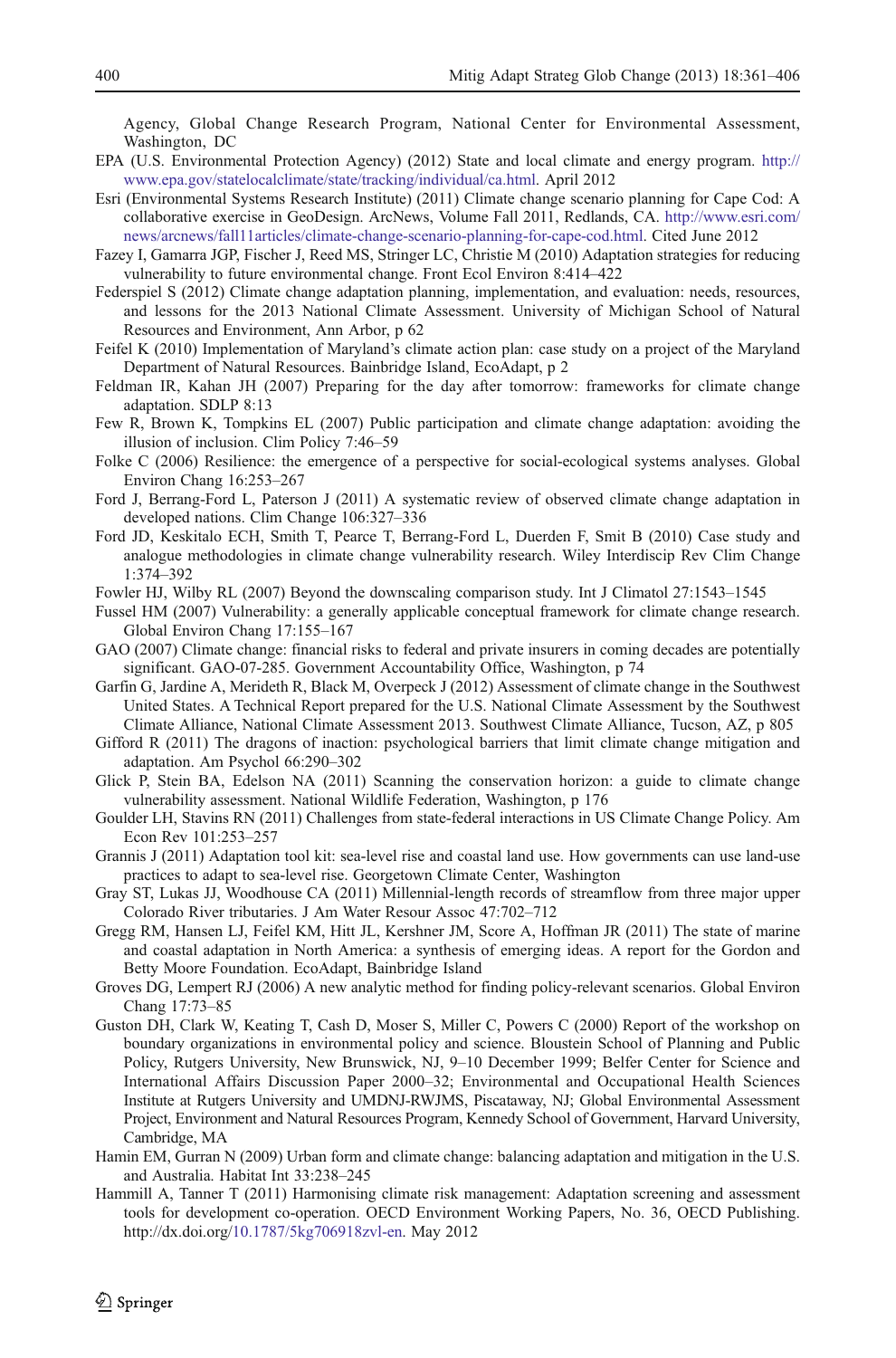Agency, Global Change Research Program, National Center for Environmental Assessment, Washington, DC

EPA (U.S. Environmental Protection Agency) (2012) State and local climate and energy program. http://www.epa.gov/statelocalclimate/state/tracking/individual/ca.html. April 2012

Esri (Environmental Systems Research Institute) (2011) Climate change scenario planning for Cape Cod: A collaborative exercise in GeoDesign. ArcNews, Volume Fall 2011, Redlands, CA. http://www.esri.com/news/arcnews/fall11articles/climate-change-scenario-planning-for-cape-cod.html. Cited June 2012

Fazey I, Gamarra JGP, Fischer J, Reed MS, Stringer LC, Christie M (2010) Adaptation strategies for reducing vulnerability to future environmental change. Front Ecol Environ 8:414–422

Federspiel S (2012) Climate change adaptation planning, implementation, and evaluation: needs, resources, and lessons for the 2013 National Climate Assessment. University of Michigan School of Natural Resources and Environment, Ann Arbor, p 62

Feifel K (2010) Implementation of Maryland's climate action plan: case study on a project of the Maryland Department of Natural Resources. Bainbridge Island, EcoAdapt, p 2

Feldman IR, Kahan JH (2007) Preparing for the day after tomorrow: frameworks for climate change adaptation. SDLP 8:13

Few R, Brown K, Tompkins EL (2007) Public participation and climate change adaptation: avoiding the illusion of inclusion. Clim Policy 7:46–59

Folke C (2006) Resilience: the emergence of a perspective for social-ecological systems analyses. Global Environ Chang 16:253–267

Ford J, Berrang-Ford L, Paterson J (2011) A systematic review of observed climate change adaptation in developed nations. Clim Change 106:327–336

Ford JD, Keskitalo ECH, Smith T, Pearce T, Berrang-Ford L, Duerden F, Smit B (2010) Case study and analogue methodologies in climate change vulnerability research. Wiley Interdiscip Rev Clim Change 1:374–392

Fowler HJ, Wilby RL (2007) Beyond the downscaling comparison study. Int J Climatol 27:1543–1545

Fussel HM (2007) Vulnerability: a generally applicable conceptual framework for climate change research. Global Environ Chang 17:155–167

GAO (2007) Climate change: financial risks to federal and private insurers in coming decades are potentially significant. GAO-07-285. Government Accountability Office, Washington, p 74

Garfin G, Jardine A, Merideth R, Black M, Overpeck J (2012) Assessment of climate change in the Southwest United States. A Technical Report prepared for the U.S. National Climate Assessment by the Southwest Climate Alliance, National Climate Assessment 2013. Southwest Climate Alliance, Tucson, AZ, p 805

Gifford R (2011) The dragons of inaction: psychological barriers that limit climate change mitigation and adaptation. Am Psychol 66:290–302

Glick P, Stein BA, Edelson NA (2011) Scanning the conservation horizon: a guide to climate change vulnerability assessment. National Wildlife Federation, Washington, p 176

Goulder LH, Stavins RN (2011) Challenges from state-federal interactions in US Climate Change Policy. Am Econ Rev 101:253–257

Grannis J (2011) Adaptation tool kit: sea-level rise and coastal land use. How governments can use land-use practices to adapt to sea-level rise. Georgetown Climate Center, Washington

Gray ST, Lukas JJ, Woodhouse CA (2011) Millennial-length records of streamflow from three major upper Colorado River tributaries. J Am Water Resour Assoc 47:702–712

Gregg RM, Hansen LJ, Feifel KM, Hitt JL, Kershner JM, Score A, Hoffman JR (2011) The state of marine and coastal adaptation in North America: a synthesis of emerging ideas. A report for the Gordon and Betty Moore Foundation. EcoAdapt, Bainbridge Island

Groves DG, Lempert RJ (2006) A new analytic method for finding policy-relevant scenarios. Global Environ Chang 17:73–85

Guston DH, Clark W, Keating T, Cash D, Moser S, Miller C, Powers C (2000) Report of the workshop on boundary organizations in environmental policy and science. Bloustein School of Planning and Public Policy, Rutgers University, New Brunswick, NJ, 9–10 December 1999; Belfer Center for Science and International Affairs Discussion Paper 2000–32; Environmental and Occupational Health Sciences Institute at Rutgers University and UMDNJ-RWJMS, Piscataway, NJ; Global Environmental Assessment Project, Environment and Natural Resources Program, Kennedy School of Government, Harvard University, Cambridge, MA

Hamin EM, Gurran N (2009) Urban form and climate change: balancing adaptation and mitigation in the U.S. and Australia. Habitat Int 33:238–245

Hammill A, Tanner T (2011) Harmonising climate risk management: Adaptation screening and assessment tools for development co-operation. OECD Environment Working Papers, No. 36, OECD Publishing. http://dx.doi.org/10.1787/5kg706918zvl-en. May 2012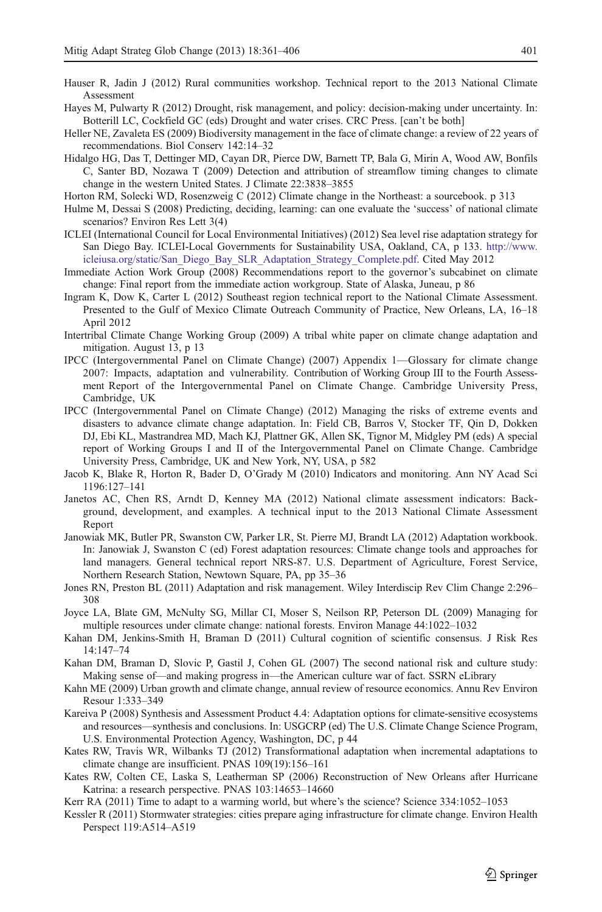Hauser R, Jadin J (2012) Rural communities workshop. Technical report to the 2013 National Climate Assessment

Hayes M, Pulwarty R (2012) Drought, risk management, and policy: decision-making under uncertainty. In: Botterill LC, Cockfield GC (eds) Drought and water crises. CRC Press. [can't be both]

Heller NE, Zavaleta ES (2009) Biodiversity management in the face of climate change: a review of 22 years of recommendations. Biol Conserv 142:14–32

Hidalgo HG, Das T, Dettinger MD, Cayan DR, Pierce DW, Barnett TP, Bala G, Mirin A, Wood AW, Bonfils C, Santer BD, Nozawa T (2009) Detection and attribution of streamflow timing changes to climate change in the western United States. J Climate 22:3838–3855

Horton RM, Solecki WD, Rosenzweig C (2012) Climate change in the Northeast: a sourcebook. p 313

Hulme M, Dessai S (2008) Predicting, deciding, learning: can one evaluate the 'success' of national climate scenarios? Environ Res Lett 3(4)

ICLEI (International Council for Local Environmental Initiatives) (2012) Sea level rise adaptation strategy for San Diego Bay. ICLEI-Local Governments for Sustainability USA, Oakland, CA, p 133. http://www.icleiusa.org/static/San_Diego_Bay_SLR_Adaptation_Strategy_Complete.pdf. Cited May 2012

Immediate Action Work Group (2008) Recommendations report to the governor's subcabinet on climate change: Final report from the immediate action workgroup. State of Alaska, Juneau, p 86

Ingram K, Dow K, Carter L (2012) Southeast region technical report to the National Climate Assessment. Presented to the Gulf of Mexico Climate Outreach Community of Practice, New Orleans, LA, 16–18 April 2012

Intertribal Climate Change Working Group (2009) A tribal white paper on climate change adaptation and mitigation. August 13, p 13

IPCC (Intergovernmental Panel on Climate Change) (2007) Appendix 1—Glossary for climate change 2007: Impacts, adaptation and vulnerability. Contribution of Working Group III to the Fourth Assessment Report of the Intergovernmental Panel on Climate Change. Cambridge University Press, Cambridge, UK

IPCC (Intergovernmental Panel on Climate Change) (2012) Managing the risks of extreme events and disasters to advance climate change adaptation. In: Field CB, Barros V, Stocker TF, Qin D, Dokken DJ, Ebi KL, Mastrandrea MD, Mach KJ, Plattner GK, Allen SK, Tignor M, Midgley PM (eds) A special report of Working Groups I and II of the Intergovernmental Panel on Climate Change. Cambridge University Press, Cambridge, UK and New York, NY, USA, p 582

Jacob K, Blake R, Horton R, Bader D, O'Grady M (2010) Indicators and monitoring. Ann NY Acad Sci 1196:127–141

Janetos AC, Chen RS, Arndt D, Kenney MA (2012) National climate assessment indicators: Background, development, and examples. A technical input to the 2013 National Climate Assessment Report

Janowiak MK, Butler PR, Swanston CW, Parker LR, St. Pierre MJ, Brandt LA (2012) Adaptation workbook. In: Janowiak J, Swanston C (ed) Forest adaptation resources: Climate change tools and approaches for land managers. General technical report NRS-87. U.S. Department of Agriculture, Forest Service, Northern Research Station, Newtown Square, PA, pp 35–36

Jones RN, Preston BL (2011) Adaptation and risk management. Wiley Interdiscip Rev Clim Change 2:296–308

Joyce LA, Blate GM, McNulty SG, Millar CI, Moser S, Neilson RP, Peterson DL (2009) Managing for multiple resources under climate change: national forests. Environ Manage 44:1022–1032

Kahan DM, Jenkins-Smith H, Braman D (2011) Cultural cognition of scientific consensus. J Risk Res 14:147–74

Kahan DM, Braman D, Slovic P, Gastil J, Cohen GL (2007) The second national risk and culture study: Making sense of—and making progress in—the American culture war of fact. SSRN eLibrary

Kahn ME (2009) Urban growth and climate change, annual review of resource economics. Annu Rev Environ Resour 1:333–349

Kareiva P (2008) Synthesis and Assessment Product 4.4: Adaptation options for climate-sensitive ecosystems and resources—synthesis and conclusions. In: USGCRP (ed) The U.S. Climate Change Science Program, U.S. Environmental Protection Agency, Washington, DC, p 44

Kates RW, Travis WR, Wilbanks TJ (2012) Transformational adaptation when incremental adaptations to climate change are insufficient. PNAS 109(19):156–161

Kates RW, Colten CE, Laska S, Leatherman SP (2006) Reconstruction of New Orleans after Hurricane Katrina: a research perspective. PNAS 103:14653–14660

Kerr RA (2011) Time to adapt to a warming world, but where's the science? Science 334:1052–1053

Kessler R (2011) Stormwater strategies: cities prepare aging infrastructure for climate change. Environ Health Perspect 119:A514–A519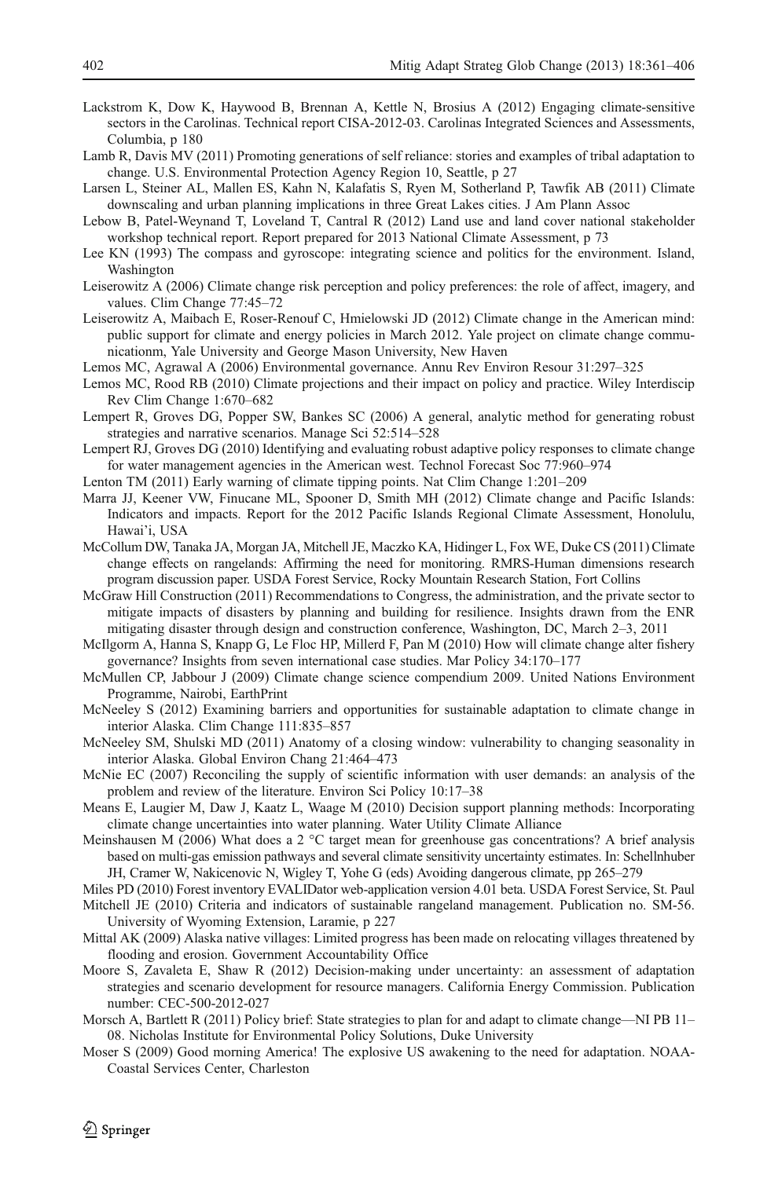Lackstrom K, Dow K, Haywood B, Brennan A, Kettle N, Brosius A (2012) Engaging climate-sensitive sectors in the Carolinas. Technical report CISA-2012-03. Carolinas Integrated Sciences and Assessments, Columbia, p 180

Lamb R, Davis MV (2011) Promoting generations of self reliance: stories and examples of tribal adaptation to change. U.S. Environmental Protection Agency Region 10, Seattle, p 27

Larsen L, Steiner AL, Mallen ES, Kahn N, Kalafatis S, Ryen M, Sotherland P, Tawfik AB (2011) Climate downscaling and urban planning implications in three Great Lakes cities. J Am Plann Assoc

Lebow B, Patel-Weynand T, Loveland T, Cantral R (2012) Land use and land cover national stakeholder workshop technical report. Report prepared for 2013 National Climate Assessment, p 73

Lee KN (1993) The compass and gyroscope: integrating science and politics for the environment. Island, Washington

Leiserowitz A (2006) Climate change risk perception and policy preferences: the role of affect, imagery, and values. Clim Change 77:45–72

Leiserowitz A, Maibach E, Roser-Renouf C, Hmielowski JD (2012) Climate change in the American mind: public support for climate and energy policies in March 2012. Yale project on climate change communicationm, Yale University and George Mason University, New Haven

Lemos MC, Agrawal A (2006) Environmental governance. Annu Rev Environ Resour 31:297–325

Lemos MC, Rood RB (2010) Climate projections and their impact on policy and practice. Wiley Interdiscip Rev Clim Change 1:670–682

Lempert R, Groves DG, Popper SW, Bankes SC (2006) A general, analytic method for generating robust strategies and narrative scenarios. Manage Sci 52:514–528

Lempert RJ, Groves DG (2010) Identifying and evaluating robust adaptive policy responses to climate change for water management agencies in the American west. Technol Forecast Soc 77:960–974

Lenton TM (2011) Early warning of climate tipping points. Nat Clim Change 1:201–209

Marra JJ, Keener VW, Finucane ML, Spooner D, Smith MH (2012) Climate change and Pacific Islands: Indicators and impacts. Report for the 2012 Pacific Islands Regional Climate Assessment, Honolulu, Hawai'i, USA

McCollum DW, Tanaka JA, Morgan JA, Mitchell JE, Maczko KA, Hidinger L, Fox WE, Duke CS (2011) Climate change effects on rangelands: Affirming the need for monitoring. RMRS-Human dimensions research program discussion paper. USDA Forest Service, Rocky Mountain Research Station, Fort Collins

McGraw Hill Construction (2011) Recommendations to Congress, the administration, and the private sector to mitigate impacts of disasters by planning and building for resilience. Insights drawn from the ENR mitigating disaster through design and construction conference, Washington, DC, March 2–3, 2011

McIlgorm A, Hanna S, Knapp G, Le Floc HP, Millerd F, Pan M (2010) How will climate change alter fishery governance? Insights from seven international case studies. Mar Policy 34:170–177

McMullen CP, Jabbour J (2009) Climate change science compendium 2009. United Nations Environment Programme, Nairobi, EarthPrint

McNeeley S (2012) Examining barriers and opportunities for sustainable adaptation to climate change in interior Alaska. Clim Change 111:835–857

McNeeley SM, Shulski MD (2011) Anatomy of a closing window: vulnerability to changing seasonality in interior Alaska. Global Environ Chang 21:464–473

McNie EC (2007) Reconciling the supply of scientific information with user demands: an analysis of the problem and review of the literature. Environ Sci Policy 10:17–38

Means E, Laugier M, Daw J, Kaatz L, Waage M (2010) Decision support planning methods: Incorporating climate change uncertainties into water planning. Water Utility Climate Alliance

Meinshausen M (2006) What does a 2 °C target mean for greenhouse gas concentrations? A brief analysis based on multi-gas emission pathways and several climate sensitivity uncertainty estimates. In: Schellnhuber JH, Cramer W, Nakicenovic N, Wigley T, Yohe G (eds) Avoiding dangerous climate, pp 265–279

Miles PD (2010) Forest inventory EVALIDator web-application version 4.01 beta. USDA Forest Service, St. Paul

Mitchell JE (2010) Criteria and indicators of sustainable rangeland management. Publication no. SM-56. University of Wyoming Extension, Laramie, p 227

Mittal AK (2009) Alaska native villages: Limited progress has been made on relocating villages threatened by flooding and erosion. Government Accountability Office

Moore S, Zavaleta E, Shaw R (2012) Decision-making under uncertainty: an assessment of adaptation strategies and scenario development for resource managers. California Energy Commission. Publication number: CEC-500-2012-027

Morsch A, Bartlett R (2011) Policy brief: State strategies to plan for and adapt to climate change—NI PB 11–08. Nicholas Institute for Environmental Policy Solutions, Duke University

Moser S (2009) Good morning America! The explosive US awakening to the need for adaptation. NOAA-Coastal Services Center, Charleston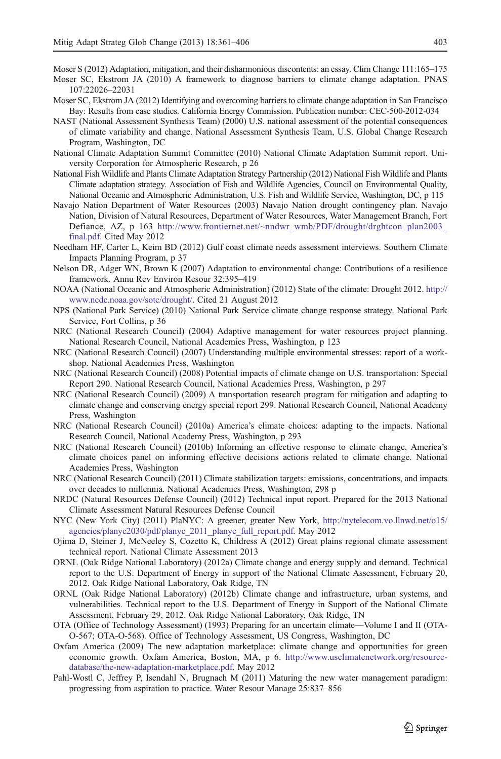Moser S (2012) Adaptation, mitigation, and their disharmonious discontents: an essay. Clim Change 111:165–175

Moser SC, Ekstrom JA (2010) A framework to diagnose barriers to climate change adaptation. PNAS 107:22026–22031

Moser SC, Ekstrom JA (2012) Identifying and overcoming barriers to climate change adaptation in San Francisco Bay: Results from case studies. California Energy Commission. Publication number: CEC-500-2012-034

NAST (National Assessment Synthesis Team) (2000) U.S. national assessment of the potential consequences of climate variability and change. National Assessment Synthesis Team, U.S. Global Change Research Program, Washington, DC

National Climate Adaptation Summit Committee (2010) National Climate Adaptation Summit report. University Corporation for Atmospheric Research, p 26

National Fish Wildlife and Plants Climate Adaptation Strategy Partnership (2012) National Fish Wildlife and Plants Climate adaptation strategy. Association of Fish and Wildlife Agencies, Council on Environmental Quality, National Oceanic and Atmospheric Administration, U.S. Fish and Wildlife Service, Washington, DC, p 115

Navajo Nation Department of Water Resources (2003) Navajo Nation drought contingency plan. Navajo Nation, Division of Natural Resources, Department of Water Resources, Water Management Branch, Fort Defiance, AZ, p 163 http://www.frontiernet.net/~nndwr_wmb/PDF/drought/drghtcon_plan2003_final.pdf. Cited May 2012

Needham HF, Carter L, Keim BD (2012) Gulf coast climate needs assessment interviews. Southern Climate Impacts Planning Program, p 37

Nelson DR, Adger WN, Brown K (2007) Adaptation to environmental change: Contributions of a resilience framework. Annu Rev Environ Resour 32:395–419

NOAA (National Oceanic and Atmospheric Administration) (2012) State of the climate: Drought 2012. http://www.ncdc.noaa.gov/sotc/drought/. Cited 21 August 2012

NPS (National Park Service) (2010) National Park Service climate change response strategy. National Park Service, Fort Collins, p 36

NRC (National Research Council) (2004) Adaptive management for water resources project planning. National Research Council, National Academies Press, Washington, p 123

NRC (National Research Council) (2007) Understanding multiple environmental stresses: report of a workshop. National Academies Press, Washington

NRC (National Research Council) (2008) Potential impacts of climate change on U.S. transportation: Special Report 290. National Research Council, National Academies Press, Washington, p 297

NRC (National Research Council) (2009) A transportation research program for mitigation and adapting to climate change and conserving energy special report 299. National Research Council, National Academy Press, Washington

NRC (National Research Council) (2010a) America's climate choices: adapting to the impacts. National Research Council, National Academy Press, Washington, p 293

NRC (National Research Council) (2010b) Informing an effective response to climate change, America's climate choices panel on informing effective decisions actions related to climate change. National Academies Press, Washington

NRC (National Research Council) (2011) Climate stabilization targets: emissions, concentrations, and impacts over decades to millennia. National Academies Press, Washington, 298 p

NRDC (Natural Resources Defense Council) (2012) Technical input report. Prepared for the 2013 National Climate Assessment Natural Resources Defense Council

NYC (New York City) (2011) PlaNYC: A greener, greater New York, http://nytelecom.vo.llnwd.net/o15/agencies/planyc2030/pdf/planyc_2011_planyc_full_report.pdf. May 2012

Ojima D, Steiner J, McNeeley S, Cozetto K, Childress A (2012) Great plains regional climate assessment technical report. National Climate Assessment 2013

ORNL (Oak Ridge National Laboratory) (2012a) Climate change and energy supply and demand. Technical report to the U.S. Department of Energy in support of the National Climate Assessment, February 20, 2012. Oak Ridge National Laboratory, Oak Ridge, TN

ORNL (Oak Ridge National Laboratory) (2012b) Climate change and infrastructure, urban systems, and vulnerabilities. Technical report to the U.S. Department of Energy in Support of the National Climate Assessment, February 29, 2012. Oak Ridge National Laboratory, Oak Ridge, TN

OTA (Office of Technology Assessment) (1993) Preparing for an uncertain climate—Volume I and II (OTA-O-567; OTA-O-568). Office of Technology Assessment, US Congress, Washington, DC

Oxfam America (2009) The new adaptation marketplace: climate change and opportunities for green economic growth. Oxfam America, Boston, MA, p 6. http://www.usclimatenetwork.org/resource-database/the-new-adaptation-marketplace.pdf. May 2012

Pahl-Wostl C, Jeffrey P, Isendahl N, Brugnach M (2011) Maturing the new water management paradigm: progressing from aspiration to practice. Water Resour Manage 25:837–856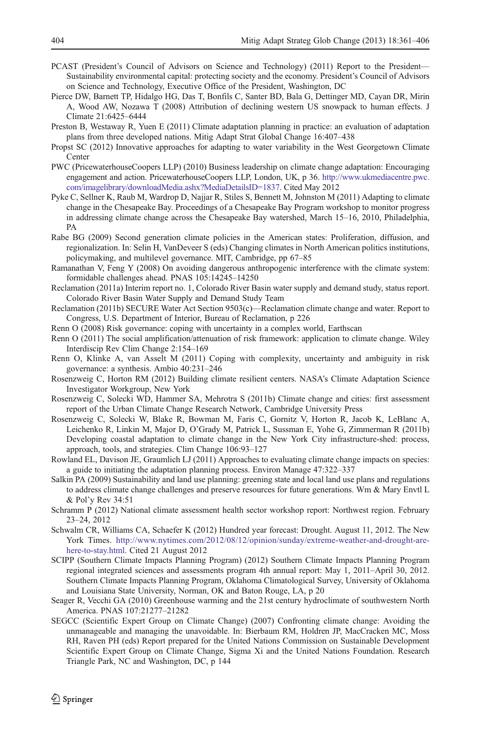PCAST (President's Council of Advisors on Science and Technology) (2011) Report to the President—Sustainability environmental capital: protecting society and the economy. President's Council of Advisors on Science and Technology, Executive Office of the President, Washington, DC

Pierce DW, Barnett TP, Hidalgo HG, Das T, Bonfils C, Santer BD, Bala G, Dettinger MD, Cayan DR, Mirin A, Wood AW, Nozawa T (2008) Attribution of declining western US snowpack to human effects. J Climate 21:6425–6444

Preston B, Westaway R, Yuen E (2011) Climate adaptation planning in practice: an evaluation of adaptation plans from three developed nations. Mitig Adapt Strat Global Change 16:407–438

Propst SC (2012) Innovative approaches for adapting to water variability in the West Georgetown Climate Center

PWC (PricewaterhouseCoopers LLP) (2010) Business leadership on climate change adaptation: Encouraging engagement and action. PricewaterhouseCoopers LLP, London, UK, p 36. http://www.ukmediacentre.pwc.com/imagelibrary/downloadMedia.ashx?MediaDetailsID=1837. Cited May 2012

Pyke C, Sellner K, Raub M, Wardrop D, Najjar R, Stiles S, Bennett M, Johnston M (2011) Adapting to climate change in the Chesapeake Bay. Proceedings of a Chesapeake Bay Program workshop to monitor progress in addressing climate change across the Chesapeake Bay watershed, March 15–16, 2010, Philadelphia, PA

Rabe BG (2009) Second generation climate policies in the American states: Proliferation, diffusion, and regionalization. In: Selin H, VanDeveer S (eds) Changing climates in North American politics institutions, policymaking, and multilevel governance. MIT, Cambridge, pp 67–85

Ramanathan V, Feng Y (2008) On avoiding dangerous anthropogenic interference with the climate system: formidable challenges ahead. PNAS 105:14245–14250

Reclamation (2011a) Interim report no. 1, Colorado River Basin water supply and demand study, status report. Colorado River Basin Water Supply and Demand Study Team

Reclamation (2011b) SECURE Water Act Section 9503(c)—Reclamation climate change and water. Report to Congress, U.S. Department of Interior, Bureau of Reclamation, p 226

Renn O (2008) Risk governance: coping with uncertainty in a complex world, Earthscan

Renn O (2011) The social amplification/attenuation of risk framework: application to climate change. Wiley Interdiscip Rev Clim Change 2:154–169

Renn O, Klinke A, van Asselt M (2011) Coping with complexity, uncertainty and ambiguity in risk governance: a synthesis. Ambio 40:231–246

Rosenzweig C, Horton RM (2012) Building climate resilient centers. NASA's Climate Adaptation Science Investigator Workgroup, New York

Rosenzweig C, Solecki WD, Hammer SA, Mehrotra S (2011b) Climate change and cities: first assessment report of the Urban Climate Change Research Network, Cambridge University Press

Rosenzweig C, Solecki W, Blake R, Bowman M, Faris C, Gornitz V, Horton R, Jacob K, LeBlanc A, Leichenko R, Linkin M, Major D, O'Grady M, Patrick L, Sussman E, Yohe G, Zimmerman R (2011b) Developing coastal adaptation to climate change in the New York City infrastructure-shed: process, approach, tools, and strategies. Clim Change 106:93–127

Rowland EL, Davison JE, Graumlich LJ (2011) Approaches to evaluating climate change impacts on species: a guide to initiating the adaptation planning process. Environ Manage 47:322–337

Salkin PA (2009) Sustainability and land use planning: greening state and local land use plans and regulations to address climate change challenges and preserve resources for future generations. Wm & Mary Envtl L & Pol'y Rev 34:51

Schramm P (2012) National climate assessment health sector workshop report: Northwest region. February 23–24, 2012

Schwalm CR, Williams CA, Schaefer K (2012) Hundred year forecast: Drought. August 11, 2012. The New York Times. http://www.nytimes.com/2012/08/12/opinion/sunday/extreme-weather-and-drought-are-here-to-stay.html. Cited 21 August 2012

SCIPP (Southern Climate Impacts Planning Program) (2012) Southern Climate Impacts Planning Program regional integrated sciences and assessments program 4th annual report: May 1, 2011–April 30, 2012. Southern Climate Impacts Planning Program, Oklahoma Climatological Survey, University of Oklahoma and Louisiana State University, Norman, OK and Baton Rouge, LA, p 20

Seager R, Vecchi GA (2010) Greenhouse warming and the 21st century hydroclimate of southwestern North America. PNAS 107:21277–21282

SEGCC (Scientific Expert Group on Climate Change) (2007) Confronting climate change: Avoiding the unmanageable and managing the unavoidable. In: Bierbaum RM, Holdren JP, MacCracken MC, Moss RH, Raven PH (eds) Report prepared for the United Nations Commission on Sustainable Development Scientific Expert Group on Climate Change, Sigma Xi and the United Nations Foundation. Research Triangle Park, NC and Washington, DC, p 144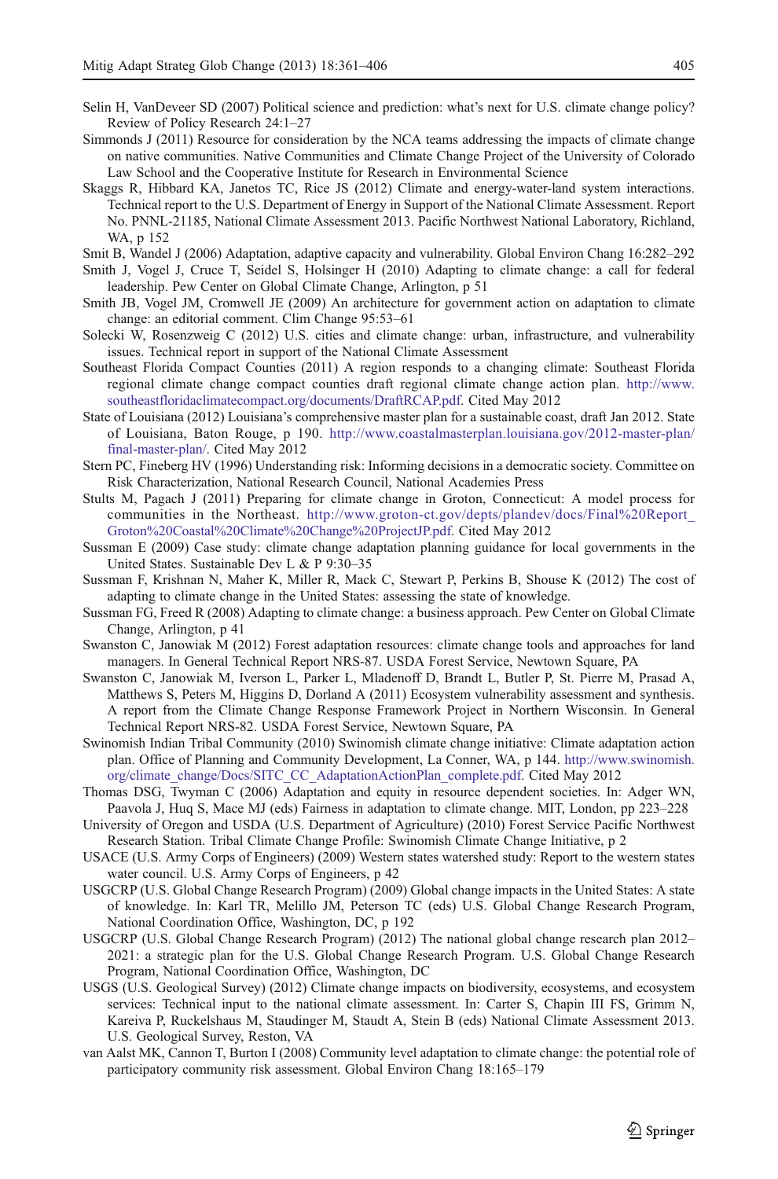Selin H, VanDeveer SD (2007) Political science and prediction: what's next for U.S. climate change policy? Review of Policy Research 24:1–27

Simmonds J (2011) Resource for consideration by the NCA teams addressing the impacts of climate change on native communities. Native Communities and Climate Change Project of the University of Colorado Law School and the Cooperative Institute for Research in Environmental Science

Skaggs R, Hibbard KA, Janetos TC, Rice JS (2012) Climate and energy-water-land system interactions. Technical report to the U.S. Department of Energy in Support of the National Climate Assessment. Report No. PNNL-21185, National Climate Assessment 2013. Pacific Northwest National Laboratory, Richland, WA, p 152

Smit B, Wandel J (2006) Adaptation, adaptive capacity and vulnerability. Global Environ Chang 16:282–292

Smith J, Vogel J, Cruce T, Seidel S, Holsinger H (2010) Adapting to climate change: a call for federal leadership. Pew Center on Global Climate Change, Arlington, p 51

Smith JB, Vogel JM, Cromwell JE (2009) An architecture for government action on adaptation to climate change: an editorial comment. Clim Change 95:53–61

Solecki W, Rosenzweig C (2012) U.S. cities and climate change: urban, infrastructure, and vulnerability issues. Technical report in support of the National Climate Assessment

Southeast Florida Compact Counties (2011) A region responds to a changing climate: Southeast Florida regional climate change compact counties draft regional climate change action plan. http://www.southeastfloridaclimatecompact.org/documents/DraftRCAP.pdf. Cited May 2012

State of Louisiana (2012) Louisiana's comprehensive master plan for a sustainable coast, draft Jan 2012. State of Louisiana, Baton Rouge, p 190. http://www.coastalmasterplan.louisiana.gov/2012-master-plan/final-master-plan/. Cited May 2012

Stern PC, Fineberg HV (1996) Understanding risk: Informing decisions in a democratic society. Committee on Risk Characterization, National Research Council, National Academies Press

Stults M, Pagach J (2011) Preparing for climate change in Groton, Connecticut: A model process for communities in the Northeast. http://www.groton-ct.gov/depts/plandev/docs/Final%20Report_Groton%20Coastal%20Climate%20Change%20ProjectJP.pdf. Cited May 2012

Sussman E (2009) Case study: climate change adaptation planning guidance for local governments in the United States. Sustainable Dev L & P 9:30–35

Sussman F, Krishnan N, Maher K, Miller R, Mack C, Stewart P, Perkins B, Shouse K (2012) The cost of adapting to climate change in the United States: assessing the state of knowledge.

Sussman FG, Freed R (2008) Adapting to climate change: a business approach. Pew Center on Global Climate Change, Arlington, p 41

Swanston C, Janowiak M (2012) Forest adaptation resources: climate change tools and approaches for land managers. In General Technical Report NRS-87. USDA Forest Service, Newtown Square, PA

Swanston C, Janowiak M, Iverson L, Parker L, Mladenoff D, Brandt L, Butler P, St. Pierre M, Prasad A, Matthews S, Peters M, Higgins D, Dorland A (2011) Ecosystem vulnerability assessment and synthesis. A report from the Climate Change Response Framework Project in Northern Wisconsin. In General Technical Report NRS-82. USDA Forest Service, Newtown Square, PA

Swinomish Indian Tribal Community (2010) Swinomish climate change initiative: Climate adaptation action plan. Office of Planning and Community Development, La Conner, WA, p 144. http://www.swinomish.org/climate_change/Docs/SITC_CC_AdaptationActionPlan_complete.pdf. Cited May 2012

Thomas DSG, Twyman C (2006) Adaptation and equity in resource dependent societies. In: Adger WN, Paavola J, Huq S, Mace MJ (eds) Fairness in adaptation to climate change. MIT, London, pp 223–228

University of Oregon and USDA (U.S. Department of Agriculture) (2010) Forest Service Pacific Northwest Research Station. Tribal Climate Change Profile: Swinomish Climate Change Initiative, p 2

USACE (U.S. Army Corps of Engineers) (2009) Western states watershed study: Report to the western states water council. U.S. Army Corps of Engineers, p 42

USGCRP (U.S. Global Change Research Program) (2009) Global change impacts in the United States: A state of knowledge. In: Karl TR, Melillo JM, Peterson TC (eds) U.S. Global Change Research Program, National Coordination Office, Washington, DC, p 192

USGCRP (U.S. Global Change Research Program) (2012) The national global change research plan 2012–2021: a strategic plan for the U.S. Global Change Research Program. U.S. Global Change Research Program, National Coordination Office, Washington, DC

USGS (U.S. Geological Survey) (2012) Climate change impacts on biodiversity, ecosystems, and ecosystem services: Technical input to the national climate assessment. In: Carter S, Chapin III FS, Grimm N, Kareiva P, Ruckelshaus M, Staudinger M, Staudt A, Stein B (eds) National Climate Assessment 2013. U.S. Geological Survey, Reston, VA

van Aalst MK, Cannon T, Burton I (2008) Community level adaptation to climate change: the potential role of participatory community risk assessment. Global Environ Chang 18:165–179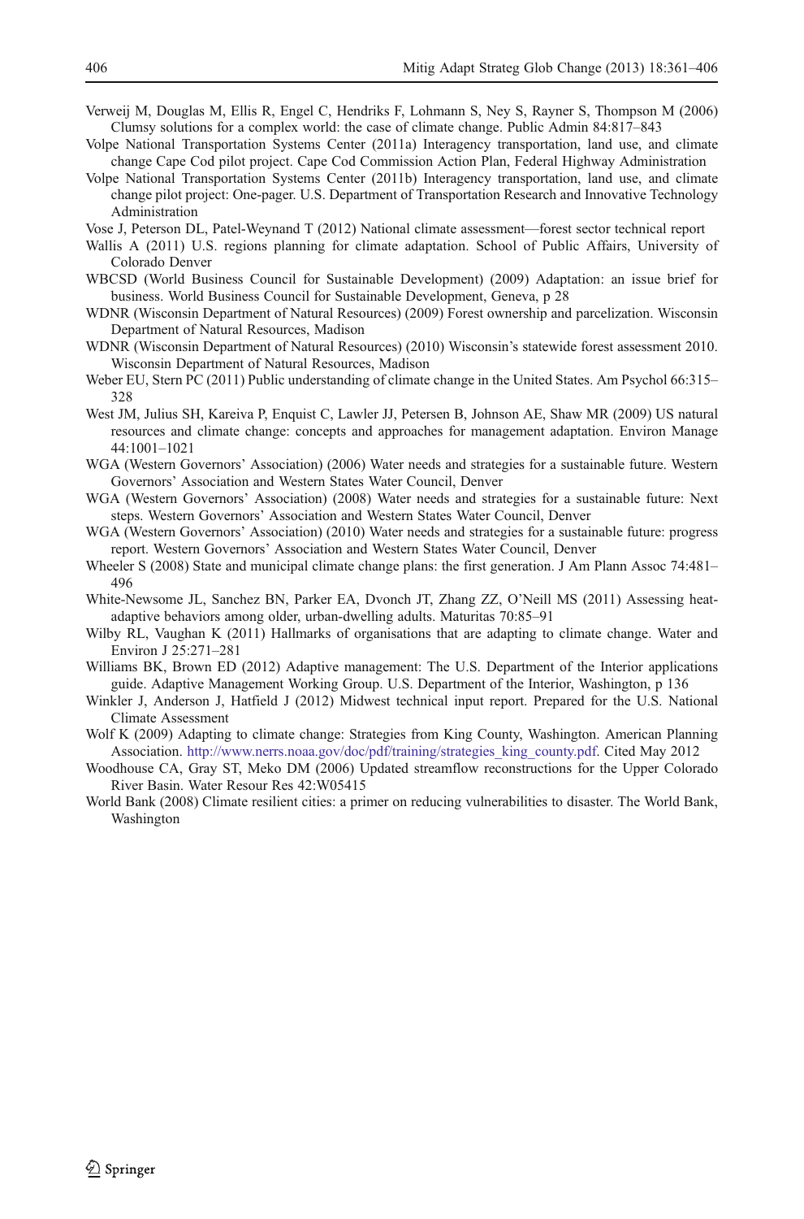Verweij M, Douglas M, Ellis R, Engel C, Hendriks F, Lohmann S, Ney S, Rayner S, Thompson M (2006) Clumsy solutions for a complex world: the case of climate change. Public Admin 84:817–843

Volpe National Transportation Systems Center (2011a) Interagency transportation, land use, and climate change Cape Cod pilot project. Cape Cod Commission Action Plan, Federal Highway Administration

Volpe National Transportation Systems Center (2011b) Interagency transportation, land use, and climate change pilot project: One-pager. U.S. Department of Transportation Research and Innovative Technology Administration

Vose J, Peterson DL, Patel-Weynand T (2012) National climate assessment—forest sector technical report

Wallis A (2011) U.S. regions planning for climate adaptation. School of Public Affairs, University of Colorado Denver

WBCSD (World Business Council for Sustainable Development) (2009) Adaptation: an issue brief for business. World Business Council for Sustainable Development, Geneva, p 28

WDNR (Wisconsin Department of Natural Resources) (2009) Forest ownership and parcelization. Wisconsin Department of Natural Resources, Madison

WDNR (Wisconsin Department of Natural Resources) (2010) Wisconsin's statewide forest assessment 2010. Wisconsin Department of Natural Resources, Madison

Weber EU, Stern PC (2011) Public understanding of climate change in the United States. Am Psychol 66:315–328

West JM, Julius SH, Kareiva P, Enquist C, Lawler JJ, Petersen B, Johnson AE, Shaw MR (2009) US natural resources and climate change: concepts and approaches for management adaptation. Environ Manage 44:1001–1021

WGA (Western Governors' Association) (2006) Water needs and strategies for a sustainable future. Western Governors' Association and Western States Water Council, Denver

WGA (Western Governors' Association) (2008) Water needs and strategies for a sustainable future: Next steps. Western Governors' Association and Western States Water Council, Denver

WGA (Western Governors' Association) (2010) Water needs and strategies for a sustainable future: progress report. Western Governors' Association and Western States Water Council, Denver

Wheeler S (2008) State and municipal climate change plans: the first generation. J Am Plann Assoc 74:481–496

White-Newsome JL, Sanchez BN, Parker EA, Dvonch JT, Zhang ZZ, O'Neill MS (2011) Assessing heat-adaptive behaviors among older, urban-dwelling adults. Maturitas 70:85–91

Wilby RL, Vaughan K (2011) Hallmarks of organisations that are adapting to climate change. Water and Environ J 25:271–281

Williams BK, Brown ED (2012) Adaptive management: The U.S. Department of the Interior applications guide. Adaptive Management Working Group. U.S. Department of the Interior, Washington, p 136

Winkler J, Anderson J, Hatfield J (2012) Midwest technical input report. Prepared for the U.S. National Climate Assessment

Wolf K (2009) Adapting to climate change: Strategies from King County, Washington. American Planning Association. http://www.nerrs.noaa.gov/doc/pdf/training/strategies_king_county.pdf. Cited May 2012

Woodhouse CA, Gray ST, Meko DM (2006) Updated streamflow reconstructions for the Upper Colorado River Basin. Water Resour Res 42:W05415

World Bank (2008) Climate resilient cities: a primer on reducing vulnerabilities to disaster. The World Bank, Washington